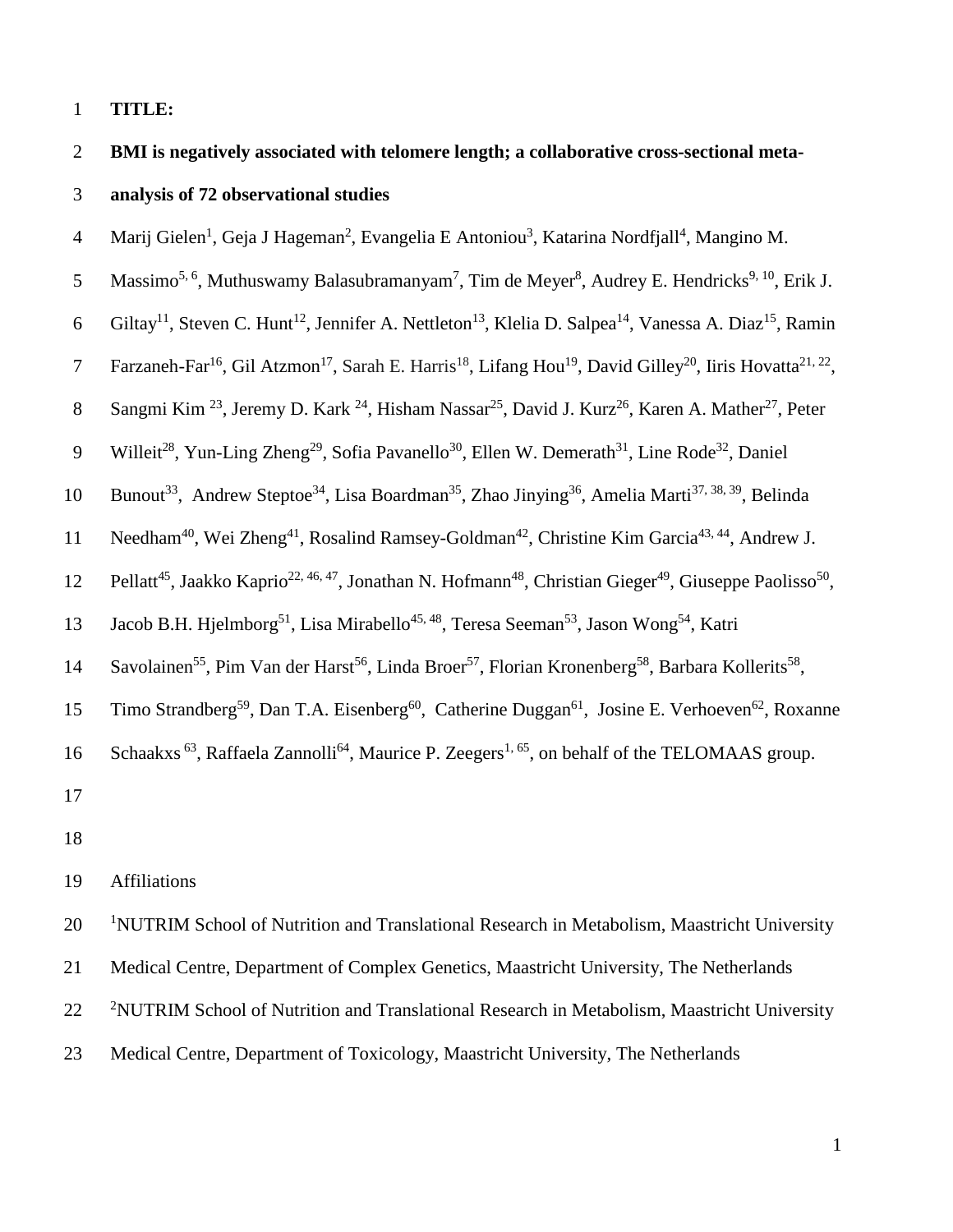**TITLE:**

# BMI is negatively associated with telomere length; a collaborative cross-sectional meta-analysis of 72 observational studies

Marij Gielen[1], Geja J Hageman[2], Evangelia E Antoniou[3], Katarina Nordfjall[4], Mangino M. Massimo[5, 6], Muthuswamy Balasubramanyam[7], Tim de Meyer[8], Audrey E. Hendricks[9, 10], Erik J. Giltay[11], Steven C. Hunt[12], Jennifer A. Nettleton[13], Klelia D. Salpea[14], Vanessa A. Diaz[15], Ramin Farzaneh-Far[16], Gil Atzmon[17], Sarah E. Harris[18], Lifang Hou[19], David Gilley[20], Iiris Hovatta[21, 22], Sangmi Kim [23], Jeremy D. Kark [24], Hisham Nassar[25], David J. Kurz[26], Karen A. Mather[27], Peter Willeit[28], Yun-Ling Zheng[29], Sofia Pavanello[30], Ellen W. Demerath[31], Line Rode[32], Daniel Bunout[33], Andrew Steptoe[34], Lisa Boardman[35], Zhao Jinying[36], Amelia Marti[37, 38, 39], Belinda Needham[40], Wei Zheng[41], Rosalind Ramsey-Goldman[42], Christine Kim Garcia[43, 44], Andrew J. Pellatt[45], Jaakko Kaprio[22, 46, 47], Jonathan N. Hofmann[48], Christian Gieger[49], Giuseppe Paolisso[50], Jacob B.H. Hjelmborg[51], Lisa Mirabello[45, 48], Teresa Seeman[53], Jason Wong[54], Katri Savolainen[55], Pim Van der Harst[56], Linda Broer[57], Florian Kronenberg[58], Barbara Kollerits[58], Timo Strandberg[59], Dan T.A. Eisenberg[60], Catherine Duggan[61], Josine E. Verhoeven[62], Roxanne Schaakxs [63], Raffaela Zannolli[64], Maurice P. Zeegers[1, 65], on behalf of the TELOMAAS group.

Affiliations

[1]NUTRIM School of Nutrition and Translational Research in Metabolism, Maastricht University Medical Centre, Department of Complex Genetics, Maastricht University, The Netherlands

[2]NUTRIM School of Nutrition and Translational Research in Metabolism, Maastricht University Medical Centre, Department of Toxicology, Maastricht University, The Netherlands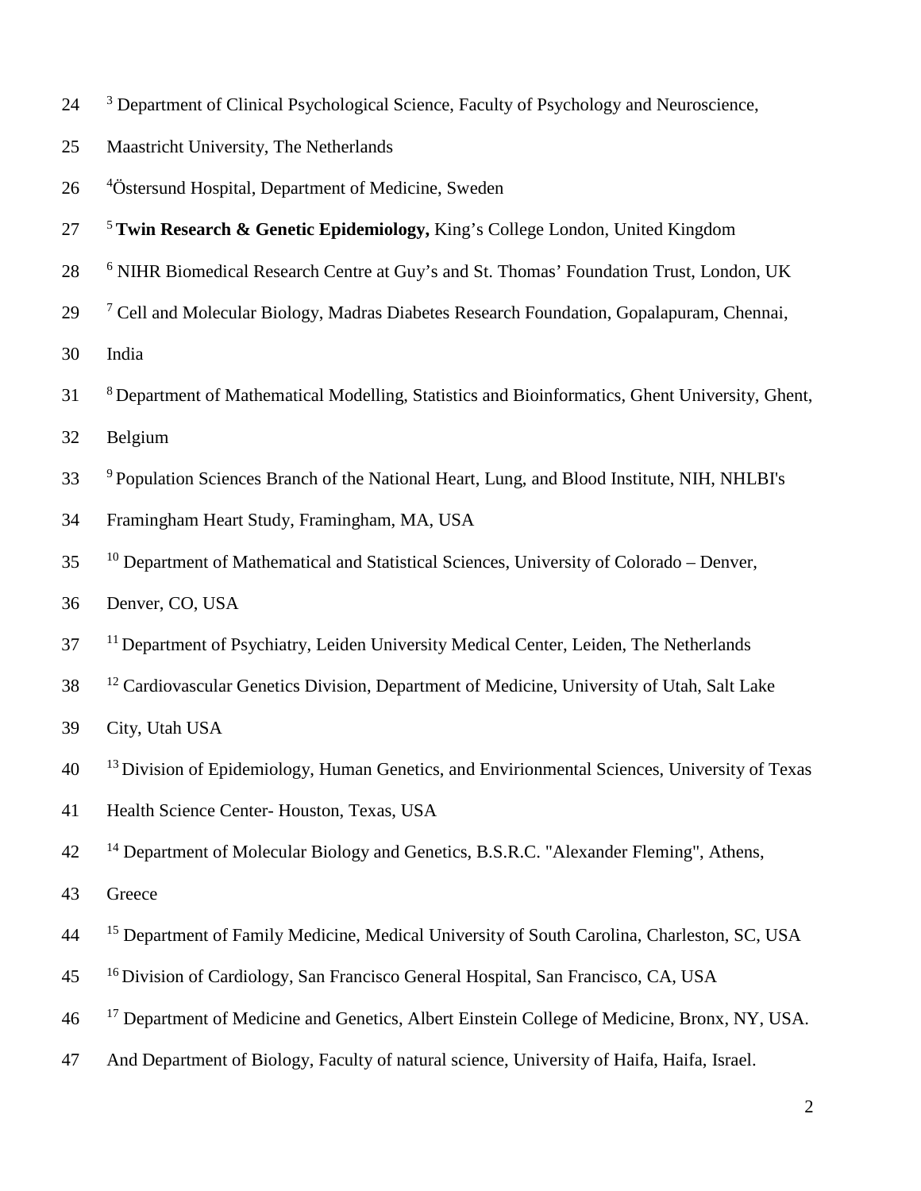[3] Department of Clinical Psychological Science, Faculty of Psychology and Neuroscience, Maastricht University, The Netherlands

[4]Östersund Hospital, Department of Medicine, Sweden

[5] **Twin Research & Genetic Epidemiology,** King's College London, United Kingdom

[6] NIHR Biomedical Research Centre at Guy's and St. Thomas' Foundation Trust, London, UK

[7] Cell and Molecular Biology, Madras Diabetes Research Foundation, Gopalapuram, Chennai, India

[8] Department of Mathematical Modelling, Statistics and Bioinformatics, Ghent University, Ghent, Belgium

[9] Population Sciences Branch of the National Heart, Lung, and Blood Institute, NIH, NHLBI's Framingham Heart Study, Framingham, MA, USA

[10] Department of Mathematical and Statistical Sciences, University of Colorado – Denver, Denver, CO, USA

[11] Department of Psychiatry, Leiden University Medical Center, Leiden, The Netherlands

[12] Cardiovascular Genetics Division, Department of Medicine, University of Utah, Salt Lake City, Utah USA

[13] Division of Epidemiology, Human Genetics, and Envirionmental Sciences, University of Texas Health Science Center- Houston, Texas, USA

[14] Department of Molecular Biology and Genetics, B.S.R.C. "Alexander Fleming", Athens, Greece

[15] Department of Family Medicine, Medical University of South Carolina, Charleston, SC, USA

[16] Division of Cardiology, San Francisco General Hospital, San Francisco, CA, USA

[17] Department of Medicine and Genetics, Albert Einstein College of Medicine, Bronx, NY, USA. And Department of Biology, Faculty of natural science, University of Haifa, Haifa, Israel.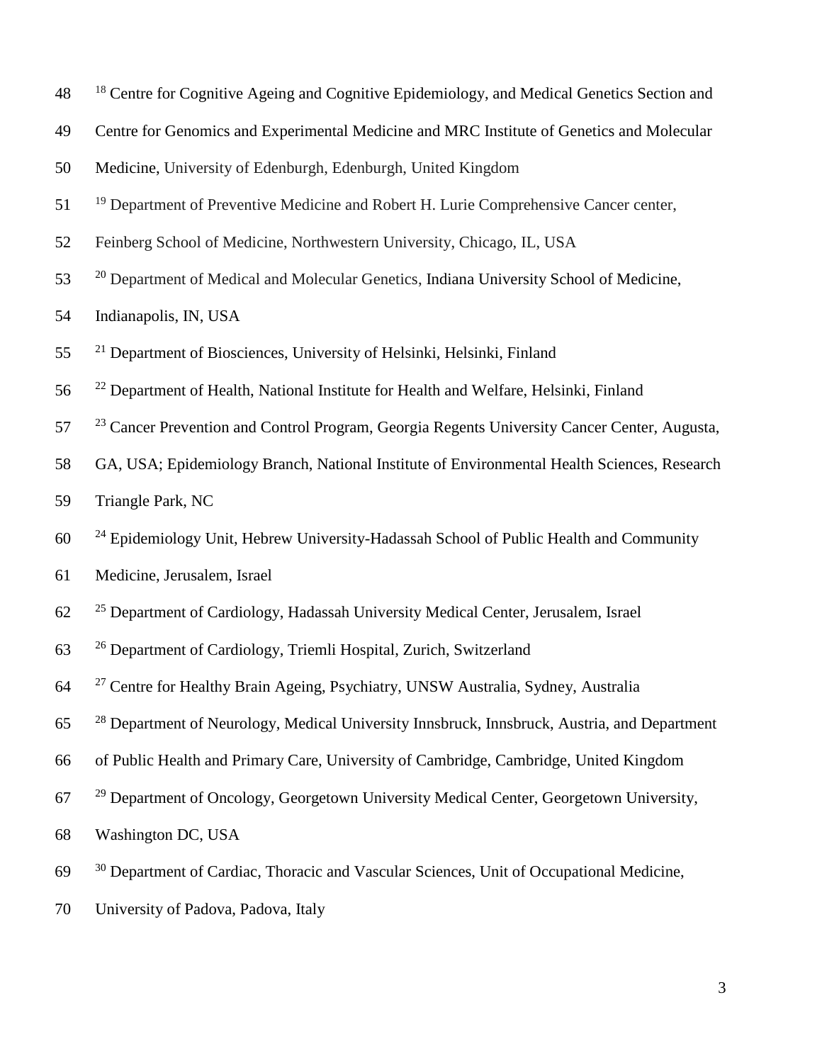[18] Centre for Cognitive Ageing and Cognitive Epidemiology, and Medical Genetics Section and Centre for Genomics and Experimental Medicine and MRC Institute of Genetics and Molecular Medicine, University of Edenburgh, Edenburgh, United Kingdom

[19] Department of Preventive Medicine and Robert H. Lurie Comprehensive Cancer center, Feinberg School of Medicine, Northwestern University, Chicago, IL, USA

[20] Department of Medical and Molecular Genetics, Indiana University School of Medicine, Indianapolis, IN, USA

[21] Department of Biosciences, University of Helsinki, Helsinki, Finland

[22] Department of Health, National Institute for Health and Welfare, Helsinki, Finland

[23] Cancer Prevention and Control Program, Georgia Regents University Cancer Center, Augusta, GA, USA; Epidemiology Branch, National Institute of Environmental Health Sciences, Research Triangle Park, NC

[24] Epidemiology Unit, Hebrew University-Hadassah School of Public Health and Community Medicine, Jerusalem, Israel

[25] Department of Cardiology, Hadassah University Medical Center, Jerusalem, Israel

[26] Department of Cardiology, Triemli Hospital, Zurich, Switzerland

[27] Centre for Healthy Brain Ageing, Psychiatry, UNSW Australia, Sydney, Australia

[28] Department of Neurology, Medical University Innsbruck, Innsbruck, Austria, and Department of Public Health and Primary Care, University of Cambridge, Cambridge, United Kingdom

[29] Department of Oncology, Georgetown University Medical Center, Georgetown University, Washington DC, USA

[30] Department of Cardiac, Thoracic and Vascular Sciences, Unit of Occupational Medicine, University of Padova, Padova, Italy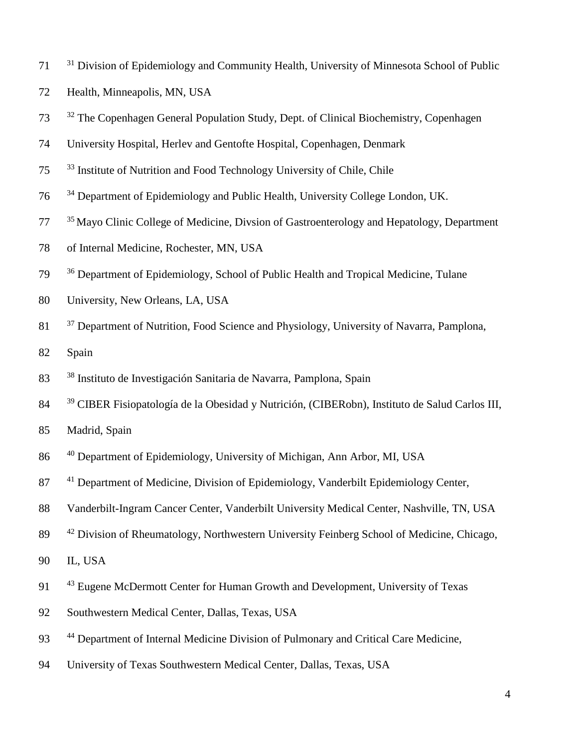[31] Division of Epidemiology and Community Health, University of Minnesota School of Public Health, Minneapolis, MN, USA

[32] The Copenhagen General Population Study, Dept. of Clinical Biochemistry, Copenhagen University Hospital, Herlev and Gentofte Hospital, Copenhagen, Denmark

[33] Institute of Nutrition and Food Technology University of Chile, Chile

[34] Department of Epidemiology and Public Health, University College London, UK.

[35] Mayo Clinic College of Medicine, Divsion of Gastroenterology and Hepatology, Department of Internal Medicine, Rochester, MN, USA

[36] Department of Epidemiology, School of Public Health and Tropical Medicine, Tulane University, New Orleans, LA, USA

[37] Department of Nutrition, Food Science and Physiology, University of Navarra, Pamplona, Spain

[38] Instituto de Investigación Sanitaria de Navarra, Pamplona, Spain

[39] CIBER Fisiopatología de la Obesidad y Nutrición, (CIBERobn), Instituto de Salud Carlos III, Madrid, Spain

[40] Department of Epidemiology, University of Michigan, Ann Arbor, MI, USA

[41] Department of Medicine, Division of Epidemiology, Vanderbilt Epidemiology Center, Vanderbilt-Ingram Cancer Center, Vanderbilt University Medical Center, Nashville, TN, USA

[42] Division of Rheumatology, Northwestern University Feinberg School of Medicine, Chicago, IL, USA

[43] Eugene McDermott Center for Human Growth and Development, University of Texas Southwestern Medical Center, Dallas, Texas, USA

[44] Department of Internal Medicine Division of Pulmonary and Critical Care Medicine, University of Texas Southwestern Medical Center, Dallas, Texas, USA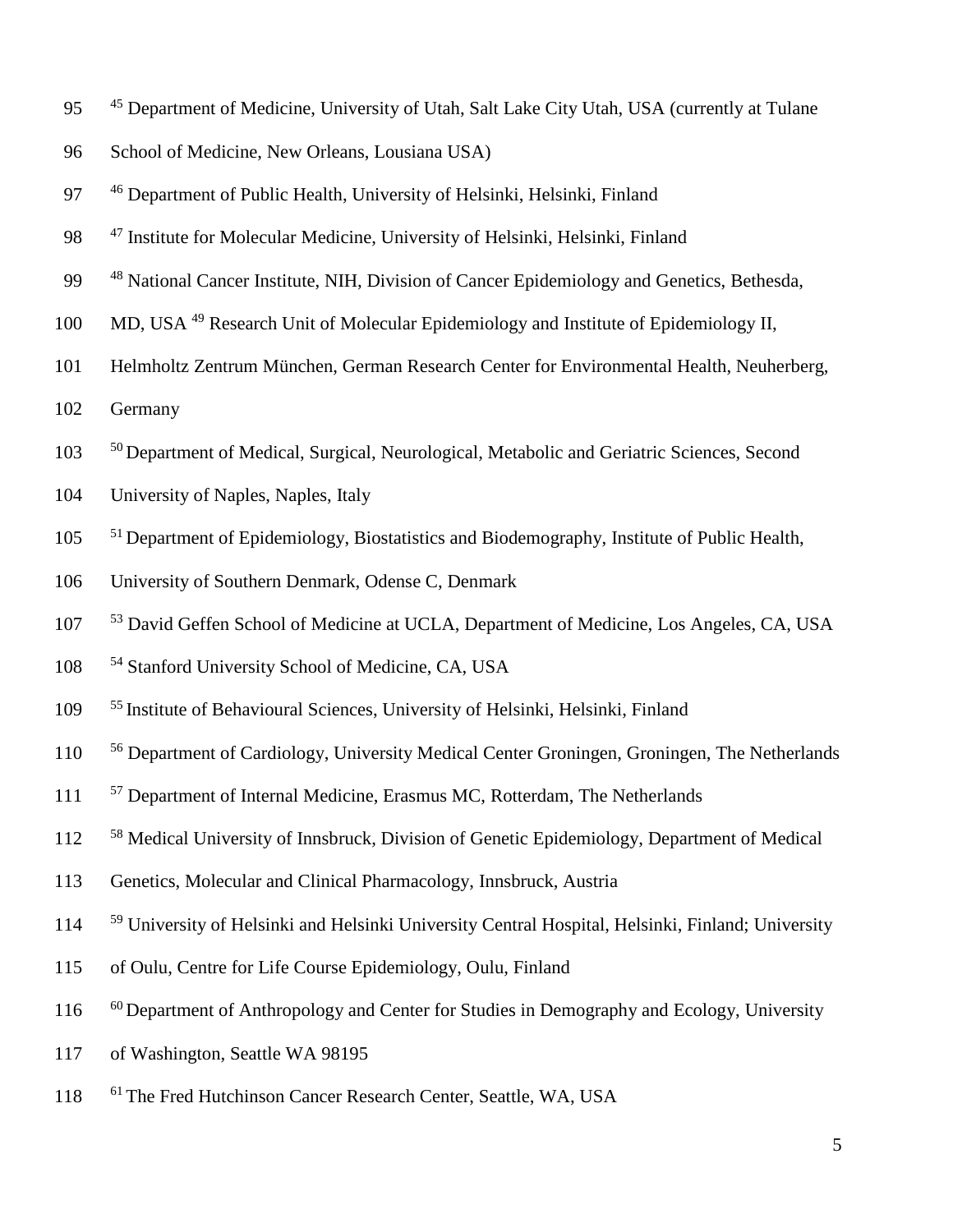[45] Department of Medicine, University of Utah, Salt Lake City Utah, USA (currently at Tulane School of Medicine, New Orleans, Lousiana USA)

[46] Department of Public Health, University of Helsinki, Helsinki, Finland

[47] Institute for Molecular Medicine, University of Helsinki, Helsinki, Finland

[48] National Cancer Institute, NIH, Division of Cancer Epidemiology and Genetics, Bethesda, MD, USA [49] Research Unit of Molecular Epidemiology and Institute of Epidemiology II, Helmholtz Zentrum München, German Research Center for Environmental Health, Neuherberg, Germany

[50] Department of Medical, Surgical, Neurological, Metabolic and Geriatric Sciences, Second University of Naples, Naples, Italy

[51] Department of Epidemiology, Biostatistics and Biodemography, Institute of Public Health, University of Southern Denmark, Odense C, Denmark

[53] David Geffen School of Medicine at UCLA, Department of Medicine, Los Angeles, CA, USA

[54] Stanford University School of Medicine, CA, USA

[55] Institute of Behavioural Sciences, University of Helsinki, Helsinki, Finland

[56] Department of Cardiology, University Medical Center Groningen, Groningen, The Netherlands

[57] Department of Internal Medicine, Erasmus MC, Rotterdam, The Netherlands

[58] Medical University of Innsbruck, Division of Genetic Epidemiology, Department of Medical Genetics, Molecular and Clinical Pharmacology, Innsbruck, Austria

[59] University of Helsinki and Helsinki University Central Hospital, Helsinki, Finland; University of Oulu, Centre for Life Course Epidemiology, Oulu, Finland

[60] Department of Anthropology and Center for Studies in Demography and Ecology, University of Washington, Seattle WA 98195

[61] The Fred Hutchinson Cancer Research Center, Seattle, WA, USA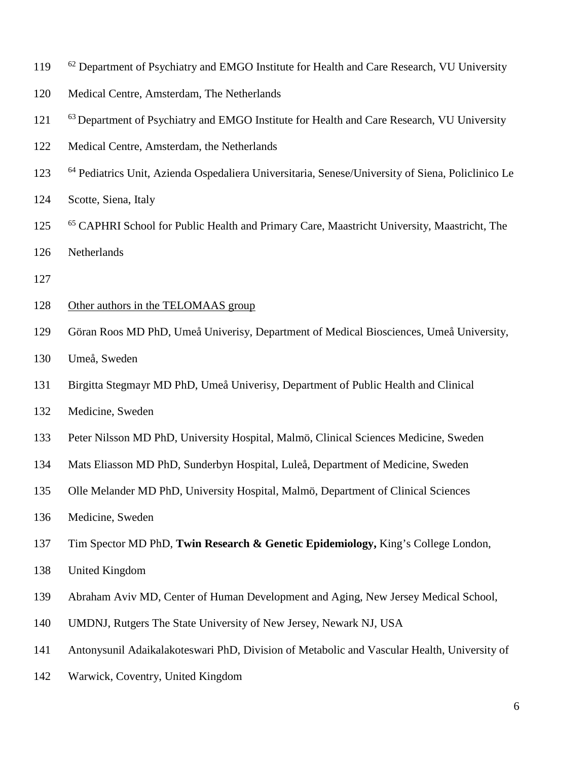[62] Department of Psychiatry and EMGO Institute for Health and Care Research, VU University Medical Centre, Amsterdam, The Netherlands

[63] Department of Psychiatry and EMGO Institute for Health and Care Research, VU University Medical Centre, Amsterdam, the Netherlands

[64] Pediatrics Unit, Azienda Ospedaliera Universitaria, Senese/University of Siena, Policlinico Le Scotte, Siena, Italy

[65] CAPHRI School for Public Health and Primary Care, Maastricht University, Maastricht, The Netherlands

Other authors in the TELOMAAS group

Göran Roos MD PhD, Umeå Univerisy, Department of Medical Biosciences, Umeå University, Umeå, Sweden

Birgitta Stegmayr MD PhD, Umeå Univerisy, Department of Public Health and Clinical Medicine, Sweden

Peter Nilsson MD PhD, University Hospital, Malmö, Clinical Sciences Medicine, Sweden

Mats Eliasson MD PhD, Sunderbyn Hospital, Luleå, Department of Medicine, Sweden

Olle Melander MD PhD, University Hospital, Malmö, Department of Clinical Sciences Medicine, Sweden

Tim Spector MD PhD, **Twin Research & Genetic Epidemiology,** King's College London, United Kingdom

Abraham Aviv MD, Center of Human Development and Aging, New Jersey Medical School, UMDNJ, Rutgers The State University of New Jersey, Newark NJ, USA

Antonysunil Adaikalakoteswari PhD, Division of Metabolic and Vascular Health, University of Warwick, Coventry, United Kingdom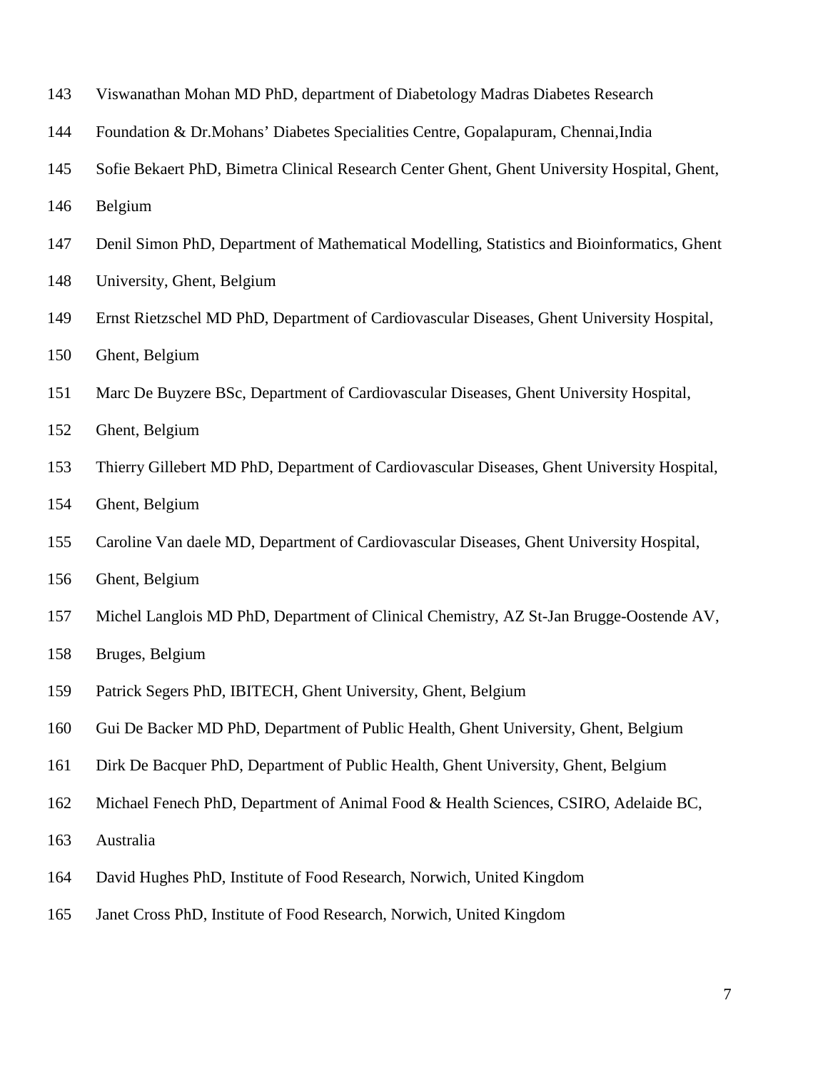Viswanathan Mohan MD PhD, department of Diabetology Madras Diabetes Research Foundation & Dr.Mohans' Diabetes Specialities Centre, Gopalapuram, Chennai,India

Sofie Bekaert PhD, Bimetra Clinical Research Center Ghent, Ghent University Hospital, Ghent, Belgium

Denil Simon PhD, Department of Mathematical Modelling, Statistics and Bioinformatics, Ghent University, Ghent, Belgium

Ernst Rietzschel MD PhD, Department of Cardiovascular Diseases, Ghent University Hospital, Ghent, Belgium

Marc De Buyzere BSc, Department of Cardiovascular Diseases, Ghent University Hospital, Ghent, Belgium

Thierry Gillebert MD PhD, Department of Cardiovascular Diseases, Ghent University Hospital, Ghent, Belgium

Caroline Van daele MD, Department of Cardiovascular Diseases, Ghent University Hospital, Ghent, Belgium

Michel Langlois MD PhD, Department of Clinical Chemistry, AZ St-Jan Brugge-Oostende AV, Bruges, Belgium

Patrick Segers PhD, IBITECH, Ghent University, Ghent, Belgium

Gui De Backer MD PhD, Department of Public Health, Ghent University, Ghent, Belgium

Dirk De Bacquer PhD, Department of Public Health, Ghent University, Ghent, Belgium

Michael Fenech PhD, Department of Animal Food & Health Sciences, CSIRO, Adelaide BC, Australia

David Hughes PhD, Institute of Food Research, Norwich, United Kingdom

Janet Cross PhD, Institute of Food Research, Norwich, United Kingdom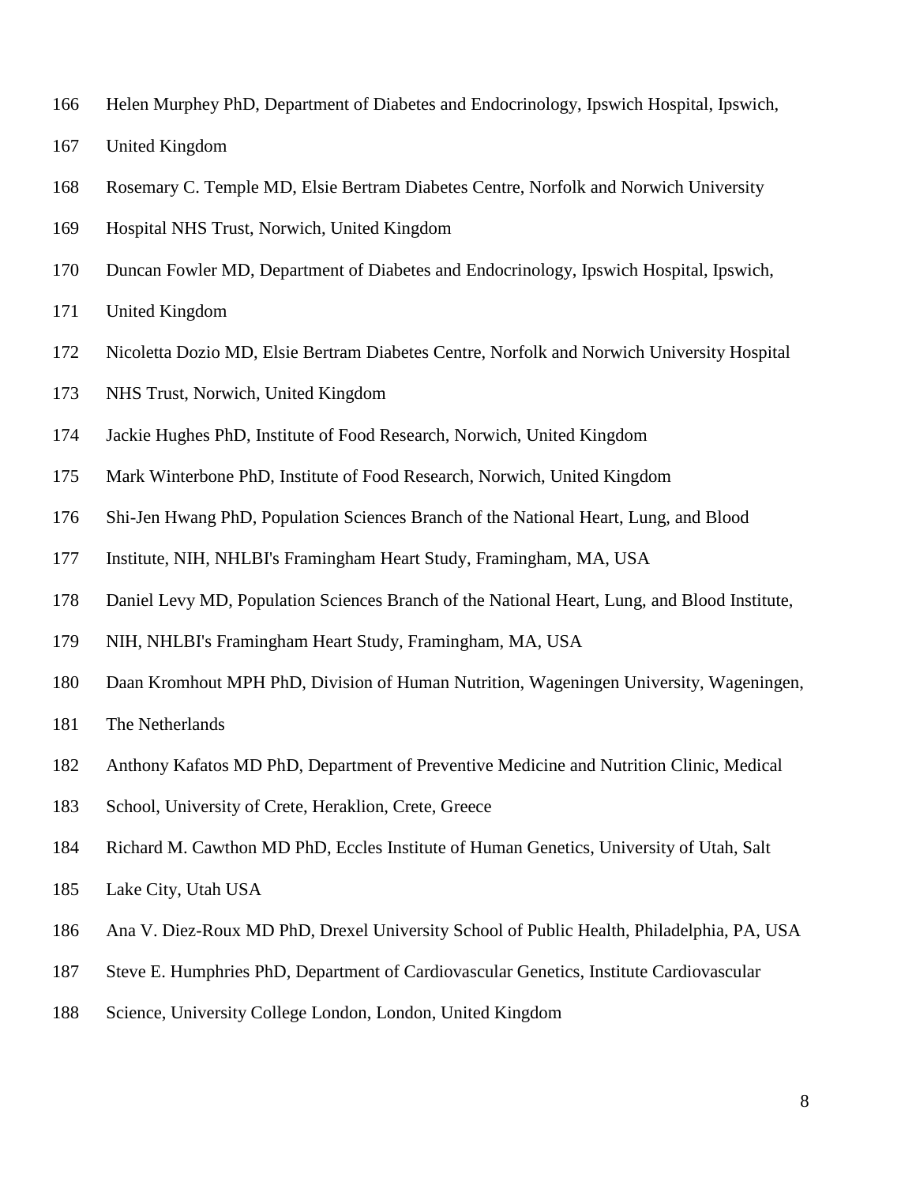Helen Murphey PhD, Department of Diabetes and Endocrinology, Ipswich Hospital, Ipswich, United Kingdom

Rosemary C. Temple MD, Elsie Bertram Diabetes Centre, Norfolk and Norwich University Hospital NHS Trust, Norwich, United Kingdom

Duncan Fowler MD, Department of Diabetes and Endocrinology, Ipswich Hospital, Ipswich, United Kingdom

Nicoletta Dozio MD, Elsie Bertram Diabetes Centre, Norfolk and Norwich University Hospital NHS Trust, Norwich, United Kingdom

Jackie Hughes PhD, Institute of Food Research, Norwich, United Kingdom

Mark Winterbone PhD, Institute of Food Research, Norwich, United Kingdom

Shi-Jen Hwang PhD, Population Sciences Branch of the National Heart, Lung, and Blood Institute, NIH, NHLBI's Framingham Heart Study, Framingham, MA, USA

Daniel Levy MD, Population Sciences Branch of the National Heart, Lung, and Blood Institute, NIH, NHLBI's Framingham Heart Study, Framingham, MA, USA

Daan Kromhout MPH PhD, Division of Human Nutrition, Wageningen University, Wageningen, The Netherlands

Anthony Kafatos MD PhD, Department of Preventive Medicine and Nutrition Clinic, Medical School, University of Crete, Heraklion, Crete, Greece

Richard M. Cawthon MD PhD, Eccles Institute of Human Genetics, University of Utah, Salt Lake City, Utah USA

Ana V. Diez-Roux MD PhD, Drexel University School of Public Health, Philadelphia, PA, USA

Steve E. Humphries PhD, Department of Cardiovascular Genetics, Institute Cardiovascular Science, University College London, London, United Kingdom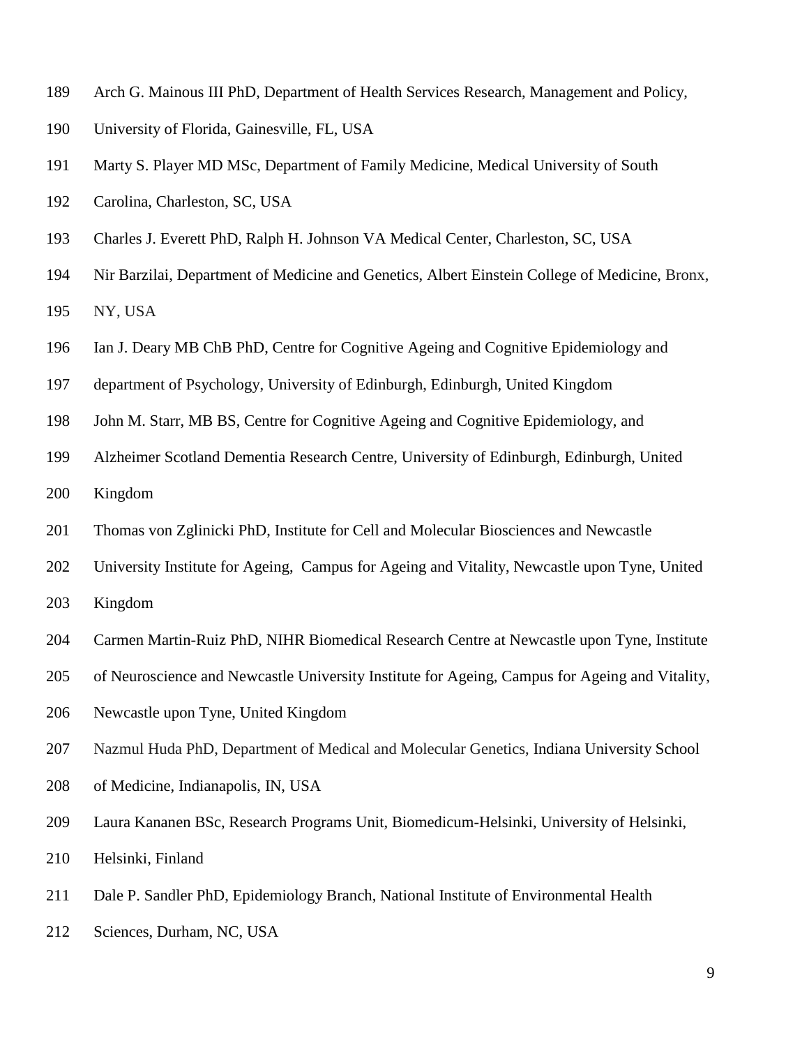Arch G. Mainous III PhD, Department of Health Services Research, Management and Policy, University of Florida, Gainesville, FL, USA

Marty S. Player MD MSc, Department of Family Medicine, Medical University of South Carolina, Charleston, SC, USA

Charles J. Everett PhD, Ralph H. Johnson VA Medical Center, Charleston, SC, USA

Nir Barzilai, Department of Medicine and Genetics, Albert Einstein College of Medicine, Bronx, NY, USA

Ian J. Deary MB ChB PhD, Centre for Cognitive Ageing and Cognitive Epidemiology and department of Psychology, University of Edinburgh, Edinburgh, United Kingdom

John M. Starr, MB BS, Centre for Cognitive Ageing and Cognitive Epidemiology, and Alzheimer Scotland Dementia Research Centre, University of Edinburgh, Edinburgh, United Kingdom

Thomas von Zglinicki PhD, Institute for Cell and Molecular Biosciences and Newcastle University Institute for Ageing, Campus for Ageing and Vitality, Newcastle upon Tyne, United Kingdom

Carmen Martin-Ruiz PhD, NIHR Biomedical Research Centre at Newcastle upon Tyne, Institute of Neuroscience and Newcastle University Institute for Ageing, Campus for Ageing and Vitality, Newcastle upon Tyne, United Kingdom

Nazmul Huda PhD, Department of Medical and Molecular Genetics, Indiana University School of Medicine, Indianapolis, IN, USA

Laura Kananen BSc, Research Programs Unit, Biomedicum-Helsinki, University of Helsinki, Helsinki, Finland

Dale P. Sandler PhD, Epidemiology Branch, National Institute of Environmental Health Sciences, Durham, NC, USA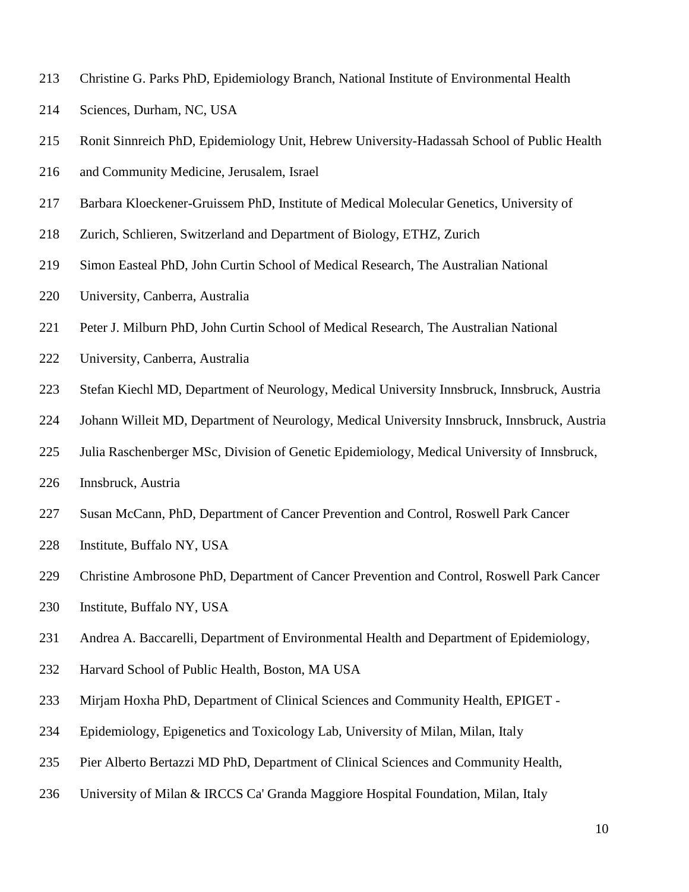Christine G. Parks PhD, Epidemiology Branch, National Institute of Environmental Health Sciences, Durham, NC, USA

Ronit Sinnreich PhD, Epidemiology Unit, Hebrew University-Hadassah School of Public Health and Community Medicine, Jerusalem, Israel

Barbara Kloeckener-Gruissem PhD, Institute of Medical Molecular Genetics, University of Zurich, Schlieren, Switzerland and Department of Biology, ETHZ, Zurich

Simon Easteal PhD, John Curtin School of Medical Research, The Australian National University, Canberra, Australia

Peter J. Milburn PhD, John Curtin School of Medical Research, The Australian National University, Canberra, Australia

Stefan Kiechl MD, Department of Neurology, Medical University Innsbruck, Innsbruck, Austria

Johann Willeit MD, Department of Neurology, Medical University Innsbruck, Innsbruck, Austria

Julia Raschenberger MSc, Division of Genetic Epidemiology, Medical University of Innsbruck, Innsbruck, Austria

Susan McCann, PhD, Department of Cancer Prevention and Control, Roswell Park Cancer Institute, Buffalo NY, USA

Christine Ambrosone PhD, Department of Cancer Prevention and Control, Roswell Park Cancer Institute, Buffalo NY, USA

Andrea A. Baccarelli, Department of Environmental Health and Department of Epidemiology, Harvard School of Public Health, Boston, MA USA

Mirjam Hoxha PhD, Department of Clinical Sciences and Community Health, EPIGET - Epidemiology, Epigenetics and Toxicology Lab, University of Milan, Milan, Italy

Pier Alberto Bertazzi MD PhD, Department of Clinical Sciences and Community Health, University of Milan & IRCCS Ca' Granda Maggiore Hospital Foundation, Milan, Italy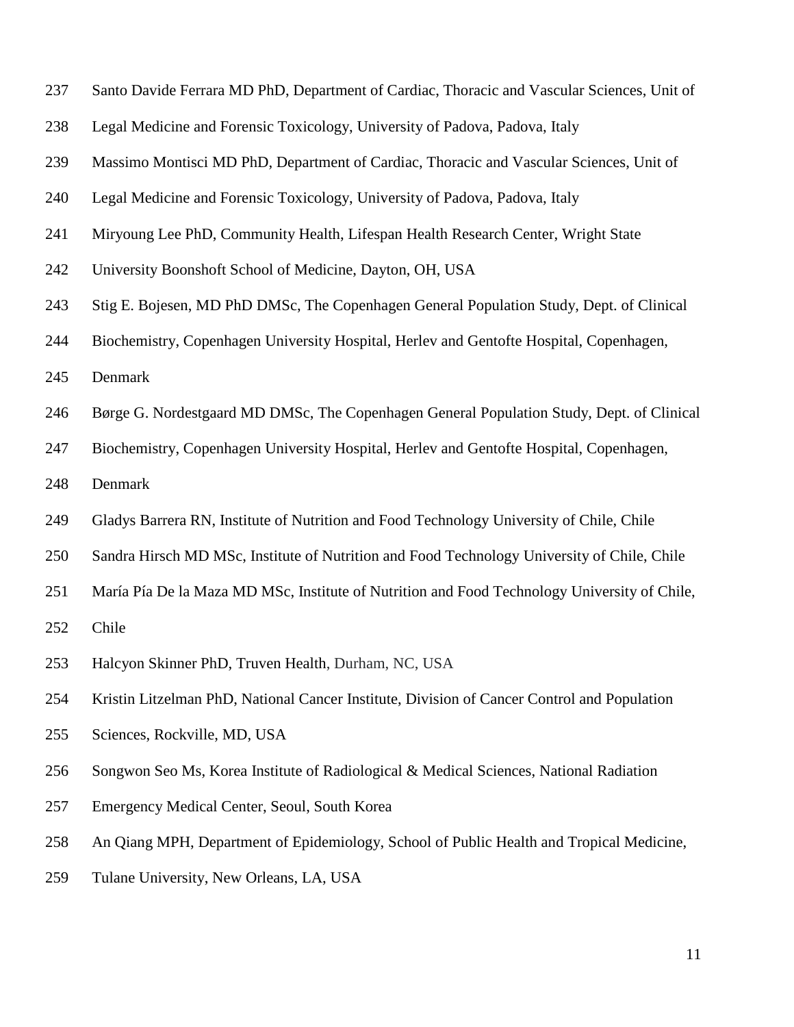Santo Davide Ferrara MD PhD, Department of Cardiac, Thoracic and Vascular Sciences, Unit of Legal Medicine and Forensic Toxicology, University of Padova, Padova, Italy

Massimo Montisci MD PhD, Department of Cardiac, Thoracic and Vascular Sciences, Unit of Legal Medicine and Forensic Toxicology, University of Padova, Padova, Italy

Miryoung Lee PhD, Community Health, Lifespan Health Research Center, Wright State University Boonshoft School of Medicine, Dayton, OH, USA

Stig E. Bojesen, MD PhD DMSc, The Copenhagen General Population Study, Dept. of Clinical Biochemistry, Copenhagen University Hospital, Herlev and Gentofte Hospital, Copenhagen, Denmark

Børge G. Nordestgaard MD DMSc, The Copenhagen General Population Study, Dept. of Clinical Biochemistry, Copenhagen University Hospital, Herlev and Gentofte Hospital, Copenhagen, Denmark

Gladys Barrera RN, Institute of Nutrition and Food Technology University of Chile, Chile

Sandra Hirsch MD MSc, Institute of Nutrition and Food Technology University of Chile, Chile

María Pía De la Maza MD MSc, Institute of Nutrition and Food Technology University of Chile, Chile

Halcyon Skinner PhD, Truven Health, Durham, NC, USA

Kristin Litzelman PhD, National Cancer Institute, Division of Cancer Control and Population Sciences, Rockville, MD, USA

Songwon Seo Ms, Korea Institute of Radiological & Medical Sciences, National Radiation Emergency Medical Center, Seoul, South Korea

An Qiang MPH, Department of Epidemiology, School of Public Health and Tropical Medicine, Tulane University, New Orleans, LA, USA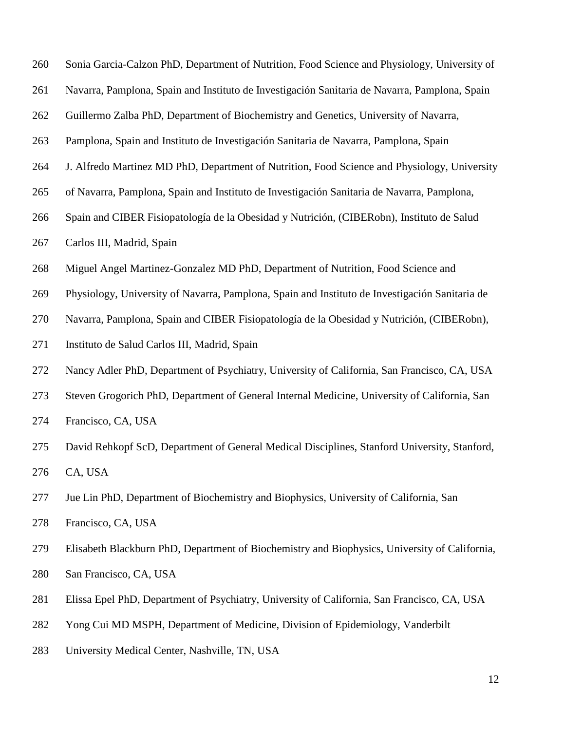Sonia Garcia-Calzon PhD, Department of Nutrition, Food Science and Physiology, University of Navarra, Pamplona, Spain and Instituto de Investigación Sanitaria de Navarra, Pamplona, Spain

Guillermo Zalba PhD, Department of Biochemistry and Genetics, University of Navarra, Pamplona, Spain and Instituto de Investigación Sanitaria de Navarra, Pamplona, Spain

J. Alfredo Martinez MD PhD, Department of Nutrition, Food Science and Physiology, University of Navarra, Pamplona, Spain and Instituto de Investigación Sanitaria de Navarra, Pamplona, Spain and CIBER Fisiopatología de la Obesidad y Nutrición, (CIBERobn), Instituto de Salud Carlos III, Madrid, Spain

Miguel Angel Martinez-Gonzalez MD PhD, Department of Nutrition, Food Science and Physiology, University of Navarra, Pamplona, Spain and Instituto de Investigación Sanitaria de Navarra, Pamplona, Spain and CIBER Fisiopatología de la Obesidad y Nutrición, (CIBERobn), Instituto de Salud Carlos III, Madrid, Spain

Nancy Adler PhD, Department of Psychiatry, University of California, San Francisco, CA, USA

Steven Grogorich PhD, Department of General Internal Medicine, University of California, San Francisco, CA, USA

David Rehkopf ScD, Department of General Medical Disciplines, Stanford University, Stanford, CA, USA

Jue Lin PhD, Department of Biochemistry and Biophysics, University of California, San Francisco, CA, USA

Elisabeth Blackburn PhD, Department of Biochemistry and Biophysics, University of California, San Francisco, CA, USA

Elissa Epel PhD, Department of Psychiatry, University of California, San Francisco, CA, USA

Yong Cui MD MSPH, Department of Medicine, Division of Epidemiology, Vanderbilt University Medical Center, Nashville, TN, USA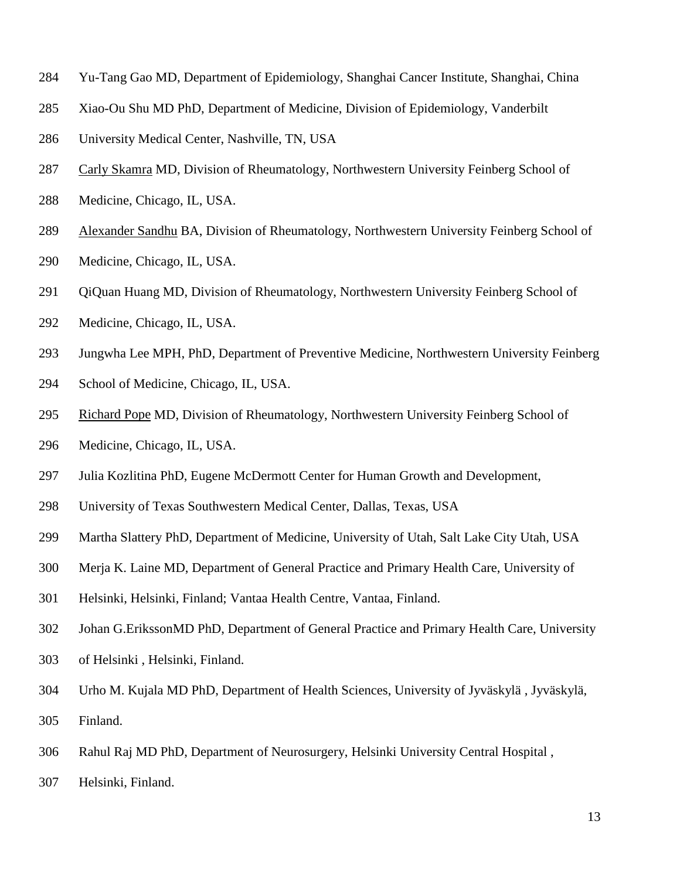Yu-Tang Gao MD, Department of Epidemiology, Shanghai Cancer Institute, Shanghai, China

Xiao-Ou Shu MD PhD, Department of Medicine, Division of Epidemiology, Vanderbilt University Medical Center, Nashville, TN, USA

Carly Skamra MD, Division of Rheumatology, Northwestern University Feinberg School of Medicine, Chicago, IL, USA.

Alexander Sandhu BA, Division of Rheumatology, Northwestern University Feinberg School of Medicine, Chicago, IL, USA.

QiQuan Huang MD, Division of Rheumatology, Northwestern University Feinberg School of Medicine, Chicago, IL, USA.

Jungwha Lee MPH, PhD, Department of Preventive Medicine, Northwestern University Feinberg School of Medicine, Chicago, IL, USA.

Richard Pope MD, Division of Rheumatology, Northwestern University Feinberg School of Medicine, Chicago, IL, USA.

Julia Kozlitina PhD, Eugene McDermott Center for Human Growth and Development, University of Texas Southwestern Medical Center, Dallas, Texas, USA

Martha Slattery PhD, Department of Medicine, University of Utah, Salt Lake City Utah, USA

Merja K. Laine MD, Department of General Practice and Primary Health Care, University of Helsinki, Helsinki, Finland; Vantaa Health Centre, Vantaa, Finland.

Johan G.ErikssonMD PhD, Department of General Practice and Primary Health Care, University of Helsinki , Helsinki, Finland.

Urho M. Kujala MD PhD, Department of Health Sciences, University of Jyväskylä , Jyväskylä, Finland.

Rahul Raj MD PhD, Department of Neurosurgery, Helsinki University Central Hospital , Helsinki, Finland.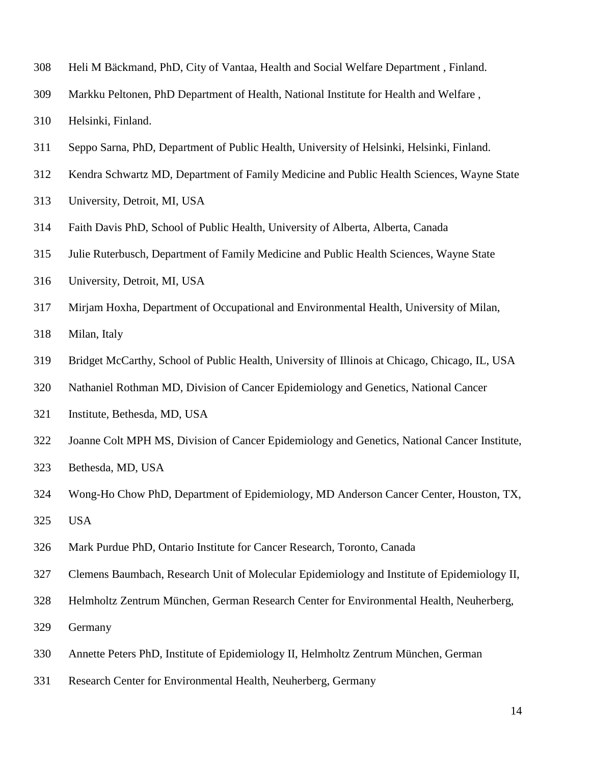Heli M Bäckmand, PhD, City of Vantaa, Health and Social Welfare Department , Finland.

Markku Peltonen, PhD Department of Health, National Institute for Health and Welfare , Helsinki, Finland.

Seppo Sarna, PhD, Department of Public Health, University of Helsinki, Helsinki, Finland.

Kendra Schwartz MD, Department of Family Medicine and Public Health Sciences, Wayne State University, Detroit, MI, USA

Faith Davis PhD, School of Public Health, University of Alberta, Alberta, Canada

Julie Ruterbusch, Department of Family Medicine and Public Health Sciences, Wayne State University, Detroit, MI, USA

Mirjam Hoxha, Department of Occupational and Environmental Health, University of Milan, Milan, Italy

Bridget McCarthy, School of Public Health, University of Illinois at Chicago, Chicago, IL, USA

Nathaniel Rothman MD, Division of Cancer Epidemiology and Genetics, National Cancer Institute, Bethesda, MD, USA

Joanne Colt MPH MS, Division of Cancer Epidemiology and Genetics, National Cancer Institute, Bethesda, MD, USA

Wong-Ho Chow PhD, Department of Epidemiology, MD Anderson Cancer Center, Houston, TX, USA

Mark Purdue PhD, Ontario Institute for Cancer Research, Toronto, Canada

Clemens Baumbach, Research Unit of Molecular Epidemiology and Institute of Epidemiology II, Helmholtz Zentrum München, German Research Center for Environmental Health, Neuherberg, Germany

Annette Peters PhD, Institute of Epidemiology II, Helmholtz Zentrum München, German Research Center for Environmental Health, Neuherberg, Germany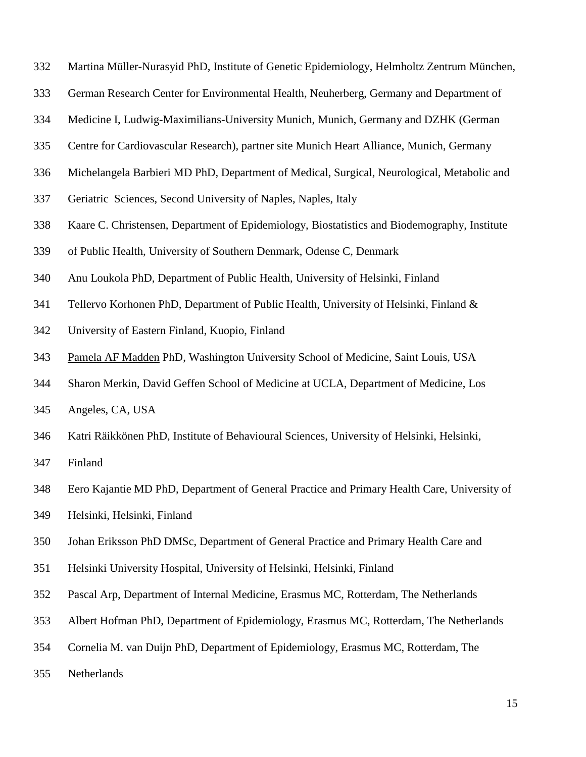Martina Müller-Nurasyid PhD, Institute of Genetic Epidemiology, Helmholtz Zentrum München, German Research Center for Environmental Health, Neuherberg, Germany and Department of Medicine I, Ludwig-Maximilians-University Munich, Munich, Germany and DZHK (German Centre for Cardiovascular Research), partner site Munich Heart Alliance, Munich, Germany

Michelangela Barbieri MD PhD, Department of Medical, Surgical, Neurological, Metabolic and Geriatric Sciences, Second University of Naples, Naples, Italy

Kaare C. Christensen, Department of Epidemiology, Biostatistics and Biodemography, Institute of Public Health, University of Southern Denmark, Odense C, Denmark

Anu Loukola PhD, Department of Public Health, University of Helsinki, Finland

Tellervo Korhonen PhD, Department of Public Health, University of Helsinki, Finland & University of Eastern Finland, Kuopio, Finland

Pamela AF Madden PhD, Washington University School of Medicine, Saint Louis, USA

Sharon Merkin, David Geffen School of Medicine at UCLA, Department of Medicine, Los Angeles, CA, USA

Katri Räikkönen PhD, Institute of Behavioural Sciences, University of Helsinki, Helsinki, Finland

Eero Kajantie MD PhD, Department of General Practice and Primary Health Care, University of Helsinki, Helsinki, Finland

Johan Eriksson PhD DMSc, Department of General Practice and Primary Health Care and Helsinki University Hospital, University of Helsinki, Helsinki, Finland

Pascal Arp, Department of Internal Medicine, Erasmus MC, Rotterdam, The Netherlands

Albert Hofman PhD, Department of Epidemiology, Erasmus MC, Rotterdam, The Netherlands

Cornelia M. van Duijn PhD, Department of Epidemiology, Erasmus MC, Rotterdam, The Netherlands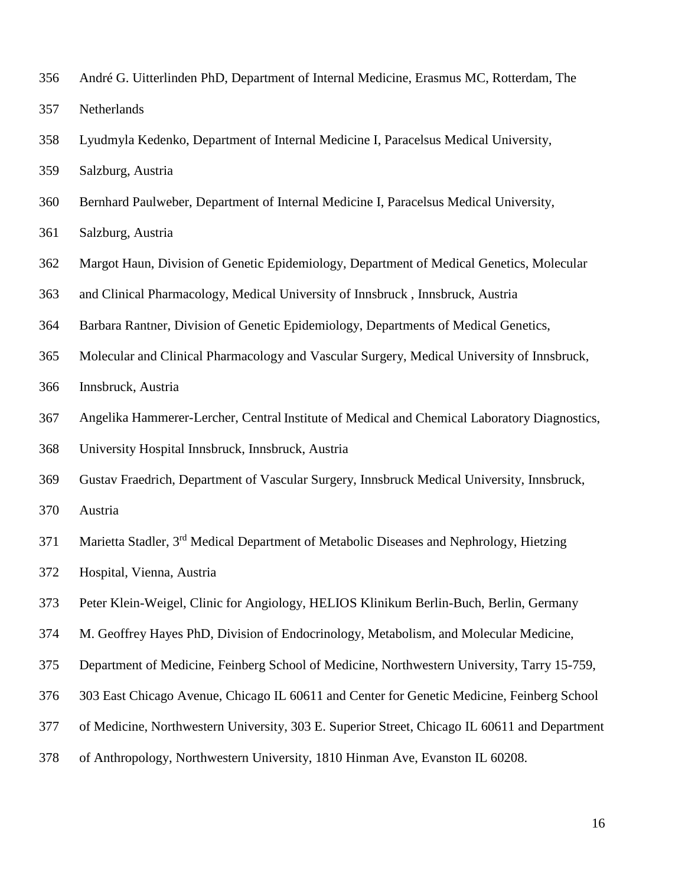André G. Uitterlinden PhD, Department of Internal Medicine, Erasmus MC, Rotterdam, The Netherlands

Lyudmyla Kedenko, Department of Internal Medicine I, Paracelsus Medical University, Salzburg, Austria

Bernhard Paulweber, Department of Internal Medicine I, Paracelsus Medical University, Salzburg, Austria

Margot Haun, Division of Genetic Epidemiology, Department of Medical Genetics, Molecular and Clinical Pharmacology, Medical University of Innsbruck , Innsbruck, Austria

Barbara Rantner, Division of Genetic Epidemiology, Departments of Medical Genetics, Molecular and Clinical Pharmacology and Vascular Surgery, Medical University of Innsbruck, Innsbruck, Austria

Angelika Hammerer-Lercher, Central Institute of Medical and Chemical Laboratory Diagnostics, University Hospital Innsbruck, Innsbruck, Austria

Gustav Fraedrich, Department of Vascular Surgery, Innsbruck Medical University, Innsbruck, Austria

Marietta Stadler, 3rd Medical Department of Metabolic Diseases and Nephrology, Hietzing Hospital, Vienna, Austria

Peter Klein-Weigel, Clinic for Angiology, HELIOS Klinikum Berlin-Buch, Berlin, Germany

M. Geoffrey Hayes PhD, Division of Endocrinology, Metabolism, and Molecular Medicine, Department of Medicine, Feinberg School of Medicine, Northwestern University, Tarry 15-759, 303 East Chicago Avenue, Chicago IL 60611 and Center for Genetic Medicine, Feinberg School of Medicine, Northwestern University, 303 E. Superior Street, Chicago IL 60611 and Department of Anthropology, Northwestern University, 1810 Hinman Ave, Evanston IL 60208.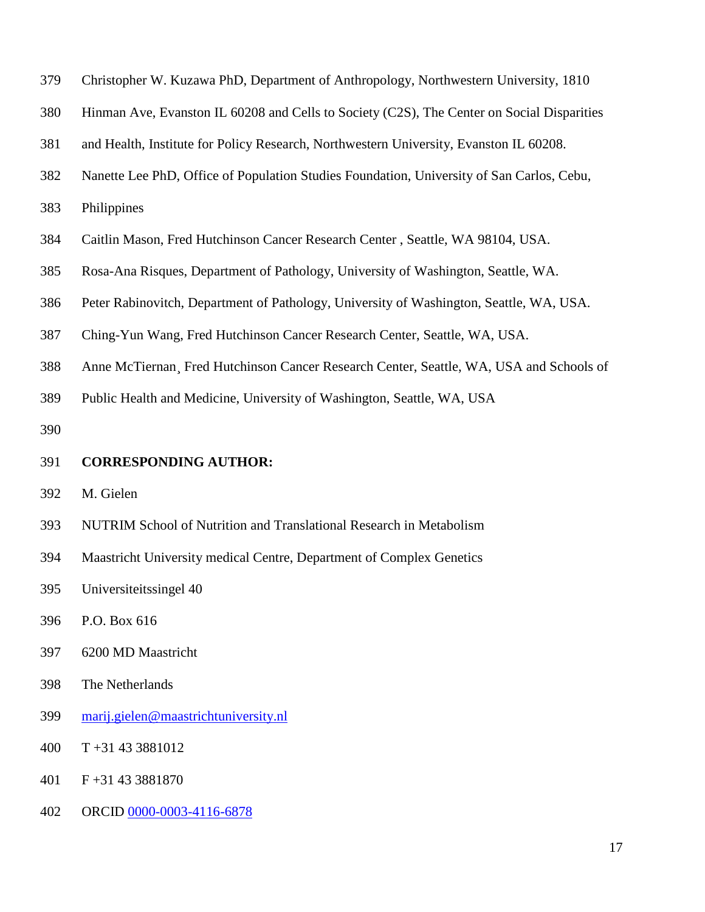Christopher W. Kuzawa PhD, Department of Anthropology, Northwestern University, 1810 Hinman Ave, Evanston IL 60208 and Cells to Society (C2S), The Center on Social Disparities and Health, Institute for Policy Research, Northwestern University, Evanston IL 60208.

Nanette Lee PhD, Office of Population Studies Foundation, University of San Carlos, Cebu, Philippines

Caitlin Mason, Fred Hutchinson Cancer Research Center , Seattle, WA 98104, USA.

Rosa-Ana Risques, Department of Pathology, University of Washington, Seattle, WA.

Peter Rabinovitch, Department of Pathology, University of Washington, Seattle, WA, USA.

Ching-Yun Wang, Fred Hutchinson Cancer Research Center, Seattle, WA, USA.

Anne McTiernan¸ Fred Hutchinson Cancer Research Center, Seattle, WA, USA and Schools of Public Health and Medicine, University of Washington, Seattle, WA, USA

**CORRESPONDING AUTHOR:**

M. Gielen

NUTRIM School of Nutrition and Translational Research in Metabolism

Maastricht University medical Centre, Department of Complex Genetics

Universiteitssingel 40

P.O. Box 616

6200 MD Maastricht

The Netherlands

marij.gielen@maastrichtuniversity.nl

T +31 43 3881012

F +31 43 3881870

ORCID 0000-0003-4116-6878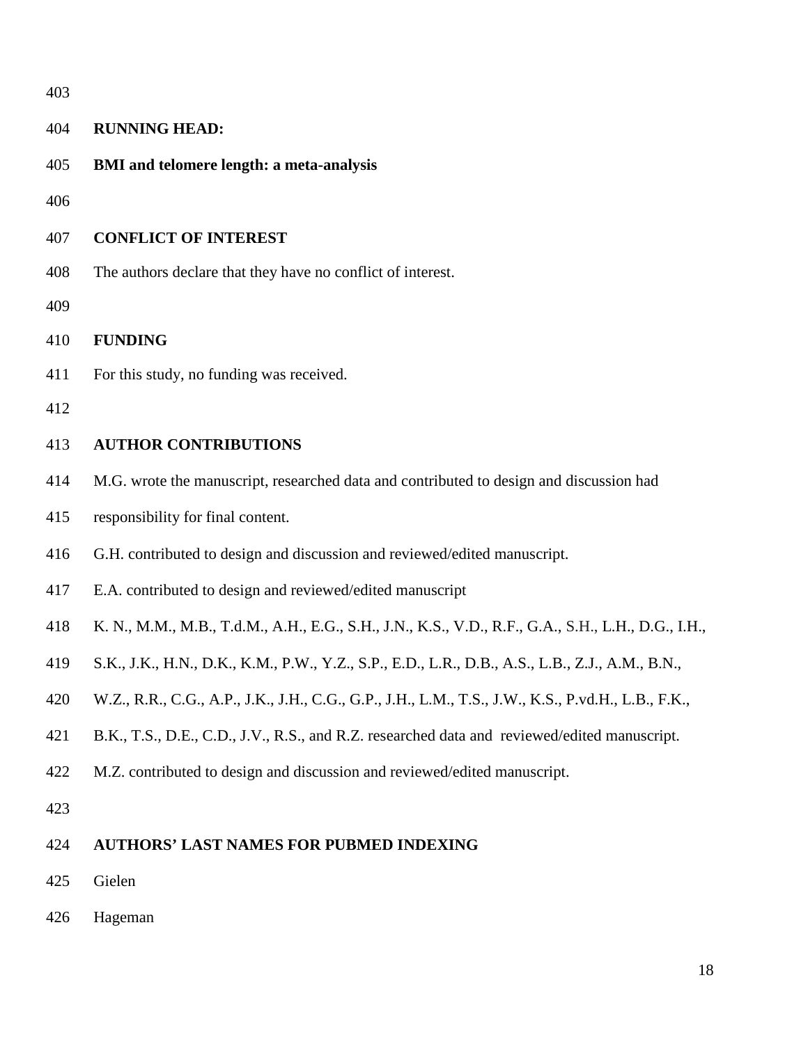**RUNNING HEAD:**

**BMI and telomere length: a meta-analysis**

**CONFLICT OF INTEREST**

The authors declare that they have no conflict of interest.

**FUNDING**

For this study, no funding was received.

**AUTHOR CONTRIBUTIONS**

M.G. wrote the manuscript, researched data and contributed to design and discussion had responsibility for final content.

G.H. contributed to design and discussion and reviewed/edited manuscript.

E.A. contributed to design and reviewed/edited manuscript

K. N., M.M., M.B., T.d.M., A.H., E.G., S.H., J.N., K.S., V.D., R.F., G.A., S.H., L.H., D.G., I.H., S.K., J.K., H.N., D.K., K.M., P.W., Y.Z., S.P., E.D., L.R., D.B., A.S., L.B., Z.J., A.M., B.N., W.Z., R.R., C.G., A.P., J.K., J.H., C.G., G.P., J.H., L.M., T.S., J.W., K.S., P.vd.H., L.B., F.K., B.K., T.S., D.E., C.D., J.V., R.S., and R.Z. researched data and reviewed/edited manuscript.

M.Z. contributed to design and discussion and reviewed/edited manuscript.

**AUTHORS' LAST NAMES FOR PUBMED INDEXING**

Gielen

Hageman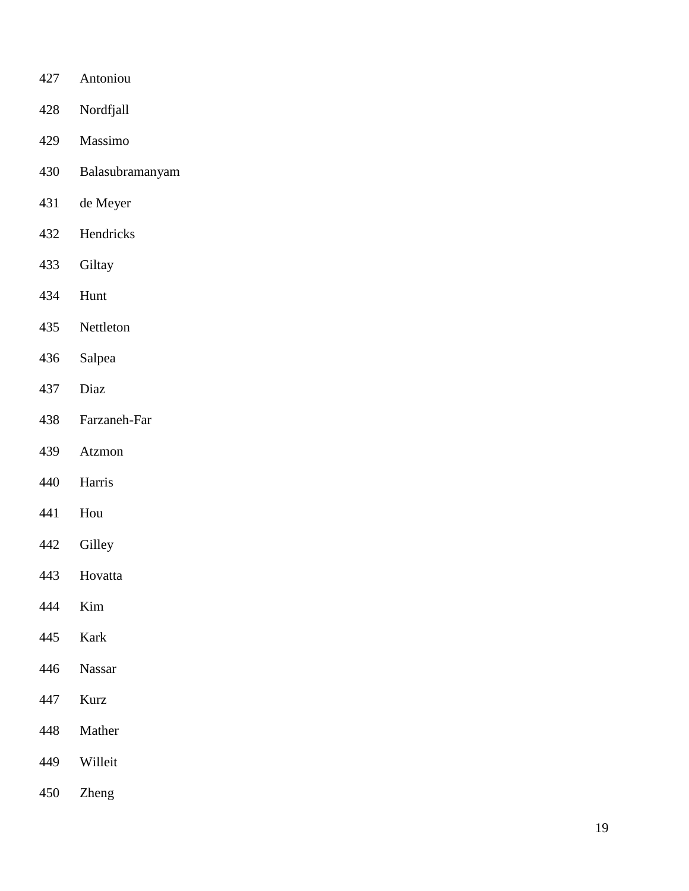427 Antoniou

428 Nordfjall

429 Massimo

430 Balasubramanyam

431 de Meyer

432 Hendricks

433 Giltay

434 Hunt

435 Nettleton

436 Salpea

437 Diaz

438 Farzaneh-Far

439 Atzmon

440 Harris

441 Hou

442 Gilley

443 Hovatta

444 Kim

445 Kark

446 Nassar

447 Kurz

448 Mather

449 Willeit

450 Zheng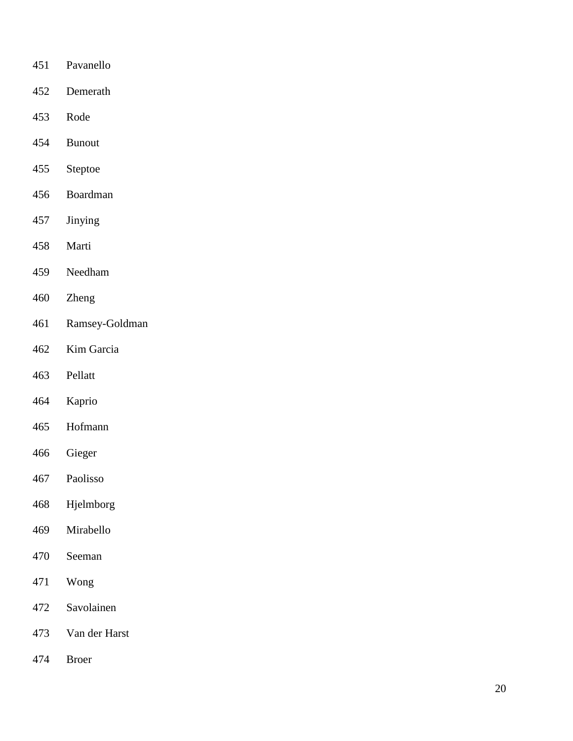451 Pavanello

452 Demerath

453 Rode

454 Bunout

455 Steptoe

456 Boardman

457 Jinying

458 Marti

459 Needham

460 Zheng

461 Ramsey-Goldman

462 Kim Garcia

463 Pellatt

464 Kaprio

465 Hofmann

466 Gieger

467 Paolisso

468 Hjelmborg

469 Mirabello

470 Seeman

471 Wong

472 Savolainen

473 Van der Harst

474 Broer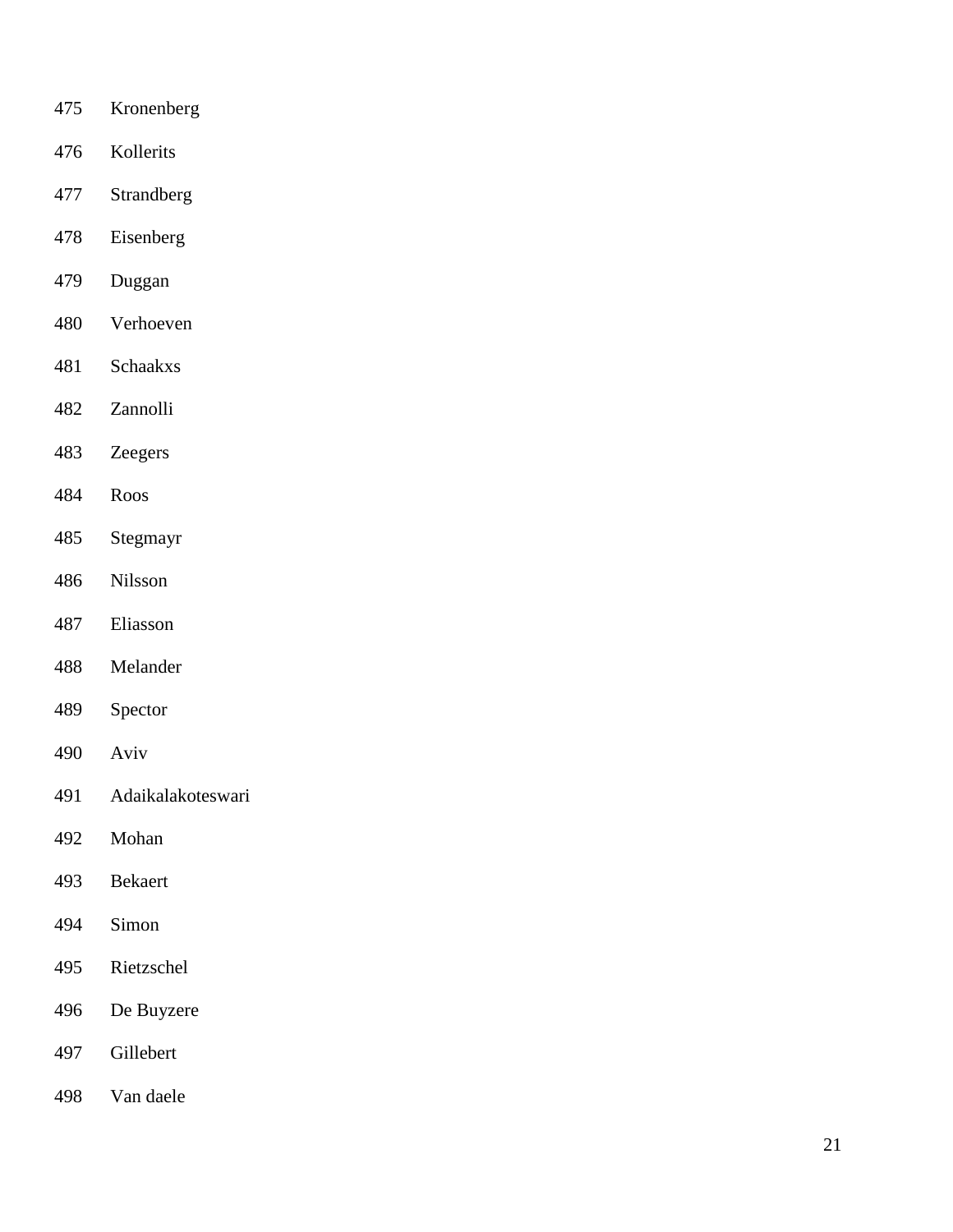475 Kronenberg

476 Kollerits

477 Strandberg

478 Eisenberg

479 Duggan

480 Verhoeven

481 Schaakxs

482 Zannolli

483 Zeegers

484 Roos

485 Stegmayr

486 Nilsson

487 Eliasson

488 Melander

489 Spector

490 Aviv

491 Adaikalakoteswari

492 Mohan

493 Bekaert

494 Simon

495 Rietzschel

496 De Buyzere

497 Gillebert

498 Van daele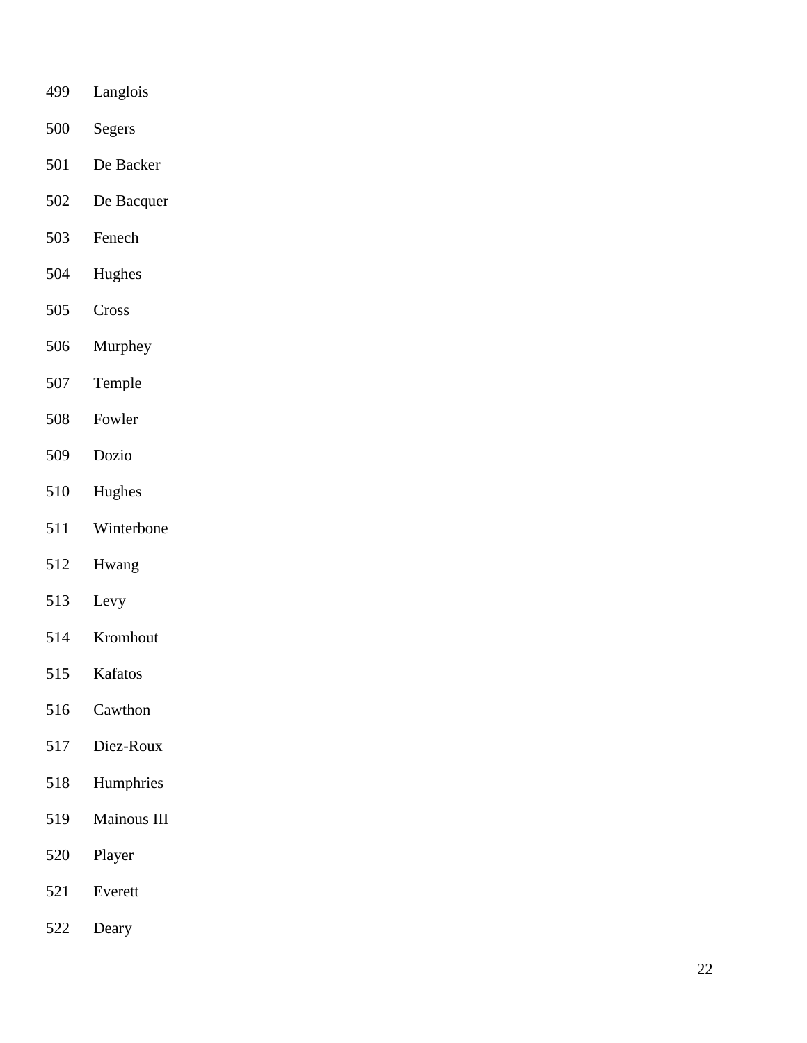499 Langlois

500 Segers

501 De Backer

502 De Bacquer

503 Fenech

504 Hughes

505 Cross

506 Murphey

507 Temple

508 Fowler

509 Dozio

510 Hughes

511 Winterbone

512 Hwang

513 Levy

514 Kromhout

515 Kafatos

516 Cawthon

517 Diez-Roux

518 Humphries

519 Mainous III

520 Player

521 Everett

522 Deary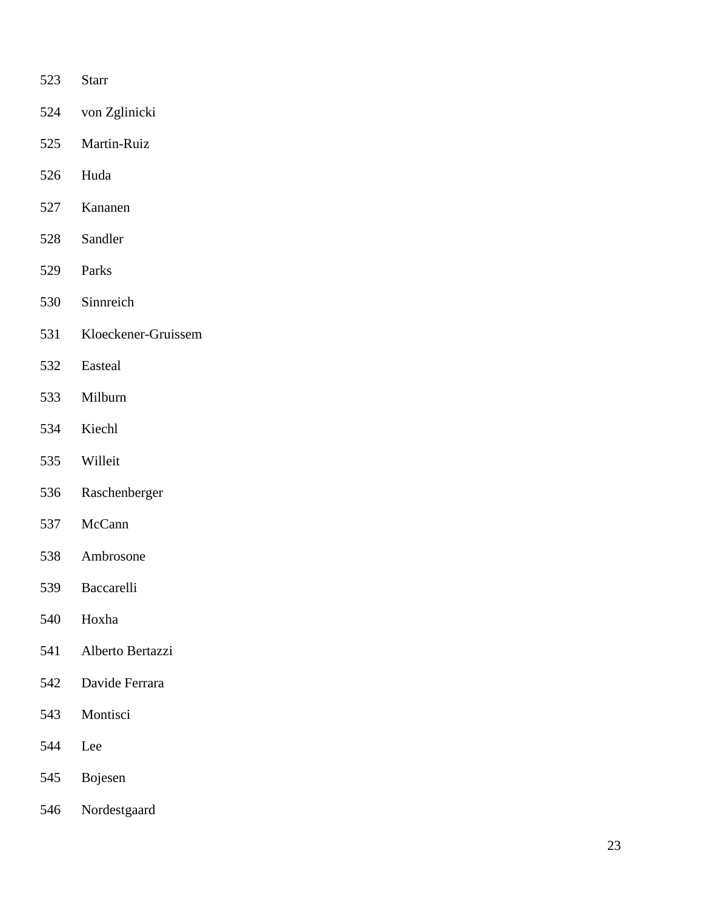523 Starr

524 von Zglinicki

525 Martin-Ruiz

526 Huda

527 Kananen

528 Sandler

529 Parks

530 Sinnreich

531 Kloeckener-Gruissem

532 Easteal

533 Milburn

534 Kiechl

535 Willeit

536 Raschenberger

537 McCann

538 Ambrosone

539 Baccarelli

540 Hoxha

541 Alberto Bertazzi

542 Davide Ferrara

543 Montisci

544 Lee

545 Bojesen

546 Nordestgaard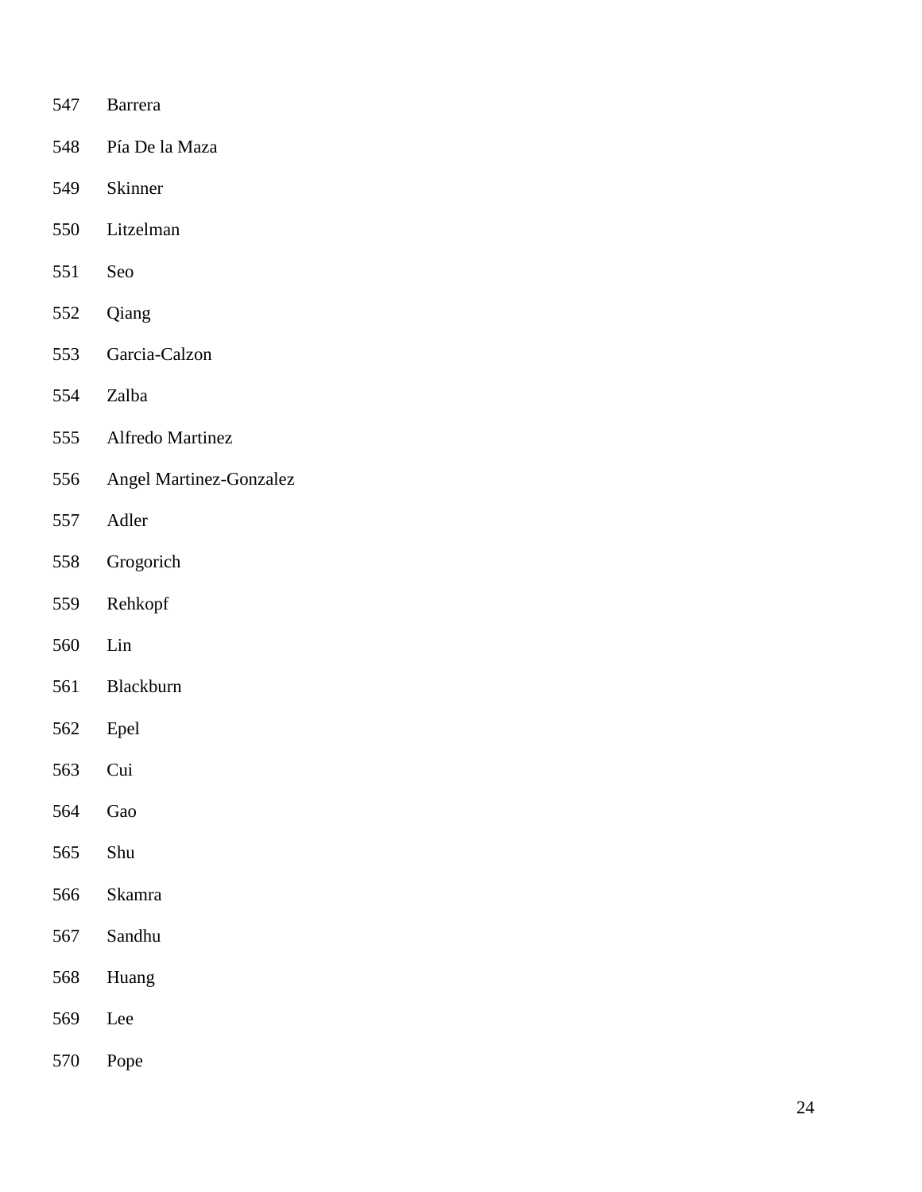547 Barrera

548 Pía De la Maza

549 Skinner

550 Litzelman

551 Seo

552 Qiang

553 Garcia-Calzon

554 Zalba

555 Alfredo Martinez

556 Angel Martinez-Gonzalez

557 Adler

558 Grogorich

559 Rehkopf

560 Lin

561 Blackburn

562 Epel

563 Cui

564 Gao

565 Shu

566 Skamra

567 Sandhu

568 Huang

569 Lee

570 Pope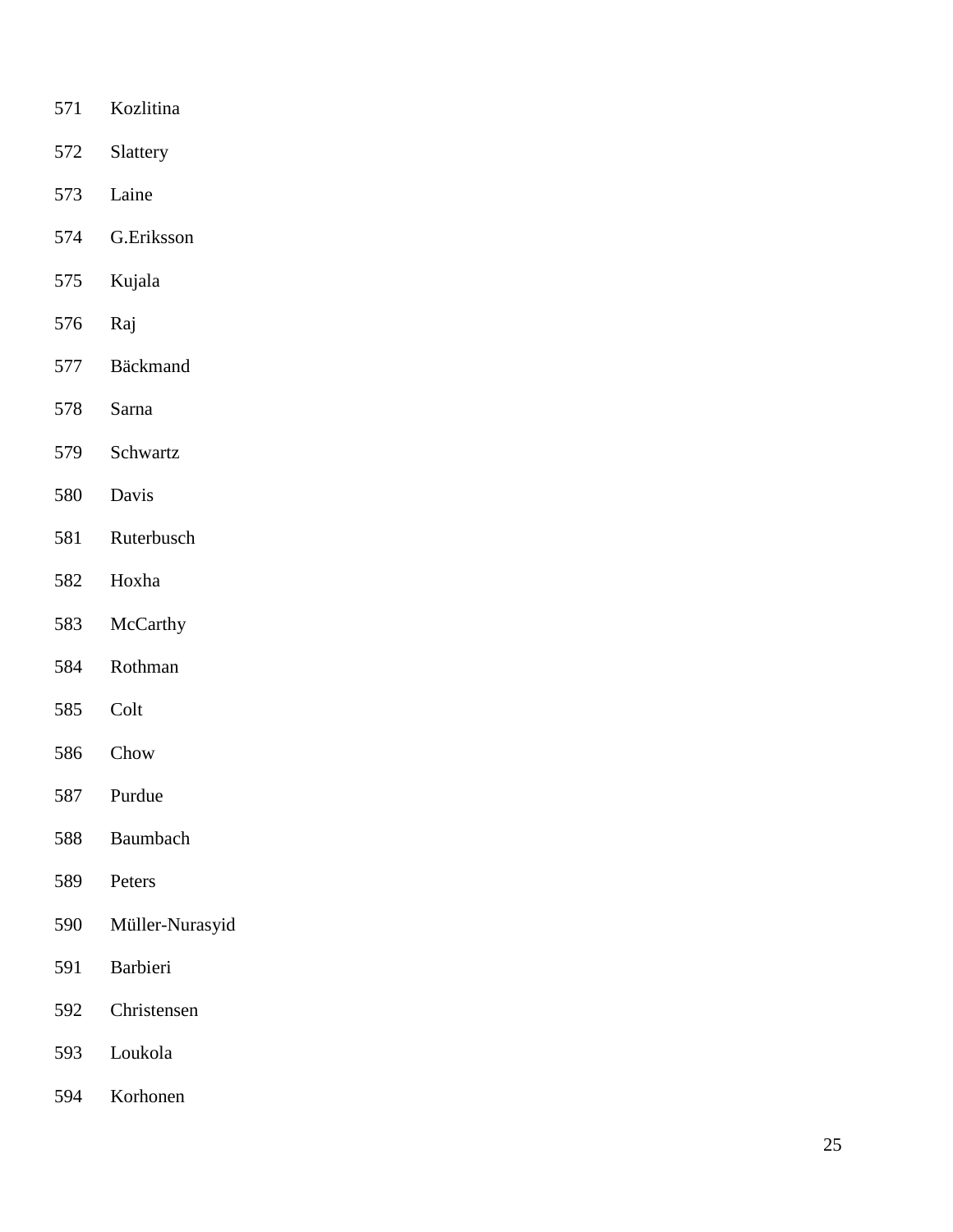571 Kozlitina

572 Slattery

573 Laine

574 G.Eriksson

575 Kujala

576 Raj

577 Bäckmand

578 Sarna

579 Schwartz

580 Davis

581 Ruterbusch

582 Hoxha

583 McCarthy

584 Rothman

585 Colt

586 Chow

587 Purdue

588 Baumbach

589 Peters

590 Müller-Nurasyid

591 Barbieri

592 Christensen

593 Loukola

594 Korhonen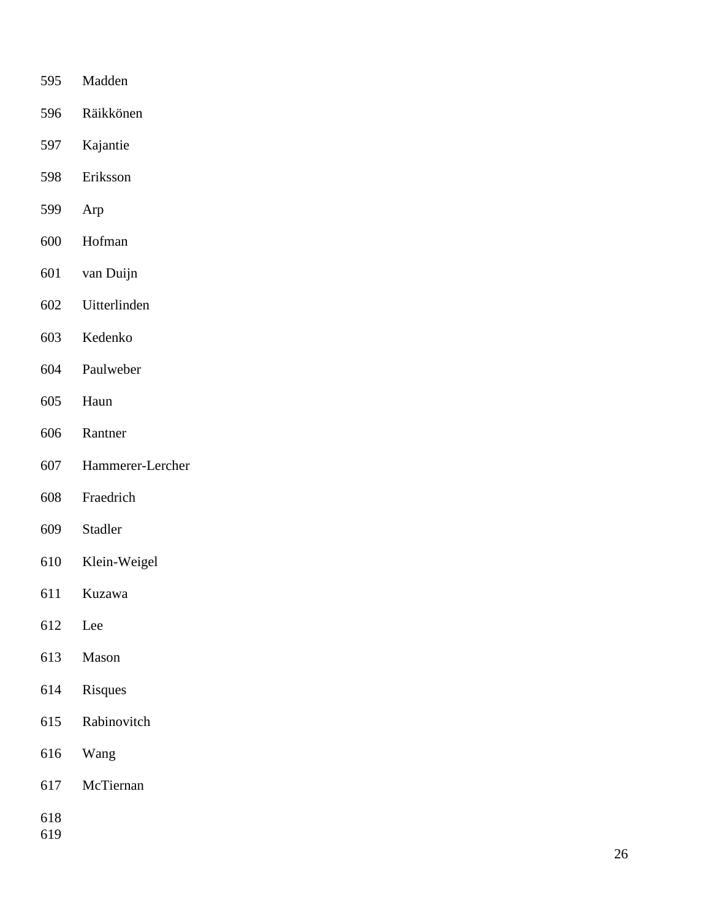595 Madden

596 Räikkönen

597 Kajantie

598 Eriksson

599 Arp

600 Hofman

601 van Duijn

602 Uitterlinden

603 Kedenko

604 Paulweber

605 Haun

606 Rantner

607 Hammerer-Lercher

608 Fraedrich

609 Stadler

610 Klein-Weigel

611 Kuzawa

612 Lee

613 Mason

614 Risques

615 Rabinovitch

616 Wang

617 McTiernan

618

619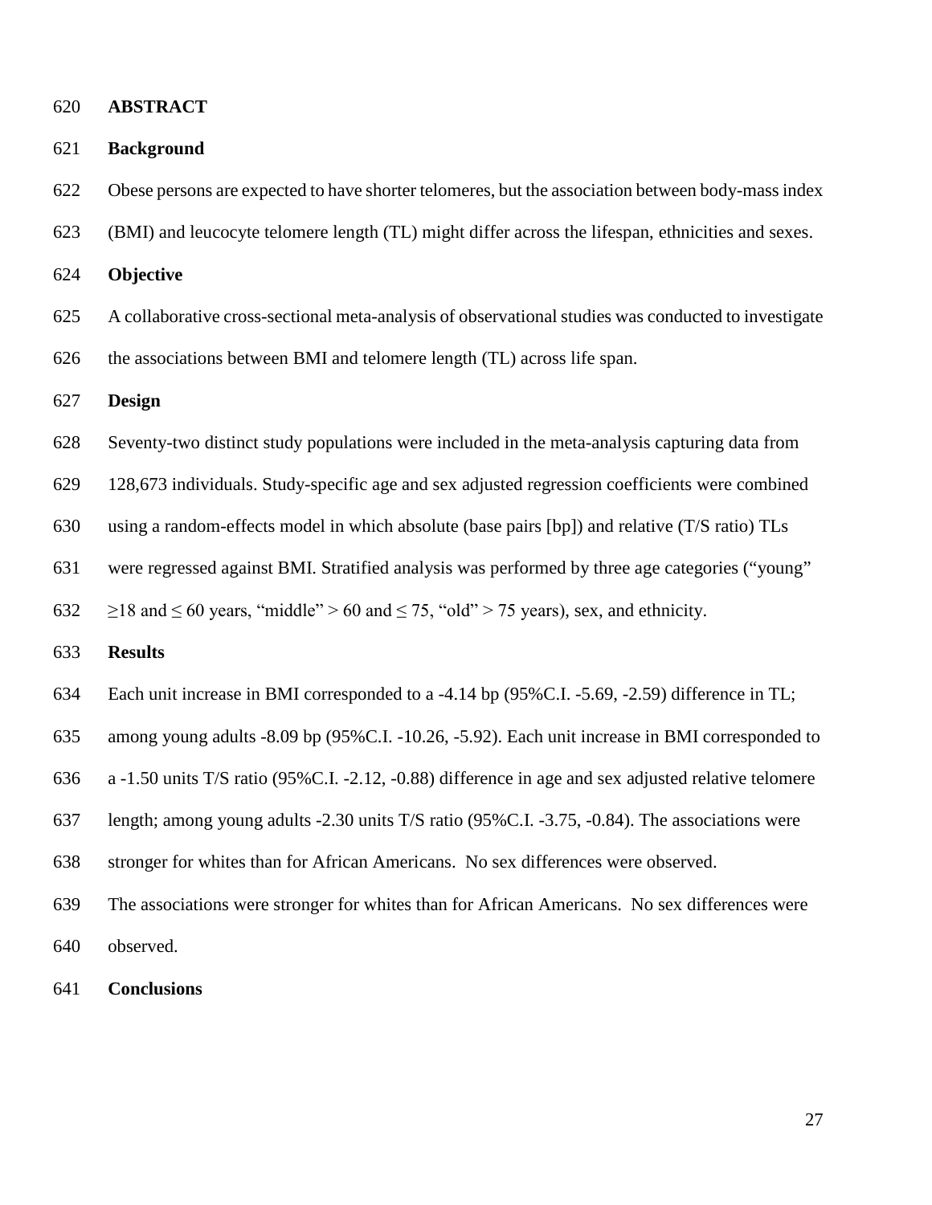# ABSTRACT

## Background

Obese persons are expected to have shorter telomeres, but the association between body-mass index (BMI) and leucocyte telomere length (TL) might differ across the lifespan, ethnicities and sexes.

## Objective

A collaborative cross-sectional meta-analysis of observational studies was conducted to investigate the associations between BMI and telomere length (TL) across life span.

## Design

Seventy-two distinct study populations were included in the meta-analysis capturing data from 128,673 individuals. Study-specific age and sex adjusted regression coefficients were combined using a random-effects model in which absolute (base pairs [bp]) and relative (T/S ratio) TLs were regressed against BMI. Stratified analysis was performed by three age categories ("young" $\geq$18 and $\leq$ 60 years, "middle" > 60 and $\leq$ 75, "old" > 75 years), sex, and ethnicity.

## Results

Each unit increase in BMI corresponded to a -4.14 bp (95%C.I. -5.69, -2.59) difference in TL; among young adults -8.09 bp (95%C.I. -10.26, -5.92). Each unit increase in BMI corresponded to a -1.50 units T/S ratio (95%C.I. -2.12, -0.88) difference in age and sex adjusted relative telomere length; among young adults -2.30 units T/S ratio (95%C.I. -3.75, -0.84). The associations were stronger for whites than for African Americans. No sex differences were observed.

The associations were stronger for whites than for African Americans. No sex differences were observed.

## Conclusions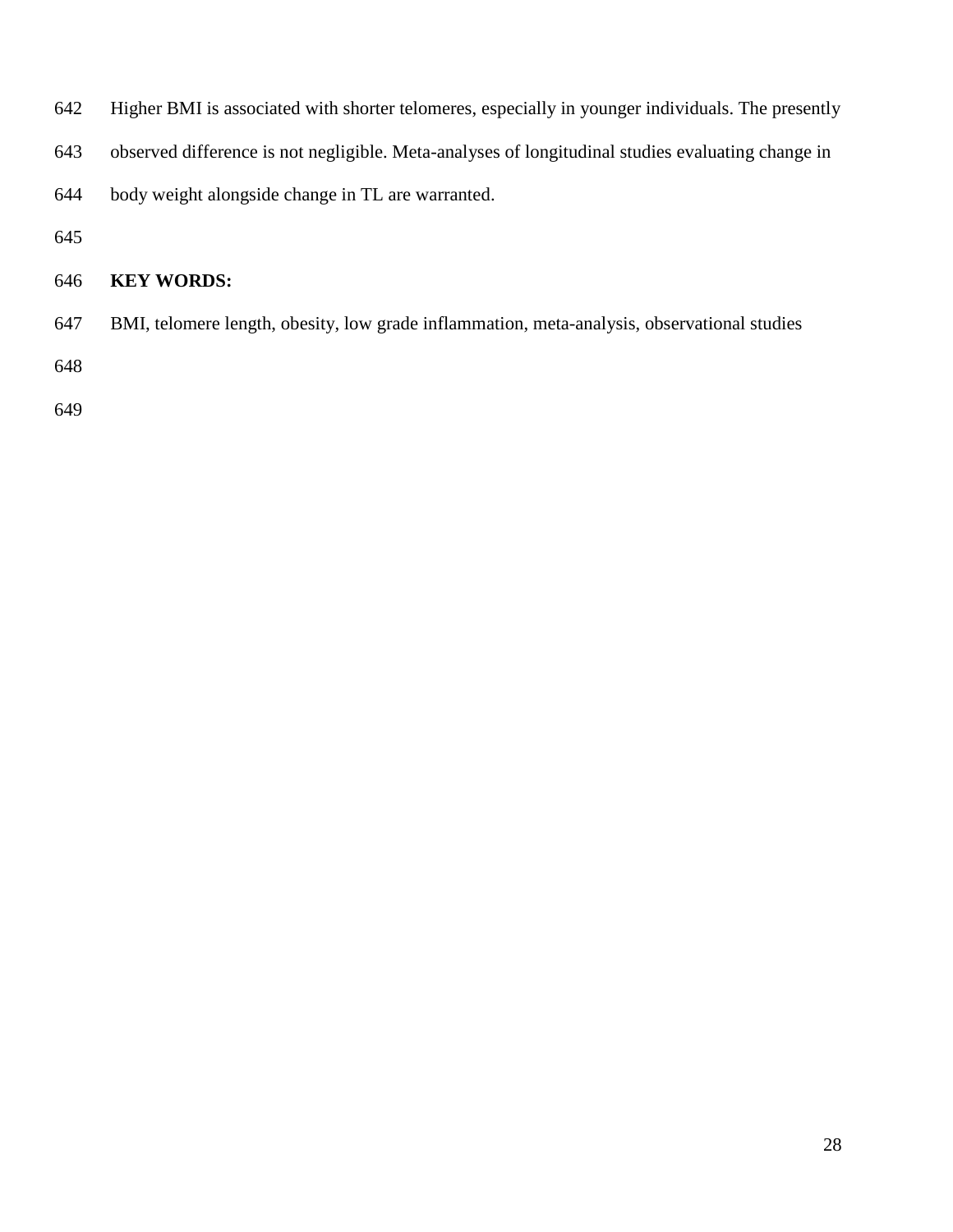Higher BMI is associated with shorter telomeres, especially in younger individuals. The presently observed difference is not negligible. Meta-analyses of longitudinal studies evaluating change in body weight alongside change in TL are warranted.

**KEY WORDS:**

BMI, telomere length, obesity, low grade inflammation, meta-analysis, observational studies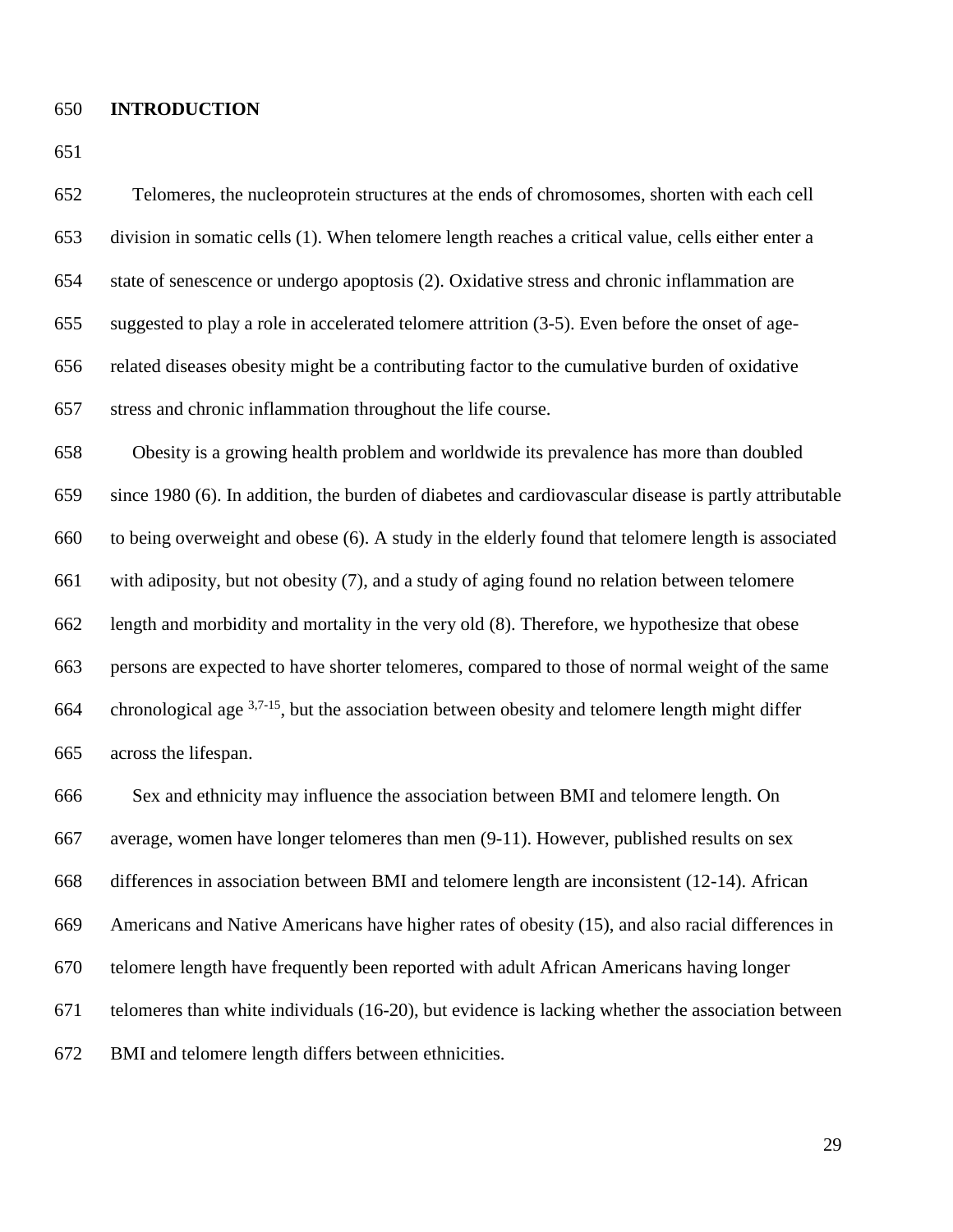# INTRODUCTION

Telomeres, the nucleoprotein structures at the ends of chromosomes, shorten with each cell division in somatic cells (1). When telomere length reaches a critical value, cells either enter a state of senescence or undergo apoptosis (2). Oxidative stress and chronic inflammation are suggested to play a role in accelerated telomere attrition (3-5). Even before the onset of age-related diseases obesity might be a contributing factor to the cumulative burden of oxidative stress and chronic inflammation throughout the life course.

Obesity is a growing health problem and worldwide its prevalence has more than doubled since 1980 (6). In addition, the burden of diabetes and cardiovascular disease is partly attributable to being overweight and obese (6). A study in the elderly found that telomere length is associated with adiposity, but not obesity (7), and a study of aging found no relation between telomere length and morbidity and mortality in the very old (8). Therefore, we hypothesize that obese persons are expected to have shorter telomeres, compared to those of normal weight of the same chronological age [3,7-15], but the association between obesity and telomere length might differ across the lifespan.

Sex and ethnicity may influence the association between BMI and telomere length. On average, women have longer telomeres than men (9-11). However, published results on sex differences in association between BMI and telomere length are inconsistent (12-14). African Americans and Native Americans have higher rates of obesity (15), and also racial differences in telomere length have frequently been reported with adult African Americans having longer telomeres than white individuals (16-20), but evidence is lacking whether the association between BMI and telomere length differs between ethnicities.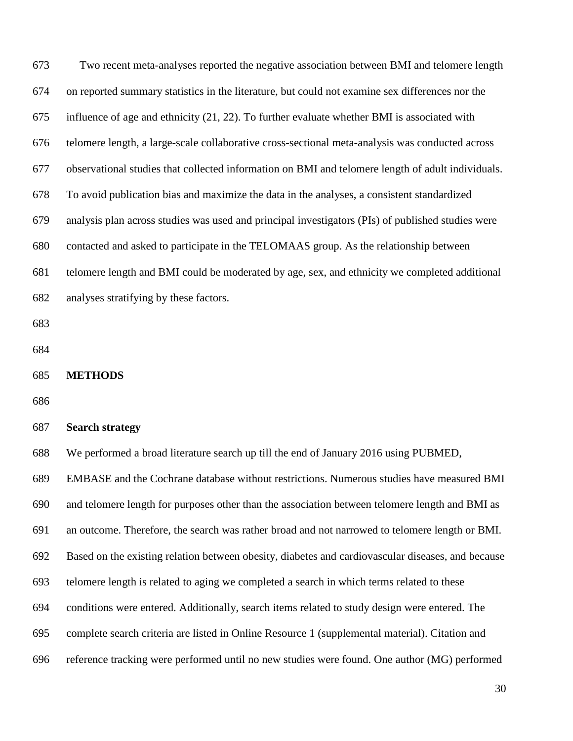Two recent meta-analyses reported the negative association between BMI and telomere length on reported summary statistics in the literature, but could not examine sex differences nor the influence of age and ethnicity (21, 22). To further evaluate whether BMI is associated with telomere length, a large-scale collaborative cross-sectional meta-analysis was conducted across observational studies that collected information on BMI and telomere length of adult individuals. To avoid publication bias and maximize the data in the analyses, a consistent standardized analysis plan across studies was used and principal investigators (PIs) of published studies were contacted and asked to participate in the TELOMAAS group. As the relationship between telomere length and BMI could be moderated by age, sex, and ethnicity we completed additional analyses stratifying by these factors.

## METHODS

### Search strategy

We performed a broad literature search up till the end of January 2016 using PUBMED, EMBASE and the Cochrane database without restrictions. Numerous studies have measured BMI and telomere length for purposes other than the association between telomere length and BMI as an outcome. Therefore, the search was rather broad and not narrowed to telomere length or BMI. Based on the existing relation between obesity, diabetes and cardiovascular diseases, and because telomere length is related to aging we completed a search in which terms related to these conditions were entered. Additionally, search items related to study design were entered. The complete search criteria are listed in Online Resource 1 (supplemental material). Citation and reference tracking were performed until no new studies were found. One author (MG) performed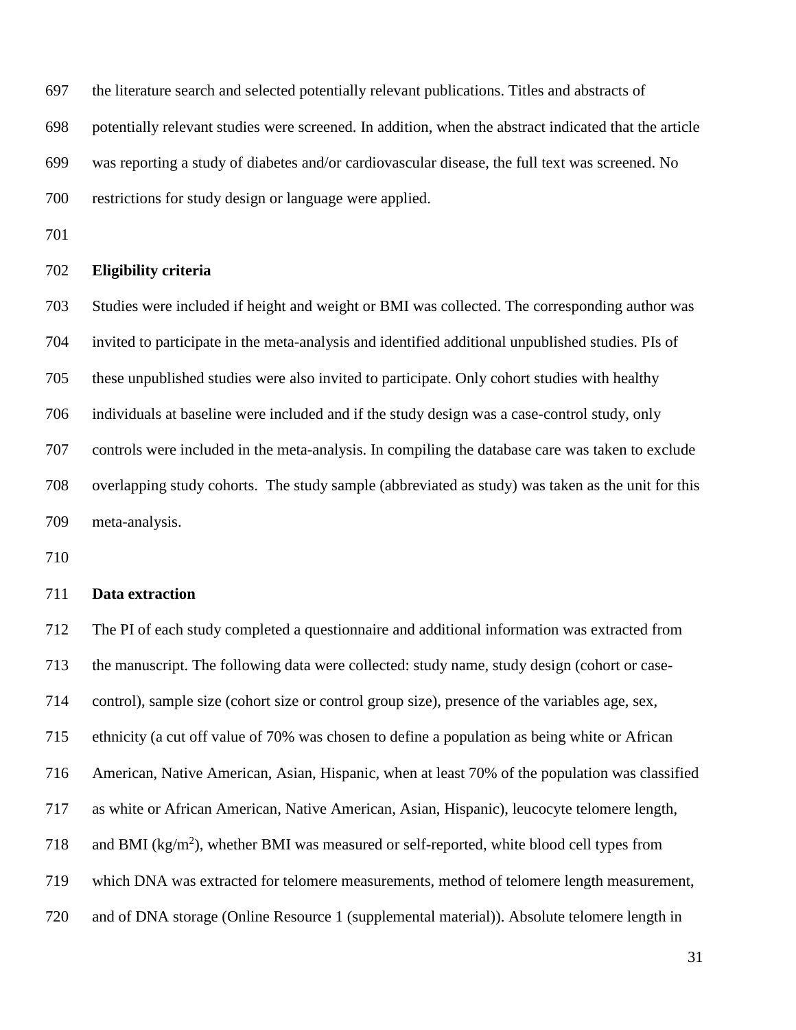the literature search and selected potentially relevant publications. Titles and abstracts of potentially relevant studies were screened. In addition, when the abstract indicated that the article was reporting a study of diabetes and/or cardiovascular disease, the full text was screened. No restrictions for study design or language were applied.

**Eligibility criteria**

Studies were included if height and weight or BMI was collected. The corresponding author was invited to participate in the meta-analysis and identified additional unpublished studies. PIs of these unpublished studies were also invited to participate. Only cohort studies with healthy individuals at baseline were included and if the study design was a case-control study, only controls were included in the meta-analysis. In compiling the database care was taken to exclude overlapping study cohorts. The study sample (abbreviated as study) was taken as the unit for this meta-analysis.

**Data extraction**

The PI of each study completed a questionnaire and additional information was extracted from the manuscript. The following data were collected: study name, study design (cohort or case-control), sample size (cohort size or control group size), presence of the variables age, sex, ethnicity (a cut off value of 70% was chosen to define a population as being white or African American, Native American, Asian, Hispanic, when at least 70% of the population was classified as white or African American, Native American, Asian, Hispanic), leucocyte telomere length, and BMI ($kg/m^2$), whether BMI was measured or self-reported, white blood cell types from which DNA was extracted for telomere measurements, method of telomere length measurement, and of DNA storage (Online Resource 1 (supplemental material)). Absolute telomere length in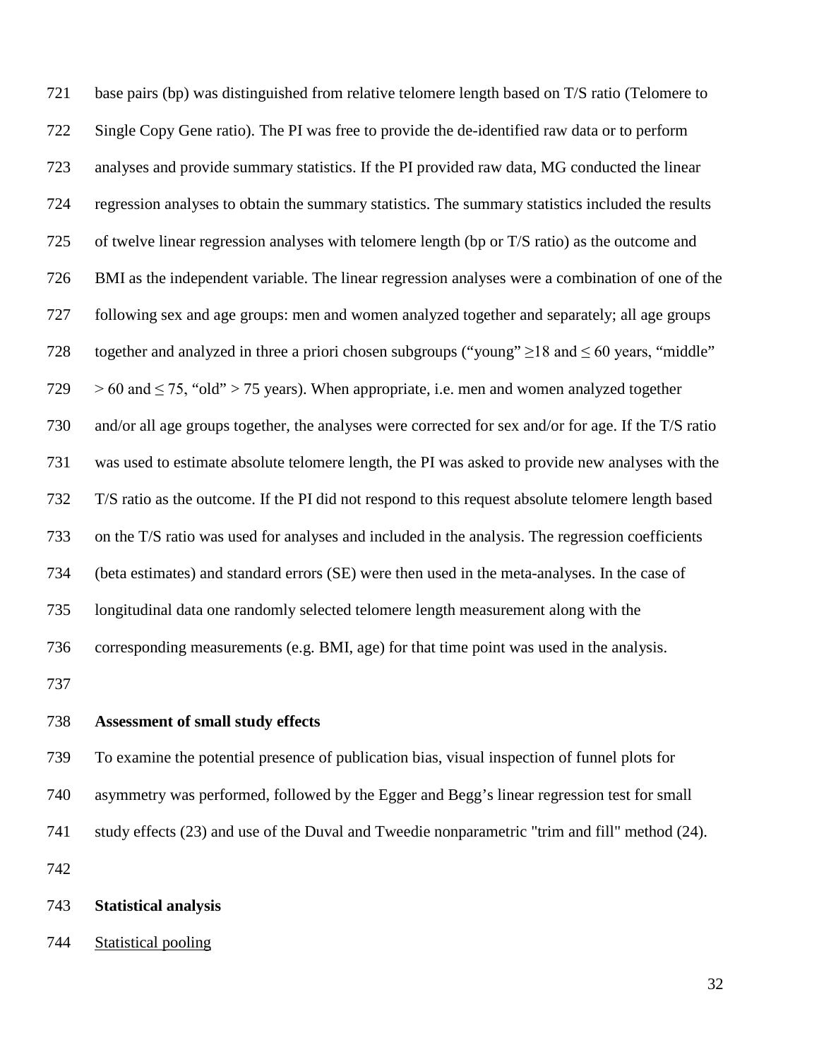base pairs (bp) was distinguished from relative telomere length based on T/S ratio (Telomere to Single Copy Gene ratio). The PI was free to provide the de-identified raw data or to perform analyses and provide summary statistics. If the PI provided raw data, MG conducted the linear regression analyses to obtain the summary statistics. The summary statistics included the results of twelve linear regression analyses with telomere length (bp or T/S ratio) as the outcome and BMI as the independent variable. The linear regression analyses were a combination of one of the following sex and age groups: men and women analyzed together and separately; all age groups together and analyzed in three a priori chosen subgroups ("young" ≥18 and ≤ 60 years, "middle" > 60 and ≤ 75, "old" > 75 years). When appropriate, i.e. men and women analyzed together and/or all age groups together, the analyses were corrected for sex and/or for age. If the T/S ratio was used to estimate absolute telomere length, the PI was asked to provide new analyses with the T/S ratio as the outcome. If the PI did not respond to this request absolute telomere length based on the T/S ratio was used for analyses and included in the analysis. The regression coefficients (beta estimates) and standard errors (SE) were then used in the meta-analyses. In the case of longitudinal data one randomly selected telomere length measurement along with the corresponding measurements (e.g. BMI, age) for that time point was used in the analysis.

**Assessment of small study effects**

To examine the potential presence of publication bias, visual inspection of funnel plots for asymmetry was performed, followed by the Egger and Begg's linear regression test for small study effects (23) and use of the Duval and Tweedie nonparametric "trim and fill" method (24).

**Statistical analysis**

Statistical pooling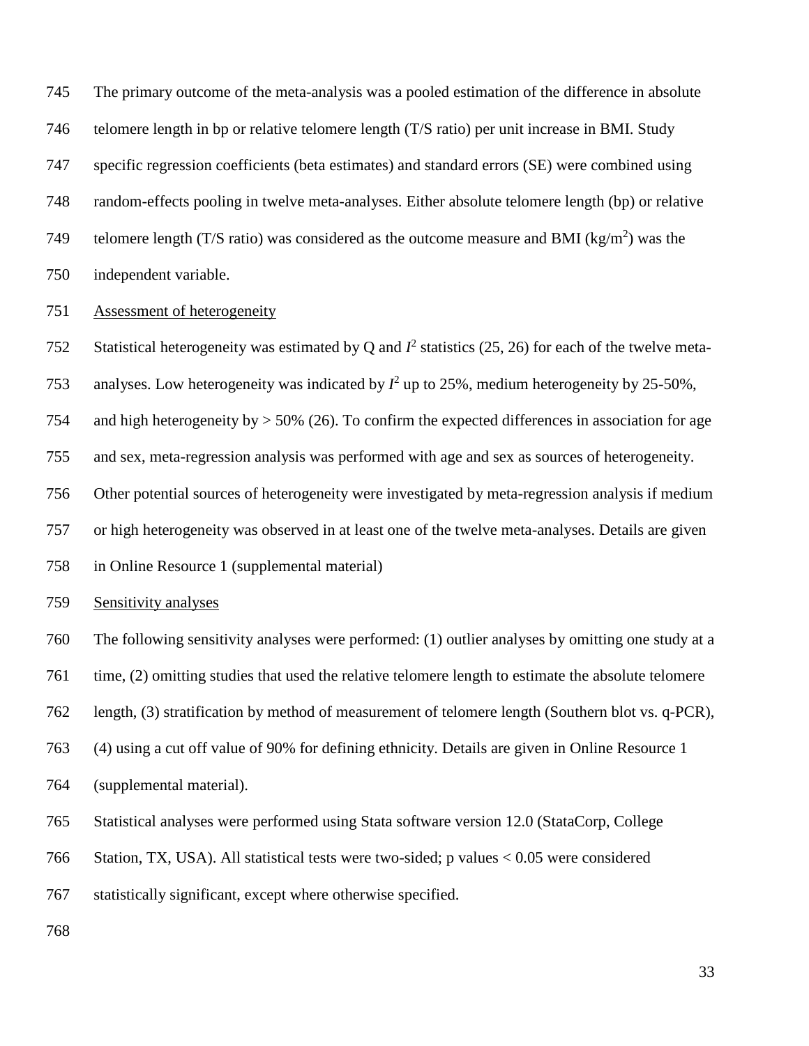The primary outcome of the meta-analysis was a pooled estimation of the difference in absolute telomere length in bp or relative telomere length (T/S ratio) per unit increase in BMI. Study specific regression coefficients (beta estimates) and standard errors (SE) were combined using random-effects pooling in twelve meta-analyses. Either absolute telomere length (bp) or relative telomere length (T/S ratio) was considered as the outcome measure and BMI ($kg/m^2$) was the independent variable.

<u>Assessment of heterogeneity</u>

Statistical heterogeneity was estimated by Q and $I^2$ statistics (25, 26) for each of the twelve meta-analyses. Low heterogeneity was indicated by $I^2$ up to 25%, medium heterogeneity by 25-50%, and high heterogeneity by > 50% (26). To confirm the expected differences in association for age and sex, meta-regression analysis was performed with age and sex as sources of heterogeneity. Other potential sources of heterogeneity were investigated by meta-regression analysis if medium or high heterogeneity was observed in at least one of the twelve meta-analyses. Details are given in Online Resource 1 (supplemental material)

<u>Sensitivity analyses</u>

The following sensitivity analyses were performed: (1) outlier analyses by omitting one study at a time, (2) omitting studies that used the relative telomere length to estimate the absolute telomere length, (3) stratification by method of measurement of telomere length (Southern blot vs. q-PCR), (4) using a cut off value of 90% for defining ethnicity. Details are given in Online Resource 1 (supplemental material).

Statistical analyses were performed using Stata software version 12.0 (StataCorp, College Station, TX, USA). All statistical tests were two-sided; p values < 0.05 were considered statistically significant, except where otherwise specified.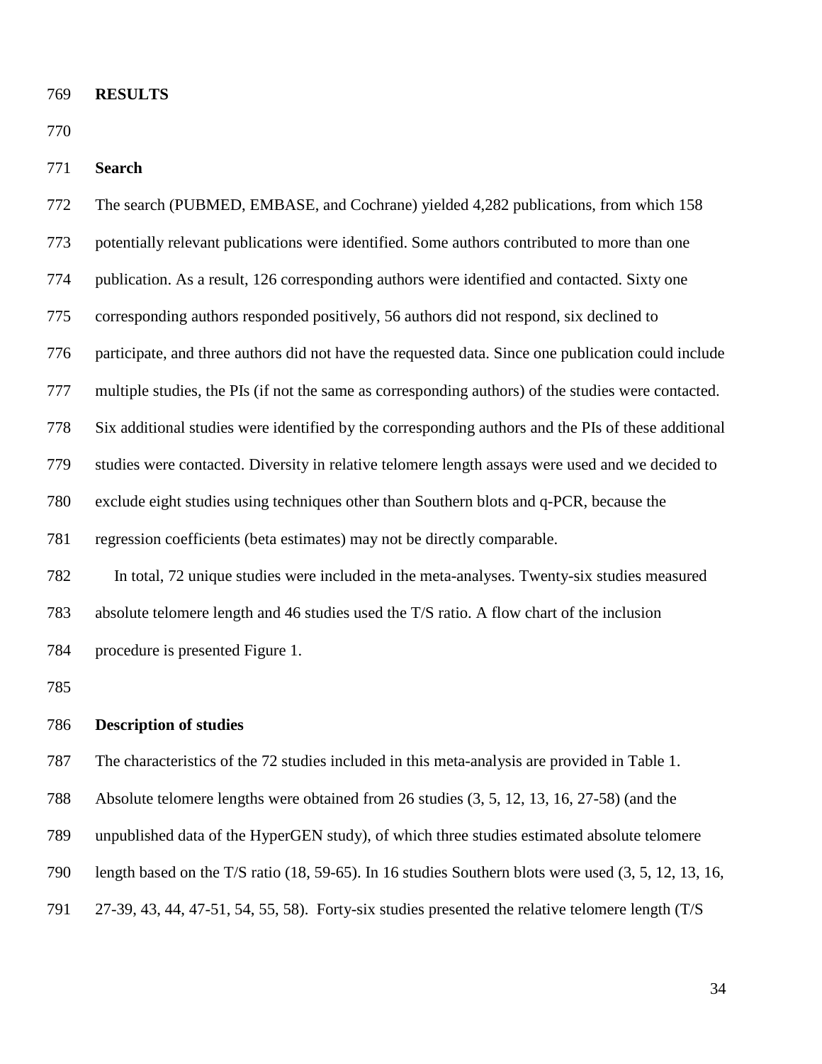# RESULTS

## Search

The search (PUBMED, EMBASE, and Cochrane) yielded 4,282 publications, from which 158 potentially relevant publications were identified. Some authors contributed to more than one publication. As a result, 126 corresponding authors were identified and contacted. Sixty one corresponding authors responded positively, 56 authors did not respond, six declined to participate, and three authors did not have the requested data. Since one publication could include multiple studies, the PIs (if not the same as corresponding authors) of the studies were contacted. Six additional studies were identified by the corresponding authors and the PIs of these additional studies were contacted. Diversity in relative telomere length assays were used and we decided to exclude eight studies using techniques other than Southern blots and q-PCR, because the regression coefficients (beta estimates) may not be directly comparable.

In total, 72 unique studies were included in the meta-analyses. Twenty-six studies measured absolute telomere length and 46 studies used the T/S ratio. A flow chart of the inclusion procedure is presented Figure 1.

## Description of studies

The characteristics of the 72 studies included in this meta-analysis are provided in Table 1. Absolute telomere lengths were obtained from 26 studies (3, 5, 12, 13, 16, 27-58) (and the unpublished data of the HyperGEN study), of which three studies estimated absolute telomere length based on the T/S ratio (18, 59-65). In 16 studies Southern blots were used (3, 5, 12, 13, 16, 27-39, 43, 44, 47-51, 54, 55, 58). Forty-six studies presented the relative telomere length (T/S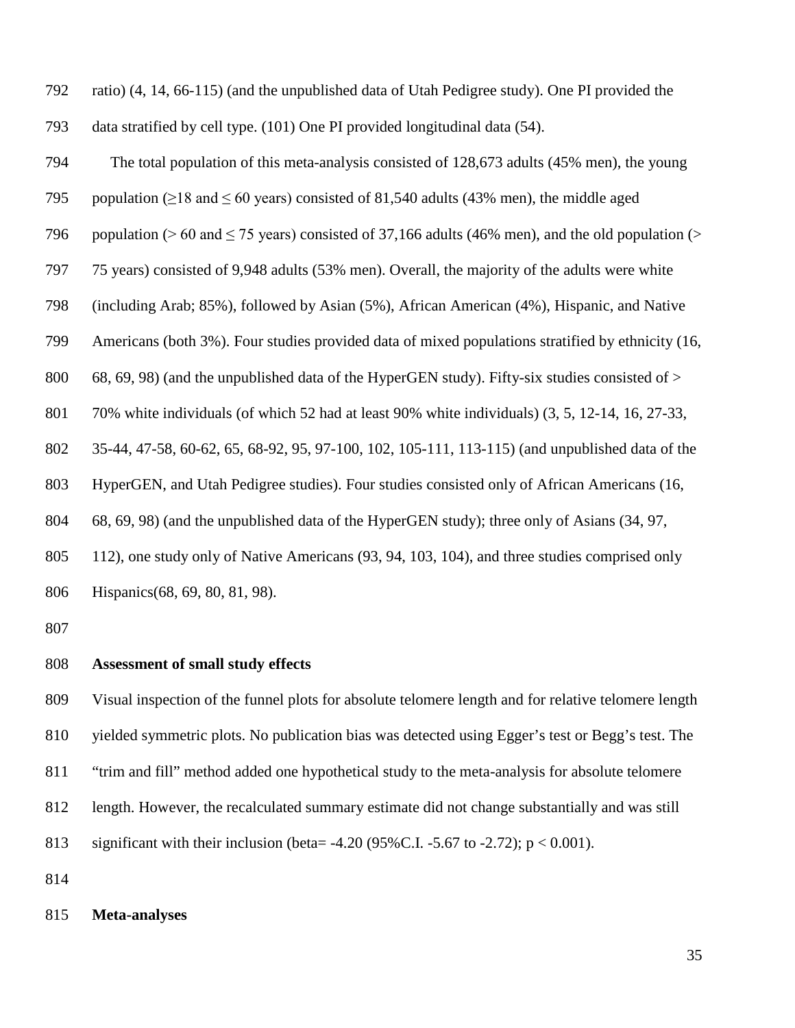ratio) (4, 14, 66-115) (and the unpublished data of Utah Pedigree study). One PI provided the data stratified by cell type. (101) One PI provided longitudinal data (54).

The total population of this meta-analysis consisted of 128,673 adults (45% men), the young population ($\geq$18 and $\leq$ 60 years) consisted of 81,540 adults (43% men), the middle aged population (> 60 and $\leq$ 75 years) consisted of 37,166 adults (46% men), and the old population (> 75 years) consisted of 9,948 adults (53% men). Overall, the majority of the adults were white (including Arab; 85%), followed by Asian (5%), African American (4%), Hispanic, and Native Americans (both 3%). Four studies provided data of mixed populations stratified by ethnicity (16, 68, 69, 98) (and the unpublished data of the HyperGEN study). Fifty-six studies consisted of > 70% white individuals (of which 52 had at least 90% white individuals) (3, 5, 12-14, 16, 27-33, 35-44, 47-58, 60-62, 65, 68-92, 95, 97-100, 102, 105-111, 113-115) (and unpublished data of the HyperGEN, and Utah Pedigree studies). Four studies consisted only of African Americans (16, 68, 69, 98) (and the unpublished data of the HyperGEN study); three only of Asians (34, 97, 112), one study only of Native Americans (93, 94, 103, 104), and three studies comprised only Hispanics(68, 69, 80, 81, 98).

**Assessment of small study effects**

Visual inspection of the funnel plots for absolute telomere length and for relative telomere length yielded symmetric plots. No publication bias was detected using Egger's test or Begg's test. The "trim and fill" method added one hypothetical study to the meta-analysis for absolute telomere length. However, the recalculated summary estimate did not change substantially and was still significant with their inclusion (beta= -4.20 (95%C.I. -5.67 to -2.72); $p < 0.001$).

**Meta-analyses**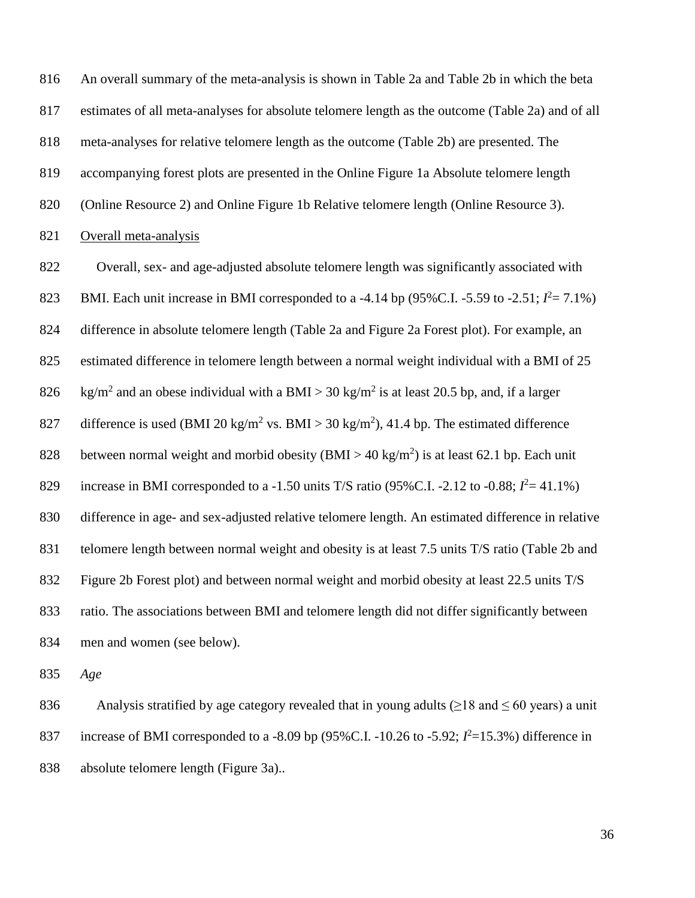An overall summary of the meta-analysis is shown in Table 2a and Table 2b in which the beta estimates of all meta-analyses for absolute telomere length as the outcome (Table 2a) and of all meta-analyses for relative telomere length as the outcome (Table 2b) are presented. The accompanying forest plots are presented in the Online Figure 1a Absolute telomere length (Online Resource 2) and Online Figure 1b Relative telomere length (Online Resource 3).

Overall meta-analysis

Overall, sex- and age-adjusted absolute telomere length was significantly associated with BMI. Each unit increase in BMI corresponded to a -4.14 bp (95%C.I. -5.59 to -2.51; $I^2$= 7.1%) difference in absolute telomere length (Table 2a and Figure 2a Forest plot). For example, an estimated difference in telomere length between a normal weight individual with a BMI of 25 kg/m$^2$ and an obese individual with a BMI > 30 kg/m$^2$ is at least 20.5 bp, and, if a larger difference is used (BMI 20 kg/m$^2$ vs. BMI > 30 kg/m$^2$), 41.4 bp. The estimated difference between normal weight and morbid obesity (BMI > 40 kg/m$^2$) is at least 62.1 bp. Each unit increase in BMI corresponded to a -1.50 units T/S ratio (95%C.I. -2.12 to -0.88; $I^2$= 41.1%) difference in age- and sex-adjusted relative telomere length. An estimated difference in relative telomere length between normal weight and obesity is at least 7.5 units T/S ratio (Table 2b and Figure 2b Forest plot) and between normal weight and morbid obesity at least 22.5 units T/S ratio. The associations between BMI and telomere length did not differ significantly between men and women (see below).

*Age*

Analysis stratified by age category revealed that in young adults (≥18 and ≤ 60 years) a unit increase of BMI corresponded to a -8.09 bp (95%C.I. -10.26 to -5.92; $I^2$=15.3%) difference in absolute telomere length (Figure 3a)..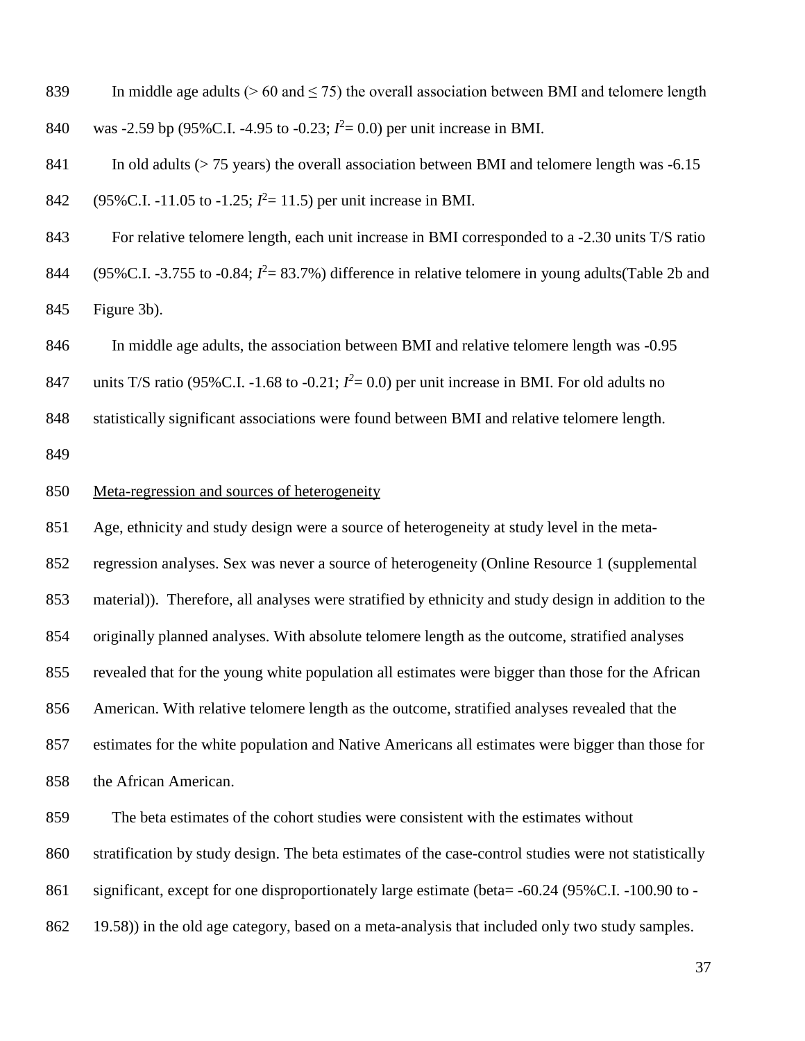In middle age adults (> 60 and ≤ 75) the overall association between BMI and telomere length was -2.59 bp (95%C.I. -4.95 to -0.23; $I^2$= 0.0) per unit increase in BMI.

In old adults (> 75 years) the overall association between BMI and telomere length was -6.15 (95%C.I. -11.05 to -1.25; $I^2$= 11.5) per unit increase in BMI.

For relative telomere length, each unit increase in BMI corresponded to a -2.30 units T/S ratio (95%C.I. -3.755 to -0.84; $I^2$= 83.7%) difference in relative telomere in young adults(Table 2b and Figure 3b).

In middle age adults, the association between BMI and relative telomere length was -0.95 units T/S ratio (95%C.I. -1.68 to -0.21; $I^2$= 0.0) per unit increase in BMI. For old adults no statistically significant associations were found between BMI and relative telomere length.

<u>Meta-regression and sources of heterogeneity</u>

Age, ethnicity and study design were a source of heterogeneity at study level in the meta-regression analyses. Sex was never a source of heterogeneity (Online Resource 1 (supplemental material)). Therefore, all analyses were stratified by ethnicity and study design in addition to the originally planned analyses. With absolute telomere length as the outcome, stratified analyses revealed that for the young white population all estimates were bigger than those for the African American. With relative telomere length as the outcome, stratified analyses revealed that the estimates for the white population and Native Americans all estimates were bigger than those for the African American.

The beta estimates of the cohort studies were consistent with the estimates without stratification by study design. The beta estimates of the case-control studies were not statistically significant, except for one disproportionately large estimate (beta= -60.24 (95%C.I. -100.90 to -19.58)) in the old age category, based on a meta-analysis that included only two study samples.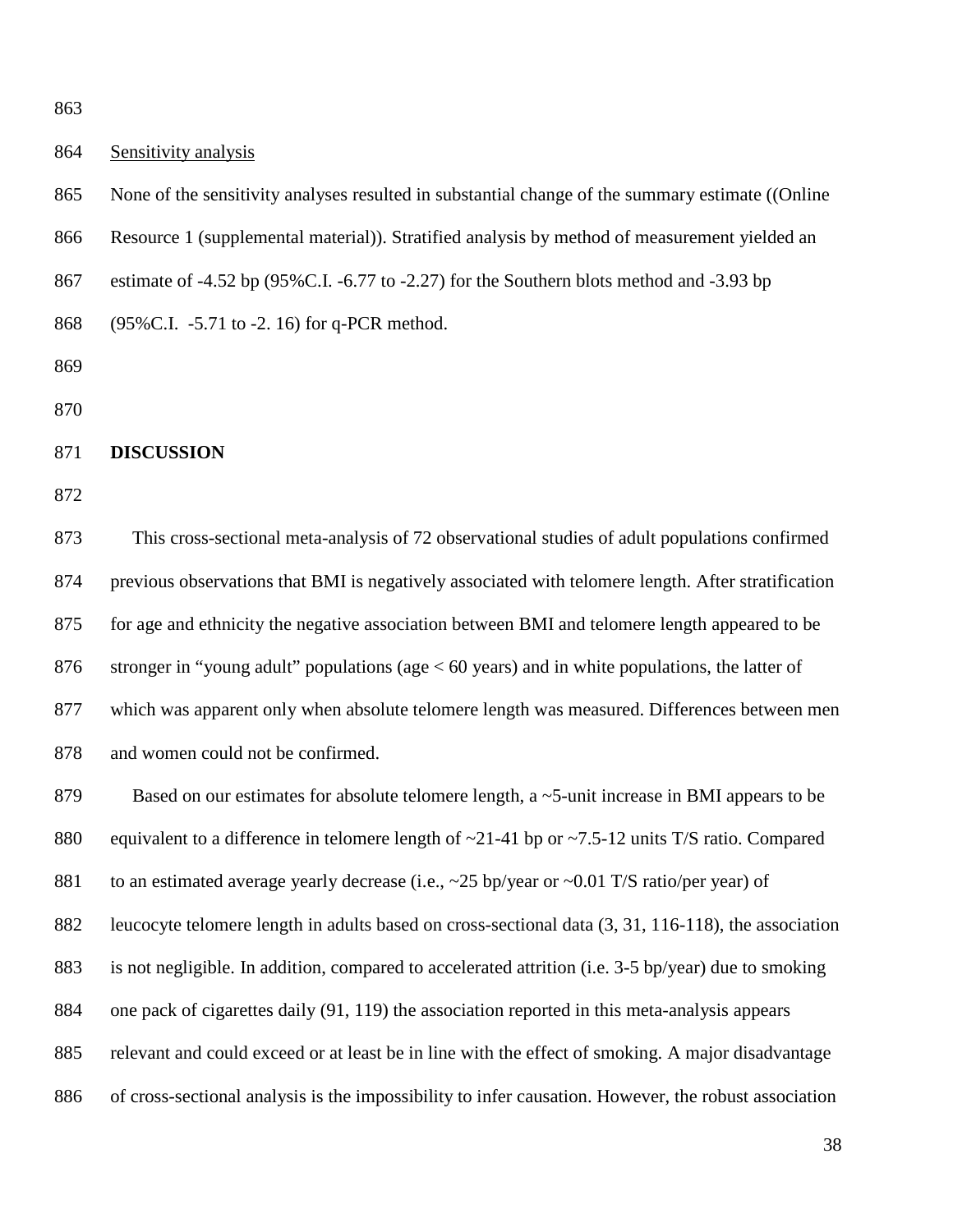Sensitivity analysis

None of the sensitivity analyses resulted in substantial change of the summary estimate ((Online Resource 1 (supplemental material)). Stratified analysis by method of measurement yielded an estimate of -4.52 bp (95%C.I. -6.77 to -2.27) for the Southern blots method and -3.93 bp (95%C.I. -5.71 to -2. 16) for q-PCR method.

## DISCUSSION

This cross-sectional meta-analysis of 72 observational studies of adult populations confirmed previous observations that BMI is negatively associated with telomere length. After stratification for age and ethnicity the negative association between BMI and telomere length appeared to be stronger in "young adult" populations (age < 60 years) and in white populations, the latter of which was apparent only when absolute telomere length was measured. Differences between men and women could not be confirmed.

Based on our estimates for absolute telomere length, a ~5-unit increase in BMI appears to be equivalent to a difference in telomere length of ~21-41 bp or ~7.5-12 units T/S ratio. Compared to an estimated average yearly decrease (i.e., ~25 bp/year or ~0.01 T/S ratio/per year) of leucocyte telomere length in adults based on cross-sectional data (3, 31, 116-118), the association is not negligible. In addition, compared to accelerated attrition (i.e. 3-5 bp/year) due to smoking one pack of cigarettes daily (91, 119) the association reported in this meta-analysis appears relevant and could exceed or at least be in line with the effect of smoking. A major disadvantage of cross-sectional analysis is the impossibility to infer causation. However, the robust association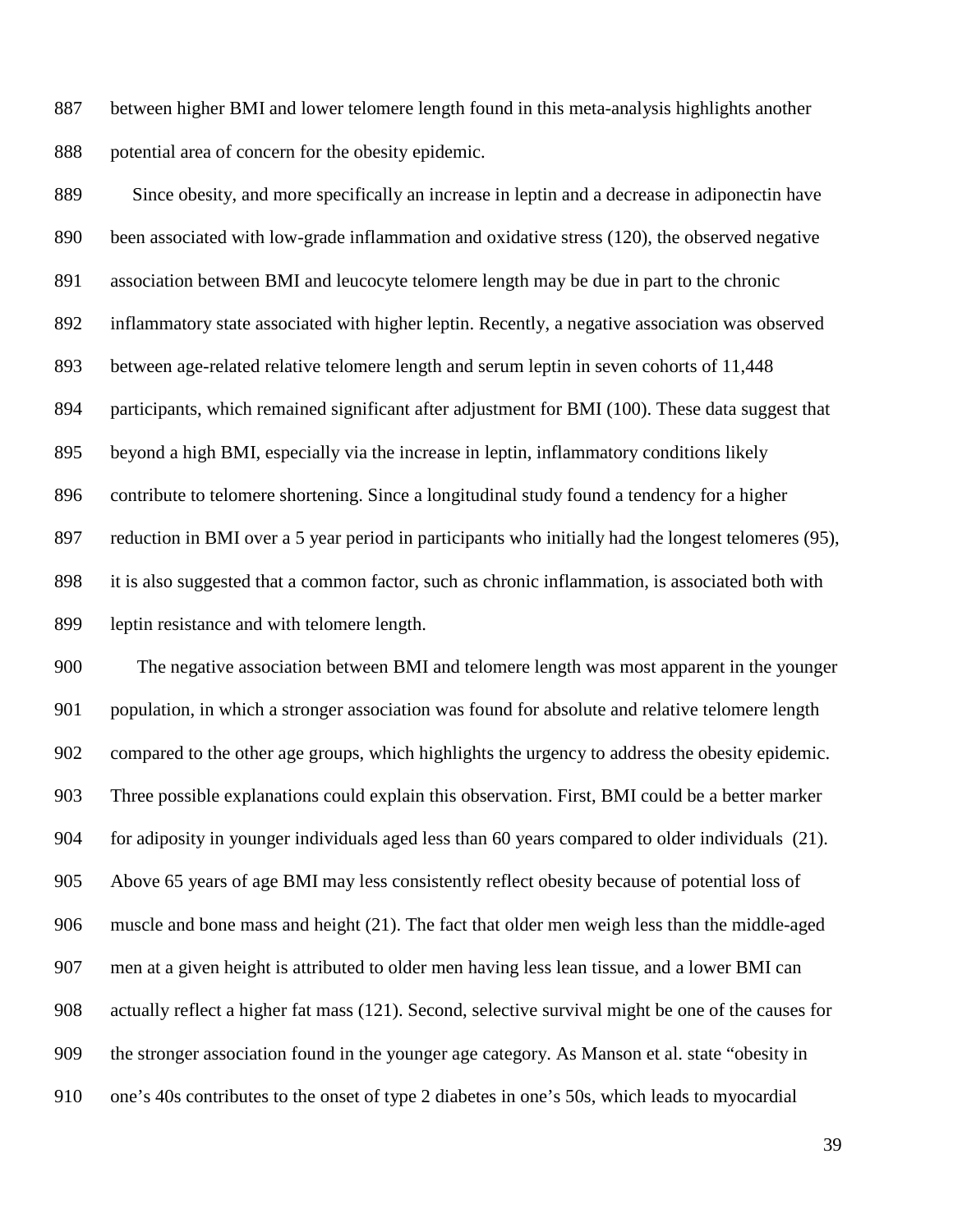between higher BMI and lower telomere length found in this meta-analysis highlights another potential area of concern for the obesity epidemic.

Since obesity, and more specifically an increase in leptin and a decrease in adiponectin have been associated with low-grade inflammation and oxidative stress (120), the observed negative association between BMI and leucocyte telomere length may be due in part to the chronic inflammatory state associated with higher leptin. Recently, a negative association was observed between age-related relative telomere length and serum leptin in seven cohorts of 11,448 participants, which remained significant after adjustment for BMI (100). These data suggest that beyond a high BMI, especially via the increase in leptin, inflammatory conditions likely contribute to telomere shortening. Since a longitudinal study found a tendency for a higher reduction in BMI over a 5 year period in participants who initially had the longest telomeres (95), it is also suggested that a common factor, such as chronic inflammation, is associated both with leptin resistance and with telomere length.

The negative association between BMI and telomere length was most apparent in the younger population, in which a stronger association was found for absolute and relative telomere length compared to the other age groups, which highlights the urgency to address the obesity epidemic. Three possible explanations could explain this observation. First, BMI could be a better marker for adiposity in younger individuals aged less than 60 years compared to older individuals (21). Above 65 years of age BMI may less consistently reflect obesity because of potential loss of muscle and bone mass and height (21). The fact that older men weigh less than the middle-aged men at a given height is attributed to older men having less lean tissue, and a lower BMI can actually reflect a higher fat mass (121). Second, selective survival might be one of the causes for the stronger association found in the younger age category. As Manson et al. state "obesity in one's 40s contributes to the onset of type 2 diabetes in one's 50s, which leads to myocardial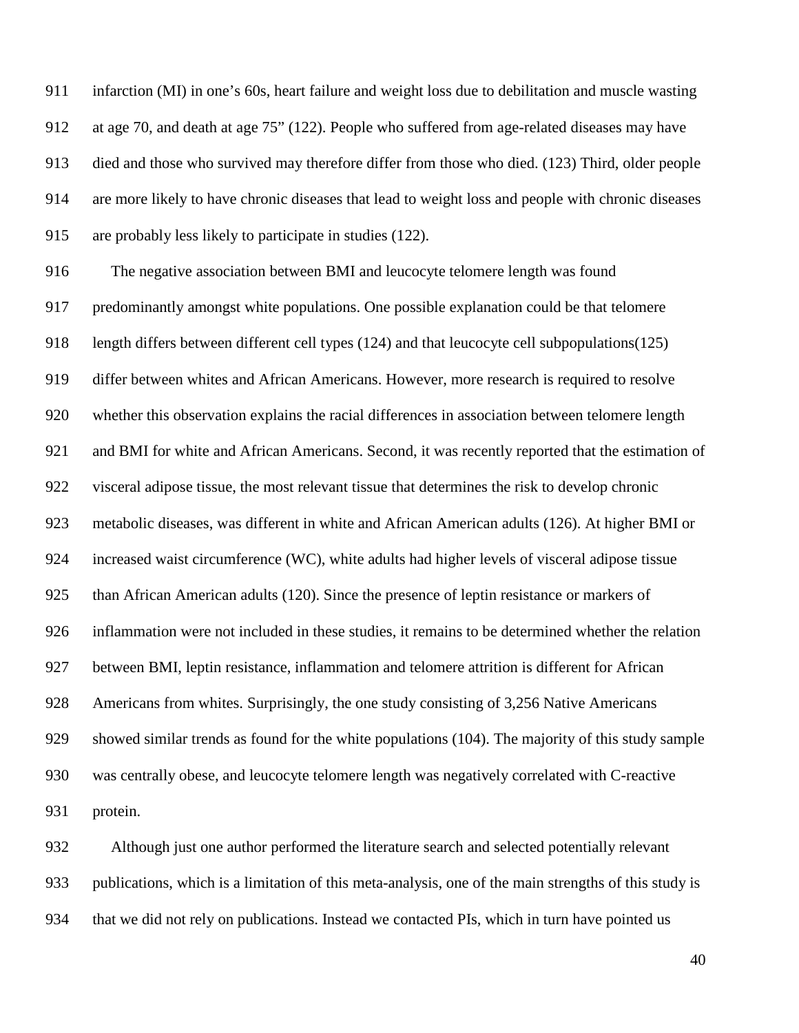infarction (MI) in one's 60s, heart failure and weight loss due to debilitation and muscle wasting at age 70, and death at age 75" (122). People who suffered from age-related diseases may have died and those who survived may therefore differ from those who died. (123) Third, older people are more likely to have chronic diseases that lead to weight loss and people with chronic diseases are probably less likely to participate in studies (122).

The negative association between BMI and leucocyte telomere length was found predominantly amongst white populations. One possible explanation could be that telomere length differs between different cell types (124) and that leucocyte cell subpopulations(125) differ between whites and African Americans. However, more research is required to resolve whether this observation explains the racial differences in association between telomere length and BMI for white and African Americans. Second, it was recently reported that the estimation of visceral adipose tissue, the most relevant tissue that determines the risk to develop chronic metabolic diseases, was different in white and African American adults (126). At higher BMI or increased waist circumference (WC), white adults had higher levels of visceral adipose tissue than African American adults (120). Since the presence of leptin resistance or markers of inflammation were not included in these studies, it remains to be determined whether the relation between BMI, leptin resistance, inflammation and telomere attrition is different for African Americans from whites. Surprisingly, the one study consisting of 3,256 Native Americans showed similar trends as found for the white populations (104). The majority of this study sample was centrally obese, and leucocyte telomere length was negatively correlated with C-reactive protein.

Although just one author performed the literature search and selected potentially relevant publications, which is a limitation of this meta-analysis, one of the main strengths of this study is that we did not rely on publications. Instead we contacted PIs, which in turn have pointed us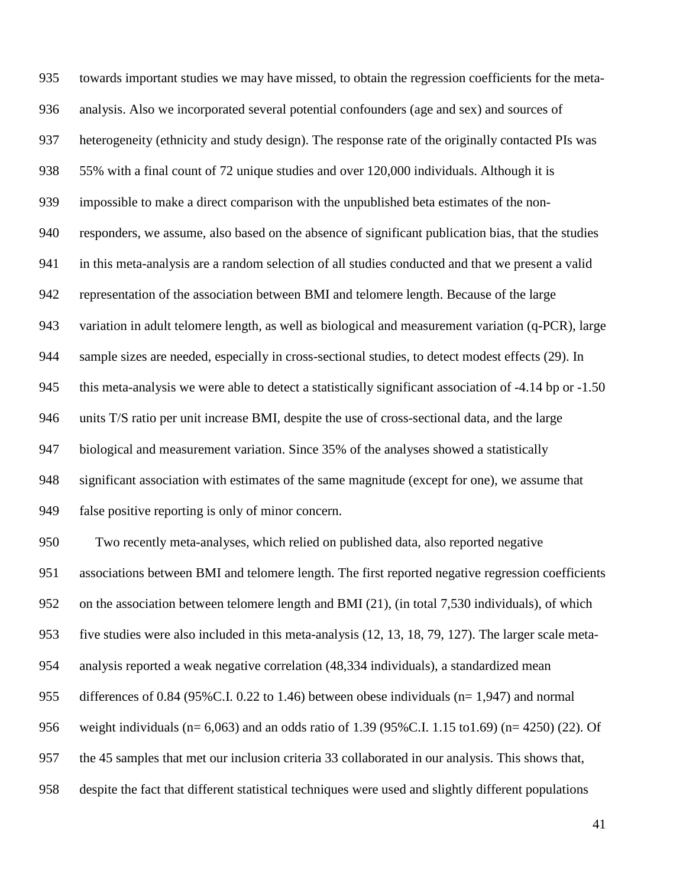towards important studies we may have missed, to obtain the regression coefficients for the meta-analysis. Also we incorporated several potential confounders (age and sex) and sources of heterogeneity (ethnicity and study design). The response rate of the originally contacted PIs was 55% with a final count of 72 unique studies and over 120,000 individuals. Although it is impossible to make a direct comparison with the unpublished beta estimates of the non-responders, we assume, also based on the absence of significant publication bias, that the studies in this meta-analysis are a random selection of all studies conducted and that we present a valid representation of the association between BMI and telomere length. Because of the large variation in adult telomere length, as well as biological and measurement variation (q-PCR), large sample sizes are needed, especially in cross-sectional studies, to detect modest effects (29). In this meta-analysis we were able to detect a statistically significant association of -4.14 bp or -1.50 units T/S ratio per unit increase BMI, despite the use of cross-sectional data, and the large biological and measurement variation. Since 35% of the analyses showed a statistically significant association with estimates of the same magnitude (except for one), we assume that false positive reporting is only of minor concern.

Two recently meta-analyses, which relied on published data, also reported negative associations between BMI and telomere length. The first reported negative regression coefficients on the association between telomere length and BMI (21), (in total 7,530 individuals), of which five studies were also included in this meta-analysis (12, 13, 18, 79, 127). The larger scale meta-analysis reported a weak negative correlation (48,334 individuals), a standardized mean differences of 0.84 (95%C.I. 0.22 to 1.46) between obese individuals (n= 1,947) and normal weight individuals (n= 6,063) and an odds ratio of 1.39 (95%C.I. 1.15 to1.69) (n= 4250) (22). Of the 45 samples that met our inclusion criteria 33 collaborated in our analysis. This shows that, despite the fact that different statistical techniques were used and slightly different populations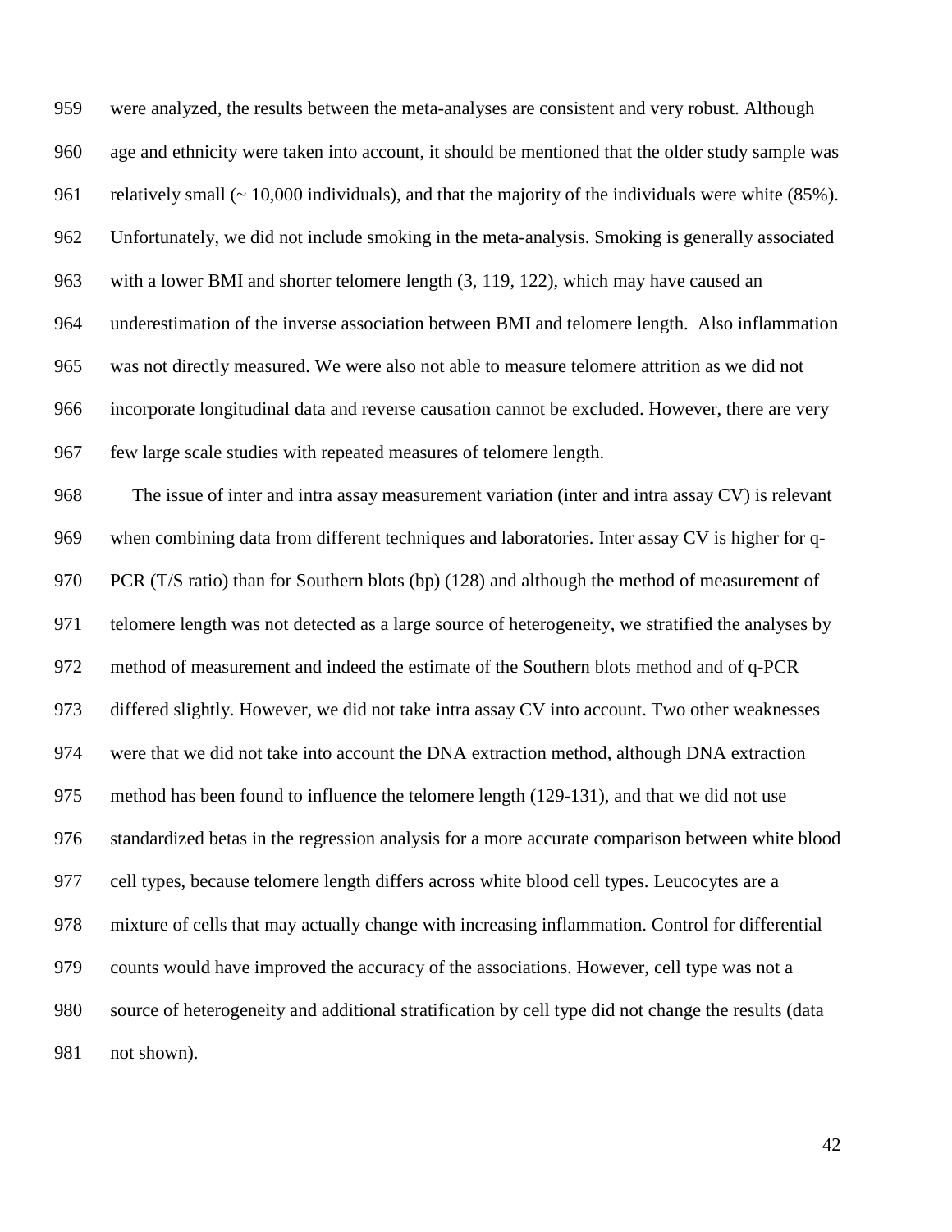were analyzed, the results between the meta-analyses are consistent and very robust. Although age and ethnicity were taken into account, it should be mentioned that the older study sample was relatively small (~ 10,000 individuals), and that the majority of the individuals were white (85%). Unfortunately, we did not include smoking in the meta-analysis. Smoking is generally associated with a lower BMI and shorter telomere length (3, 119, 122), which may have caused an underestimation of the inverse association between BMI and telomere length. Also inflammation was not directly measured. We were also not able to measure telomere attrition as we did not incorporate longitudinal data and reverse causation cannot be excluded. However, there are very few large scale studies with repeated measures of telomere length.

The issue of inter and intra assay measurement variation (inter and intra assay CV) is relevant when combining data from different techniques and laboratories. Inter assay CV is higher for q-PCR (T/S ratio) than for Southern blots (bp) (128) and although the method of measurement of telomere length was not detected as a large source of heterogeneity, we stratified the analyses by method of measurement and indeed the estimate of the Southern blots method and of q-PCR differed slightly. However, we did not take intra assay CV into account. Two other weaknesses were that we did not take into account the DNA extraction method, although DNA extraction method has been found to influence the telomere length (129-131), and that we did not use standardized betas in the regression analysis for a more accurate comparison between white blood cell types, because telomere length differs across white blood cell types. Leucocytes are a mixture of cells that may actually change with increasing inflammation. Control for differential counts would have improved the accuracy of the associations. However, cell type was not a source of heterogeneity and additional stratification by cell type did not change the results (data not shown).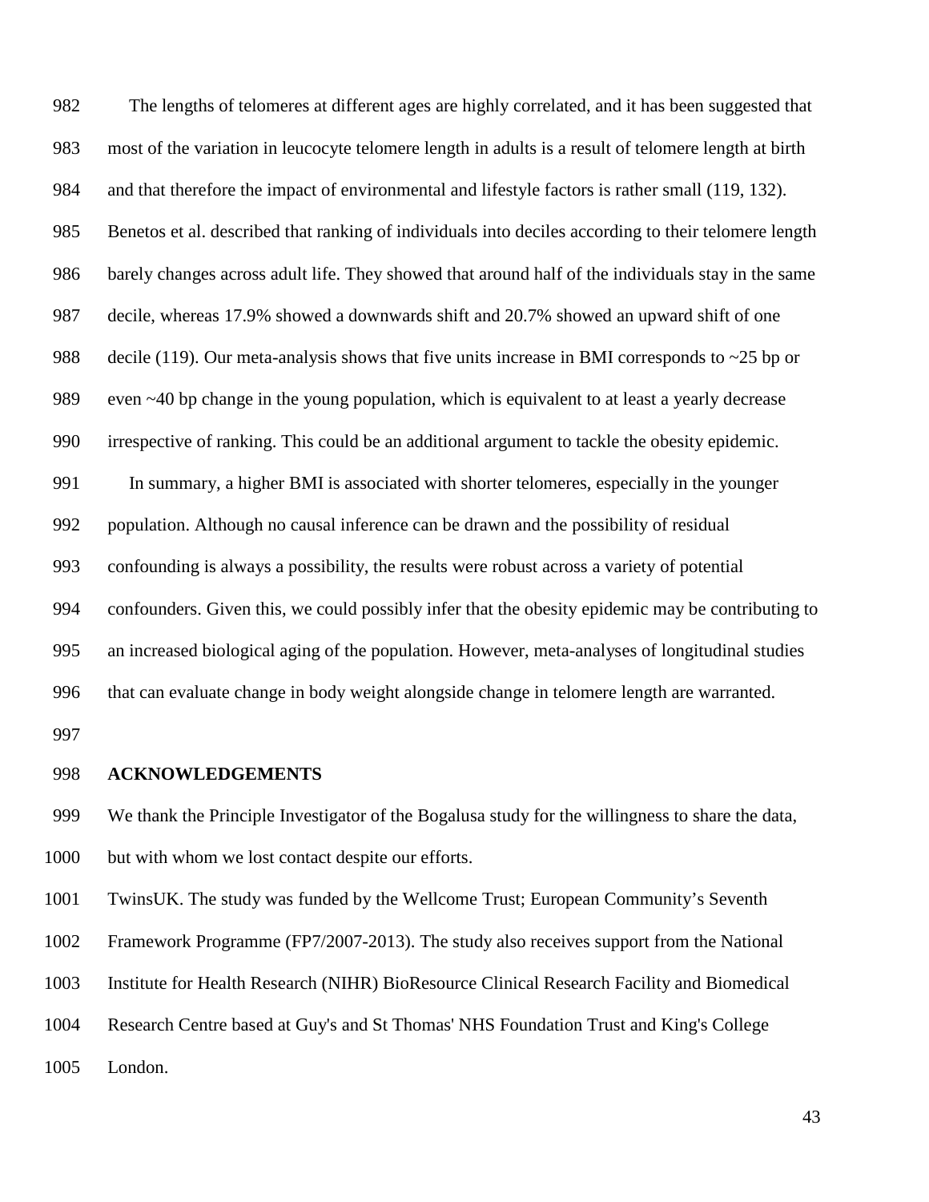The lengths of telomeres at different ages are highly correlated, and it has been suggested that most of the variation in leucocyte telomere length in adults is a result of telomere length at birth and that therefore the impact of environmental and lifestyle factors is rather small (119, 132). Benetos et al. described that ranking of individuals into deciles according to their telomere length barely changes across adult life. They showed that around half of the individuals stay in the same decile, whereas 17.9% showed a downwards shift and 20.7% showed an upward shift of one decile (119). Our meta-analysis shows that five units increase in BMI corresponds to ~25 bp or even ~40 bp change in the young population, which is equivalent to at least a yearly decrease irrespective of ranking. This could be an additional argument to tackle the obesity epidemic.

In summary, a higher BMI is associated with shorter telomeres, especially in the younger population. Although no causal inference can be drawn and the possibility of residual confounding is always a possibility, the results were robust across a variety of potential confounders. Given this, we could possibly infer that the obesity epidemic may be contributing to an increased biological aging of the population. However, meta-analyses of longitudinal studies that can evaluate change in body weight alongside change in telomere length are warranted.

## ACKNOWLEDGEMENTS

We thank the Principle Investigator of the Bogalusa study for the willingness to share the data, but with whom we lost contact despite our efforts.

TwinsUK. The study was funded by the Wellcome Trust; European Community's Seventh Framework Programme (FP7/2007-2013). The study also receives support from the National Institute for Health Research (NIHR) BioResource Clinical Research Facility and Biomedical Research Centre based at Guy's and St Thomas' NHS Foundation Trust and King's College London.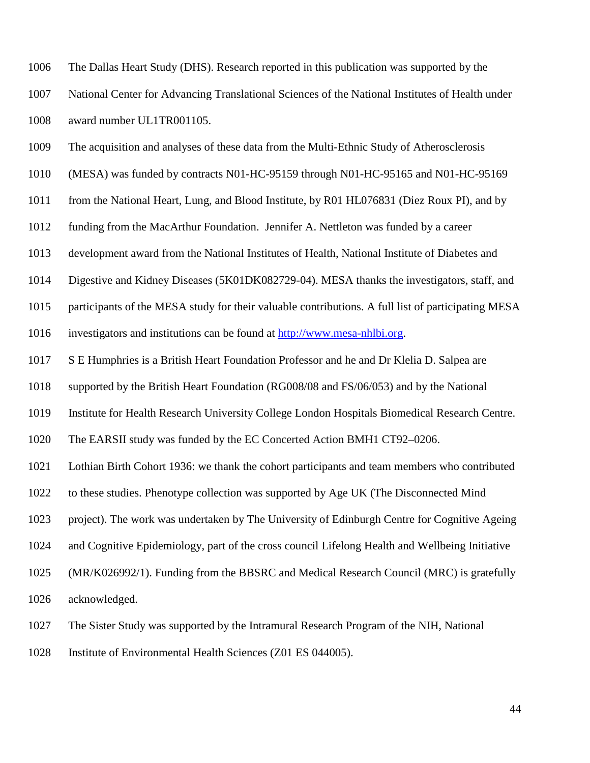The Dallas Heart Study (DHS). Research reported in this publication was supported by the National Center for Advancing Translational Sciences of the National Institutes of Health under award number UL1TR001105.

The acquisition and analyses of these data from the Multi-Ethnic Study of Atherosclerosis (MESA) was funded by contracts N01-HC-95159 through N01-HC-95165 and N01-HC-95169 from the National Heart, Lung, and Blood Institute, by R01 HL076831 (Diez Roux PI), and by funding from the MacArthur Foundation. Jennifer A. Nettleton was funded by a career development award from the National Institutes of Health, National Institute of Diabetes and Digestive and Kidney Diseases (5K01DK082729-04). MESA thanks the investigators, staff, and participants of the MESA study for their valuable contributions. A full list of participating MESA investigators and institutions can be found at http://www.mesa-nhlbi.org.

S E Humphries is a British Heart Foundation Professor and he and Dr Klelia D. Salpea are supported by the British Heart Foundation (RG008/08 and FS/06/053) and by the National Institute for Health Research University College London Hospitals Biomedical Research Centre. The EARSII study was funded by the EC Concerted Action BMH1 CT92–0206.

Lothian Birth Cohort 1936: we thank the cohort participants and team members who contributed to these studies. Phenotype collection was supported by Age UK (The Disconnected Mind project). The work was undertaken by The University of Edinburgh Centre for Cognitive Ageing and Cognitive Epidemiology, part of the cross council Lifelong Health and Wellbeing Initiative (MR/K026992/1). Funding from the BBSRC and Medical Research Council (MRC) is gratefully acknowledged.

The Sister Study was supported by the Intramural Research Program of the NIH, National Institute of Environmental Health Sciences (Z01 ES 044005).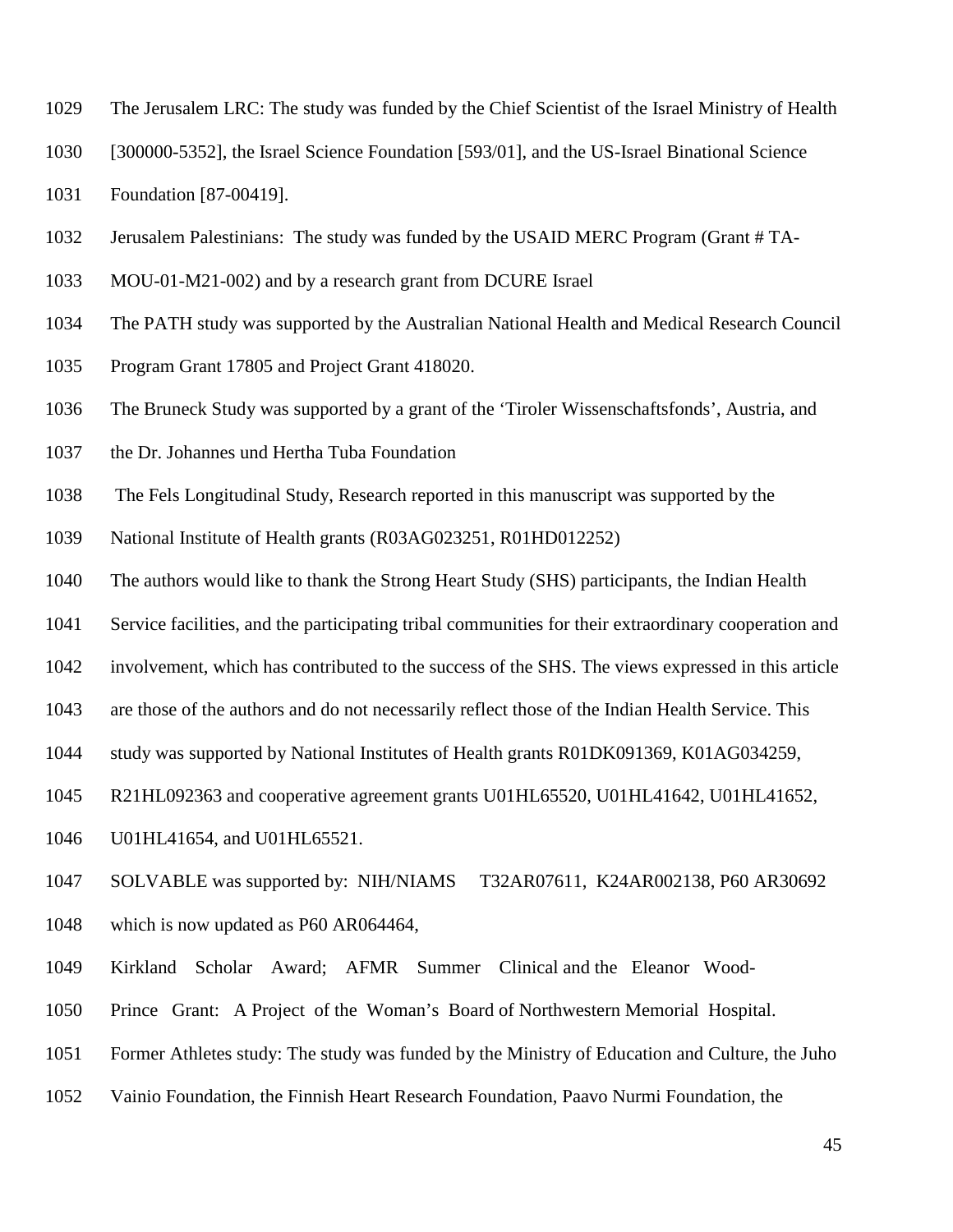The Jerusalem LRC: The study was funded by the Chief Scientist of the Israel Ministry of Health [300000-5352], the Israel Science Foundation [593/01], and the US-Israel Binational Science Foundation [87-00419].

Jerusalem Palestinians: The study was funded by the USAID MERC Program (Grant # TA-MOU-01-M21-002) and by a research grant from DCURE Israel

The PATH study was supported by the Australian National Health and Medical Research Council Program Grant 17805 and Project Grant 418020.

The Bruneck Study was supported by a grant of the 'Tiroler Wissenschaftsfonds', Austria, and the Dr. Johannes und Hertha Tuba Foundation

The Fels Longitudinal Study, Research reported in this manuscript was supported by the National Institute of Health grants (R03AG023251, R01HD012252)

The authors would like to thank the Strong Heart Study (SHS) participants, the Indian Health Service facilities, and the participating tribal communities for their extraordinary cooperation and involvement, which has contributed to the success of the SHS. The views expressed in this article are those of the authors and do not necessarily reflect those of the Indian Health Service. This study was supported by National Institutes of Health grants R01DK091369, K01AG034259, R21HL092363 and cooperative agreement grants U01HL65520, U01HL41642, U01HL41652, U01HL41654, and U01HL65521.

SOLVABLE was supported by: NIH/NIAMS T32AR07611, K24AR002138, P60 AR30692 which is now updated as P60 AR064464,

Kirkland Scholar Award; AFMR Summer Clinical and the Eleanor Wood-Prince Grant: A Project of the Woman's Board of Northwestern Memorial Hospital.

Former Athletes study: The study was funded by the Ministry of Education and Culture, the Juho Vainio Foundation, the Finnish Heart Research Foundation, Paavo Nurmi Foundation, the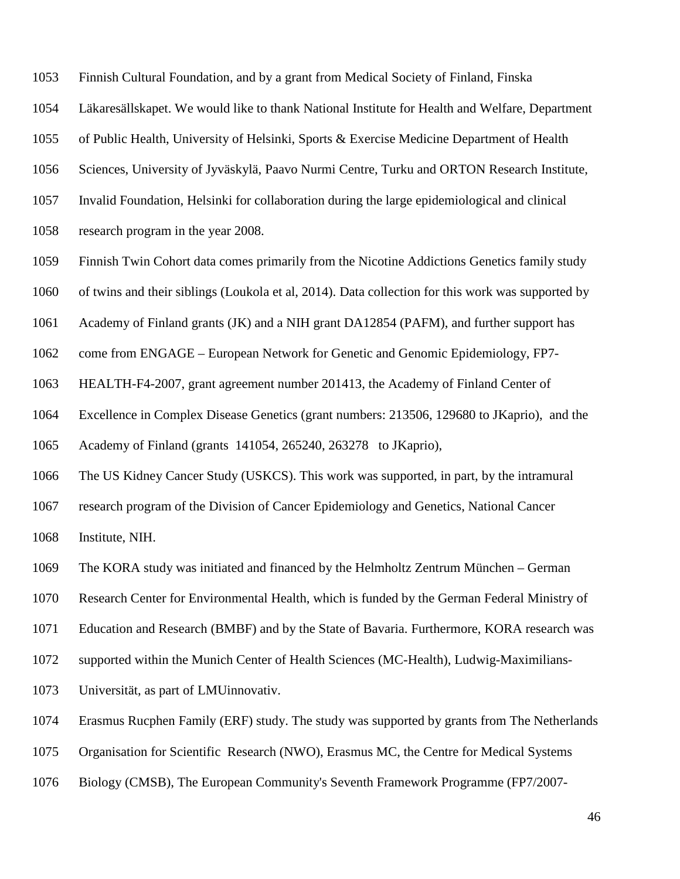Finnish Cultural Foundation, and by a grant from Medical Society of Finland, Finska Läkaresällskapet. We would like to thank National Institute for Health and Welfare, Department of Public Health, University of Helsinki, Sports & Exercise Medicine Department of Health Sciences, University of Jyväskylä, Paavo Nurmi Centre, Turku and ORTON Research Institute, Invalid Foundation, Helsinki for collaboration during the large epidemiological and clinical research program in the year 2008.

Finnish Twin Cohort data comes primarily from the Nicotine Addictions Genetics family study of twins and their siblings (Loukola et al, 2014). Data collection for this work was supported by Academy of Finland grants (JK) and a NIH grant DA12854 (PAFM), and further support has come from ENGAGE – European Network for Genetic and Genomic Epidemiology, FP7-HEALTH-F4-2007, grant agreement number 201413, the Academy of Finland Center of Excellence in Complex Disease Genetics (grant numbers: 213506, 129680 to JKaprio), and the Academy of Finland (grants 141054, 265240, 263278 to JKaprio),

The US Kidney Cancer Study (USKCS). This work was supported, in part, by the intramural research program of the Division of Cancer Epidemiology and Genetics, National Cancer Institute, NIH.

The KORA study was initiated and financed by the Helmholtz Zentrum München – German Research Center for Environmental Health, which is funded by the German Federal Ministry of Education and Research (BMBF) and by the State of Bavaria. Furthermore, KORA research was supported within the Munich Center of Health Sciences (MC-Health), Ludwig-Maximilians-Universität, as part of LMUinnovativ.

Erasmus Rucphen Family (ERF) study. The study was supported by grants from The Netherlands Organisation for Scientific Research (NWO), Erasmus MC, the Centre for Medical Systems Biology (CMSB), The European Community's Seventh Framework Programme (FP7/2007-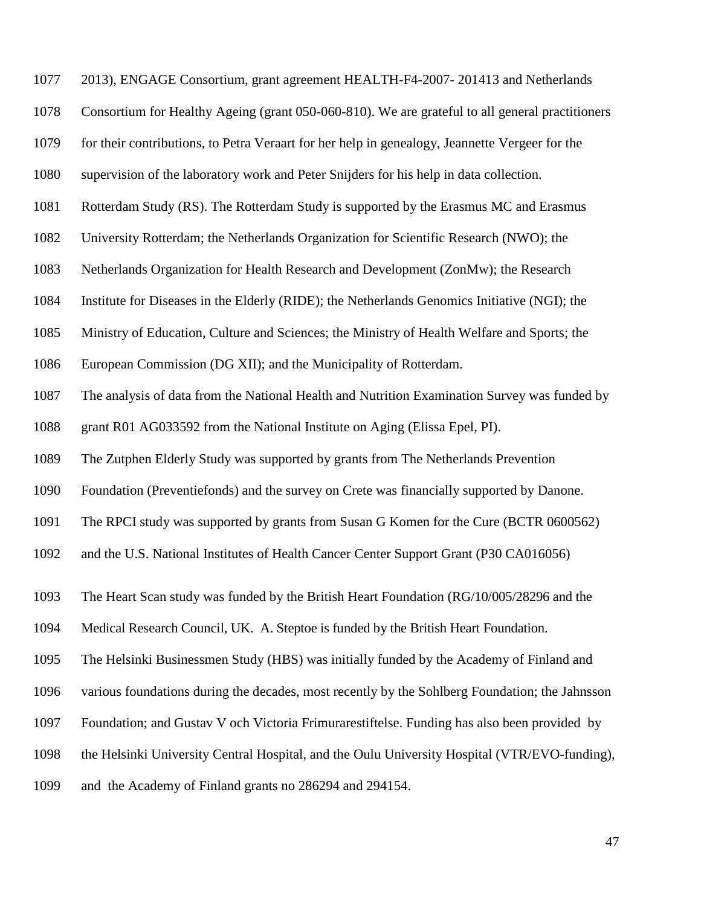2013), ENGAGE Consortium, grant agreement HEALTH-F4-2007- 201413 and Netherlands Consortium for Healthy Ageing (grant 050-060-810). We are grateful to all general practitioners for their contributions, to Petra Veraart for her help in genealogy, Jeannette Vergeer for the supervision of the laboratory work and Peter Snijders for his help in data collection.

Rotterdam Study (RS). The Rotterdam Study is supported by the Erasmus MC and Erasmus University Rotterdam; the Netherlands Organization for Scientific Research (NWO); the Netherlands Organization for Health Research and Development (ZonMw); the Research Institute for Diseases in the Elderly (RIDE); the Netherlands Genomics Initiative (NGI); the Ministry of Education, Culture and Sciences; the Ministry of Health Welfare and Sports; the European Commission (DG XII); and the Municipality of Rotterdam.

The analysis of data from the National Health and Nutrition Examination Survey was funded by grant R01 AG033592 from the National Institute on Aging (Elissa Epel, PI).

The Zutphen Elderly Study was supported by grants from The Netherlands Prevention Foundation (Preventiefonds) and the survey on Crete was financially supported by Danone.

The RPCI study was supported by grants from Susan G Komen for the Cure (BCTR 0600562) and the U.S. National Institutes of Health Cancer Center Support Grant (P30 CA016056)

The Heart Scan study was funded by the British Heart Foundation (RG/10/005/28296 and the Medical Research Council, UK. A. Steptoe is funded by the British Heart Foundation.

The Helsinki Businessmen Study (HBS) was initially funded by the Academy of Finland and various foundations during the decades, most recently by the Sohlberg Foundation; the Jahnsson Foundation; and Gustav V och Victoria Frimurarestiftelse. Funding has also been provided by the Helsinki University Central Hospital, and the Oulu University Hospital (VTR/EVO-funding), and the Academy of Finland grants no 286294 and 294154.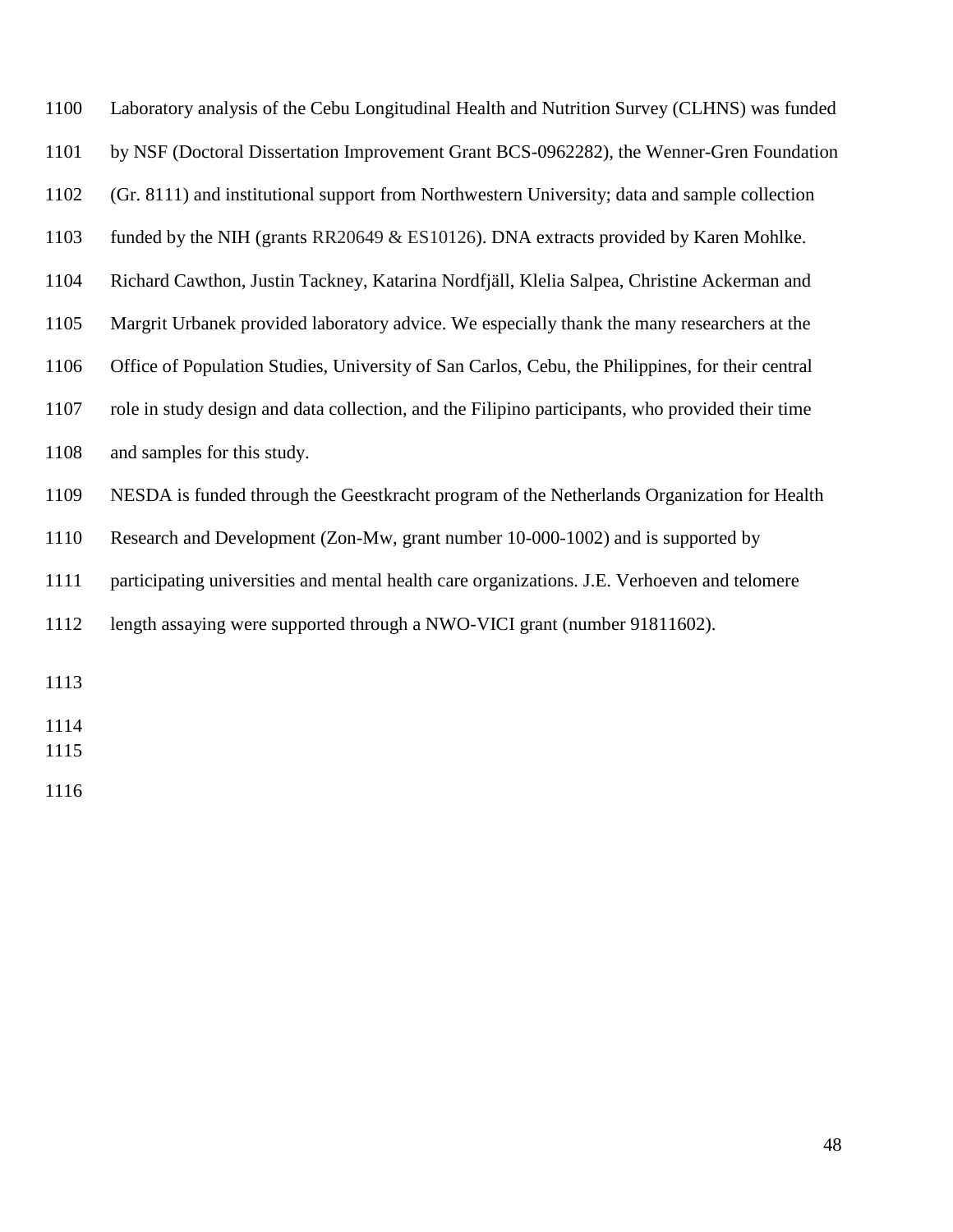Laboratory analysis of the Cebu Longitudinal Health and Nutrition Survey (CLHNS) was funded by NSF (Doctoral Dissertation Improvement Grant BCS-0962282), the Wenner-Gren Foundation (Gr. 8111) and institutional support from Northwestern University; data and sample collection funded by the NIH (grants RR20649 & ES10126). DNA extracts provided by Karen Mohlke. Richard Cawthon, Justin Tackney, Katarina Nordfjäll, Klelia Salpea, Christine Ackerman and Margrit Urbanek provided laboratory advice. We especially thank the many researchers at the Office of Population Studies, University of San Carlos, Cebu, the Philippines, for their central role in study design and data collection, and the Filipino participants, who provided their time and samples for this study.

NESDA is funded through the Geestkracht program of the Netherlands Organization for Health Research and Development (Zon-Mw, grant number 10-000-1002) and is supported by participating universities and mental health care organizations. J.E. Verhoeven and telomere length assaying were supported through a NWO-VICI grant (number 91811602).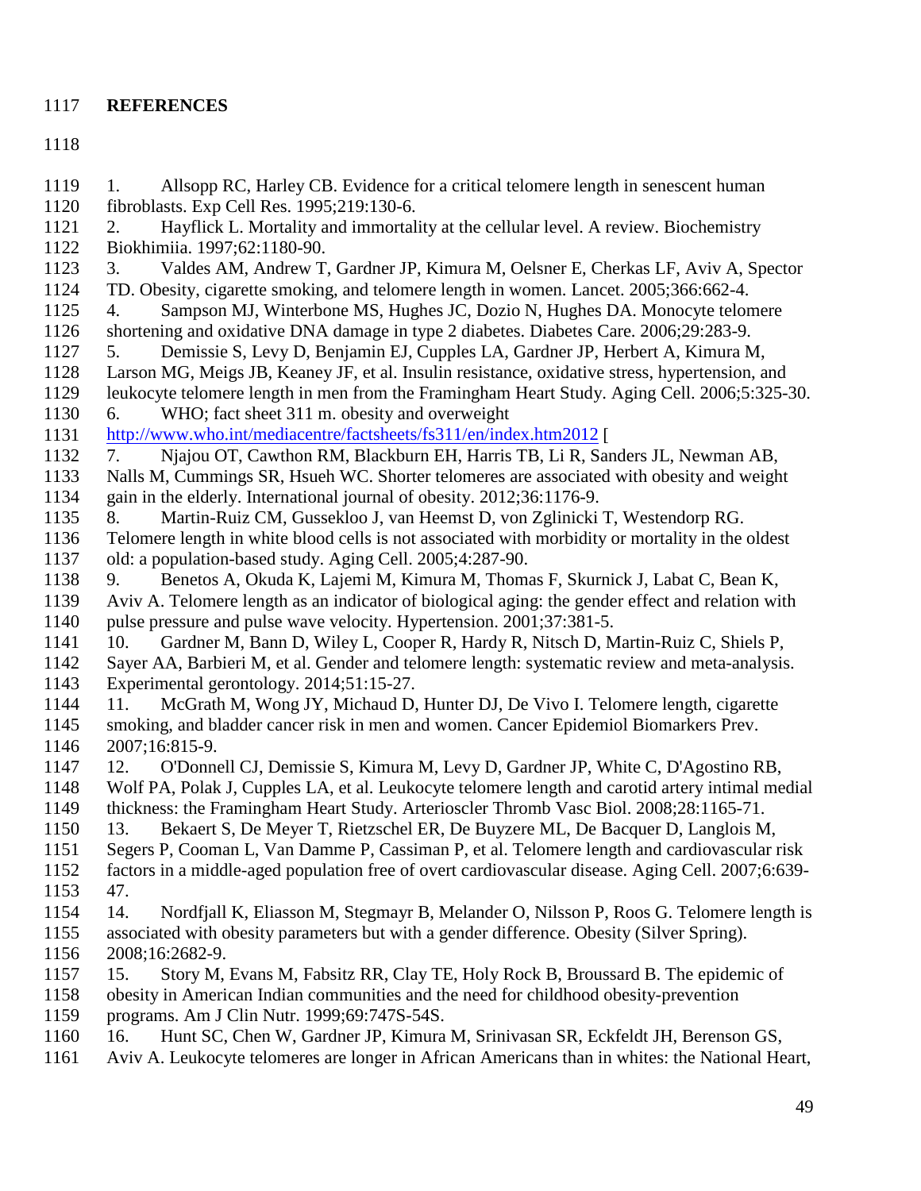**REFERENCES**

1. Allsopp RC, Harley CB. Evidence for a critical telomere length in senescent human fibroblasts. Exp Cell Res. 1995;219:130-6.
2. Hayflick L. Mortality and immortality at the cellular level. A review. Biochemistry Biokhimiia. 1997;62:1180-90.
3. Valdes AM, Andrew T, Gardner JP, Kimura M, Oelsner E, Cherkas LF, Aviv A, Spector TD. Obesity, cigarette smoking, and telomere length in women. Lancet. 2005;366:662-4.
4. Sampson MJ, Winterbone MS, Hughes JC, Dozio N, Hughes DA. Monocyte telomere shortening and oxidative DNA damage in type 2 diabetes. Diabetes Care. 2006;29:283-9.
5. Demissie S, Levy D, Benjamin EJ, Cupples LA, Gardner JP, Herbert A, Kimura M, Larson MG, Meigs JB, Keaney JF, et al. Insulin resistance, oxidative stress, hypertension, and leukocyte telomere length in men from the Framingham Heart Study. Aging Cell. 2006;5:325-30.
6. WHO; fact sheet 311 m. obesity and overweight http://www.who.int/mediacentre/factsheets/fs311/en/index.htm2012 [
7. Njajou OT, Cawthon RM, Blackburn EH, Harris TB, Li R, Sanders JL, Newman AB, Nalls M, Cummings SR, Hsueh WC. Shorter telomeres are associated with obesity and weight gain in the elderly. International journal of obesity. 2012;36:1176-9.
8. Martin-Ruiz CM, Gussekloo J, van Heemst D, von Zglinicki T, Westendorp RG. Telomere length in white blood cells is not associated with morbidity or mortality in the oldest old: a population-based study. Aging Cell. 2005;4:287-90.
9. Benetos A, Okuda K, Lajemi M, Kimura M, Thomas F, Skurnick J, Labat C, Bean K, Aviv A. Telomere length as an indicator of biological aging: the gender effect and relation with pulse pressure and pulse wave velocity. Hypertension. 2001;37:381-5.
10. Gardner M, Bann D, Wiley L, Cooper R, Hardy R, Nitsch D, Martin-Ruiz C, Shiels P, Sayer AA, Barbieri M, et al. Gender and telomere length: systematic review and meta-analysis. Experimental gerontology. 2014;51:15-27.
11. McGrath M, Wong JY, Michaud D, Hunter DJ, De Vivo I. Telomere length, cigarette smoking, and bladder cancer risk in men and women. Cancer Epidemiol Biomarkers Prev. 2007;16:815-9.
12. O'Donnell CJ, Demissie S, Kimura M, Levy D, Gardner JP, White C, D'Agostino RB, Wolf PA, Polak J, Cupples LA, et al. Leukocyte telomere length and carotid artery intimal medial thickness: the Framingham Heart Study. Arterioscler Thromb Vasc Biol. 2008;28:1165-71.
13. Bekaert S, De Meyer T, Rietzschel ER, De Buyzere ML, De Bacquer D, Langlois M, Segers P, Cooman L, Van Damme P, Cassiman P, et al. Telomere length and cardiovascular risk factors in a middle-aged population free of overt cardiovascular disease. Aging Cell. 2007;6:639-47.
14. Nordfjall K, Eliasson M, Stegmayr B, Melander O, Nilsson P, Roos G. Telomere length is associated with obesity parameters but with a gender difference. Obesity (Silver Spring). 2008;16:2682-9.
15. Story M, Evans M, Fabsitz RR, Clay TE, Holy Rock B, Broussard B. The epidemic of obesity in American Indian communities and the need for childhood obesity-prevention programs. Am J Clin Nutr. 1999;69:747S-54S.
16. Hunt SC, Chen W, Gardner JP, Kimura M, Srinivasan SR, Eckfeldt JH, Berenson GS, Aviv A. Leukocyte telomeres are longer in African Americans than in whites: the National Heart,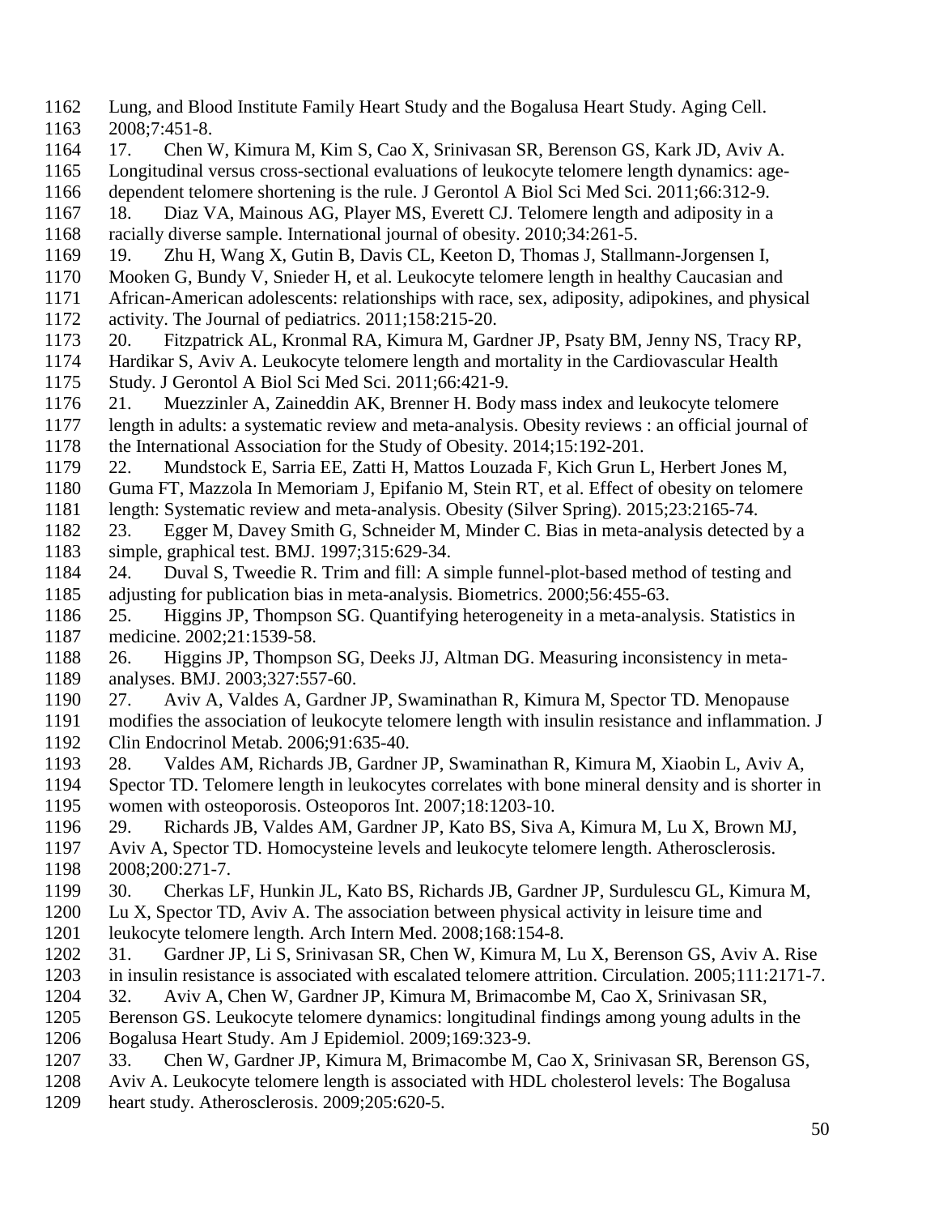Lung, and Blood Institute Family Heart Study and the Bogalusa Heart Study. Aging Cell. 2008;7:451-8.

17. Chen W, Kimura M, Kim S, Cao X, Srinivasan SR, Berenson GS, Kark JD, Aviv A. Longitudinal versus cross-sectional evaluations of leukocyte telomere length dynamics: age-dependent telomere shortening is the rule. J Gerontol A Biol Sci Med Sci. 2011;66:312-9.

18. Diaz VA, Mainous AG, Player MS, Everett CJ. Telomere length and adiposity in a racially diverse sample. International journal of obesity. 2010;34:261-5.

19. Zhu H, Wang X, Gutin B, Davis CL, Keeton D, Thomas J, Stallmann-Jorgensen I, Mooken G, Bundy V, Snieder H, et al. Leukocyte telomere length in healthy Caucasian and African-American adolescents: relationships with race, sex, adiposity, adipokines, and physical activity. The Journal of pediatrics. 2011;158:215-20.

20. Fitzpatrick AL, Kronmal RA, Kimura M, Gardner JP, Psaty BM, Jenny NS, Tracy RP, Hardikar S, Aviv A. Leukocyte telomere length and mortality in the Cardiovascular Health Study. J Gerontol A Biol Sci Med Sci. 2011;66:421-9.

21. Muezzinler A, Zaineddin AK, Brenner H. Body mass index and leukocyte telomere length in adults: a systematic review and meta-analysis. Obesity reviews : an official journal of the International Association for the Study of Obesity. 2014;15:192-201.

22. Mundstock E, Sarria EE, Zatti H, Mattos Louzada F, Kich Grun L, Herbert Jones M, Guma FT, Mazzola In Memoriam J, Epifanio M, Stein RT, et al. Effect of obesity on telomere length: Systematic review and meta-analysis. Obesity (Silver Spring). 2015;23:2165-74.

23. Egger M, Davey Smith G, Schneider M, Minder C. Bias in meta-analysis detected by a simple, graphical test. BMJ. 1997;315:629-34.

24. Duval S, Tweedie R. Trim and fill: A simple funnel-plot-based method of testing and adjusting for publication bias in meta-analysis. Biometrics. 2000;56:455-63.

25. Higgins JP, Thompson SG. Quantifying heterogeneity in a meta-analysis. Statistics in medicine. 2002;21:1539-58.

26. Higgins JP, Thompson SG, Deeks JJ, Altman DG. Measuring inconsistency in meta-analyses. BMJ. 2003;327:557-60.

27. Aviv A, Valdes A, Gardner JP, Swaminathan R, Kimura M, Spector TD. Menopause modifies the association of leukocyte telomere length with insulin resistance and inflammation. J Clin Endocrinol Metab. 2006;91:635-40.

28. Valdes AM, Richards JB, Gardner JP, Swaminathan R, Kimura M, Xiaobin L, Aviv A, Spector TD. Telomere length in leukocytes correlates with bone mineral density and is shorter in women with osteoporosis. Osteoporos Int. 2007;18:1203-10.

29. Richards JB, Valdes AM, Gardner JP, Kato BS, Siva A, Kimura M, Lu X, Brown MJ, Aviv A, Spector TD. Homocysteine levels and leukocyte telomere length. Atherosclerosis. 2008;200:271-7.

30. Cherkas LF, Hunkin JL, Kato BS, Richards JB, Gardner JP, Surdulescu GL, Kimura M, Lu X, Spector TD, Aviv A. The association between physical activity in leisure time and leukocyte telomere length. Arch Intern Med. 2008;168:154-8.

31. Gardner JP, Li S, Srinivasan SR, Chen W, Kimura M, Lu X, Berenson GS, Aviv A. Rise in insulin resistance is associated with escalated telomere attrition. Circulation. 2005;111:2171-7.

32. Aviv A, Chen W, Gardner JP, Kimura M, Brimacombe M, Cao X, Srinivasan SR, Berenson GS. Leukocyte telomere dynamics: longitudinal findings among young adults in the Bogalusa Heart Study. Am J Epidemiol. 2009;169:323-9.

33. Chen W, Gardner JP, Kimura M, Brimacombe M, Cao X, Srinivasan SR, Berenson GS, Aviv A. Leukocyte telomere length is associated with HDL cholesterol levels: The Bogalusa heart study. Atherosclerosis. 2009;205:620-5.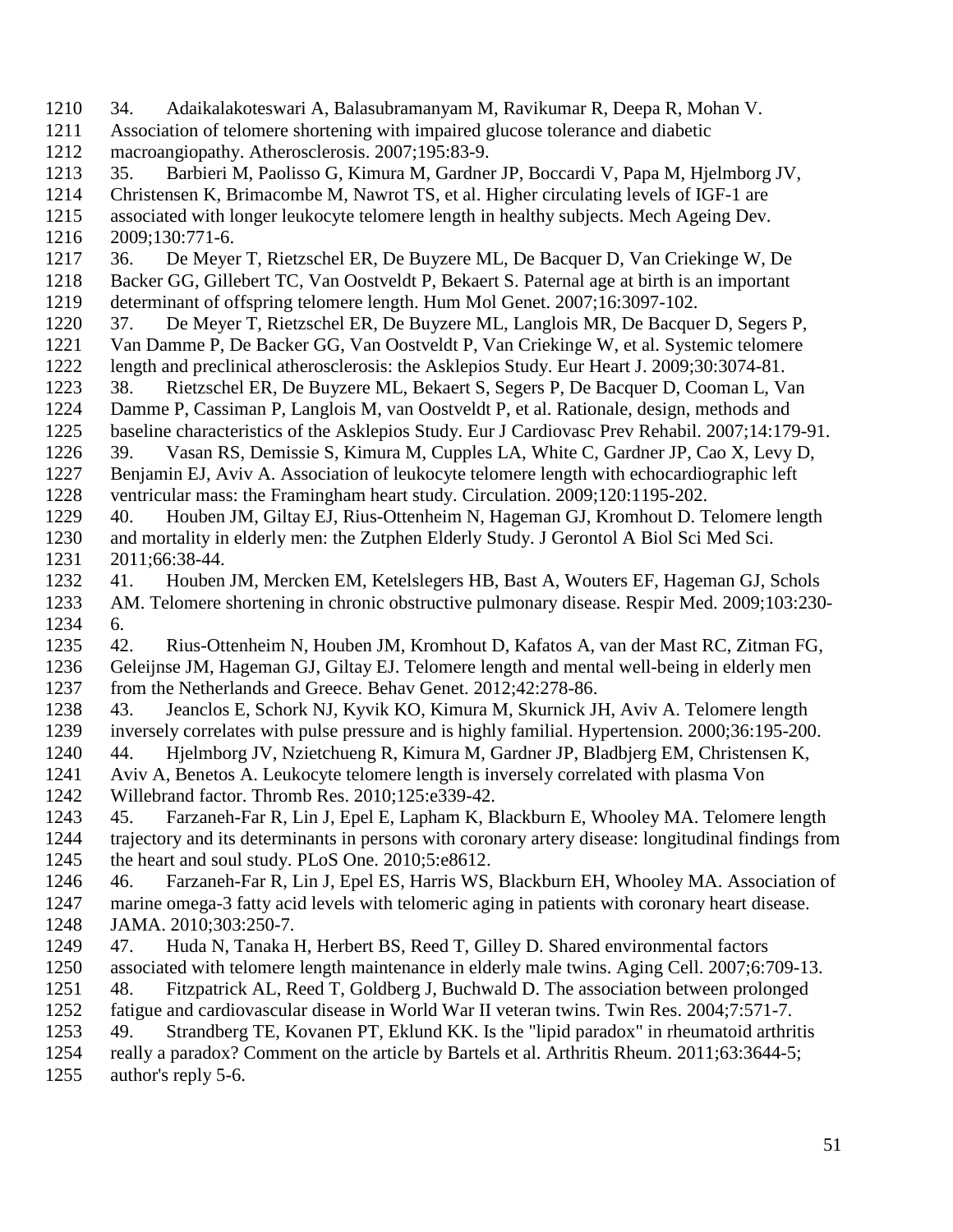34. Adaikalakoteswari A, Balasubramanyam M, Ravikumar R, Deepa R, Mohan V. Association of telomere shortening with impaired glucose tolerance and diabetic macroangiopathy. Atherosclerosis. 2007;195:83-9.

35. Barbieri M, Paolisso G, Kimura M, Gardner JP, Boccardi V, Papa M, Hjelmborg JV, Christensen K, Brimacombe M, Nawrot TS, et al. Higher circulating levels of IGF-1 are associated with longer leukocyte telomere length in healthy subjects. Mech Ageing Dev. 2009;130:771-6.

36. De Meyer T, Rietzschel ER, De Buyzere ML, De Bacquer D, Van Criekinge W, De Backer GG, Gillebert TC, Van Oostveldt P, Bekaert S. Paternal age at birth is an important determinant of offspring telomere length. Hum Mol Genet. 2007;16:3097-102.

37. De Meyer T, Rietzschel ER, De Buyzere ML, Langlois MR, De Bacquer D, Segers P, Van Damme P, De Backer GG, Van Oostveldt P, Van Criekinge W, et al. Systemic telomere length and preclinical atherosclerosis: the Asklepios Study. Eur Heart J. 2009;30:3074-81.

38. Rietzschel ER, De Buyzere ML, Bekaert S, Segers P, De Bacquer D, Cooman L, Van Damme P, Cassiman P, Langlois M, van Oostveldt P, et al. Rationale, design, methods and baseline characteristics of the Asklepios Study. Eur J Cardiovasc Prev Rehabil. 2007;14:179-91.

39. Vasan RS, Demissie S, Kimura M, Cupples LA, White C, Gardner JP, Cao X, Levy D, Benjamin EJ, Aviv A. Association of leukocyte telomere length with echocardiographic left ventricular mass: the Framingham heart study. Circulation. 2009;120:1195-202.

40. Houben JM, Giltay EJ, Rius-Ottenheim N, Hageman GJ, Kromhout D. Telomere length and mortality in elderly men: the Zutphen Elderly Study. J Gerontol A Biol Sci Med Sci. 2011;66:38-44.

41. Houben JM, Mercken EM, Ketelslegers HB, Bast A, Wouters EF, Hageman GJ, Schols AM. Telomere shortening in chronic obstructive pulmonary disease. Respir Med. 2009;103:230-6.

42. Rius-Ottenheim N, Houben JM, Kromhout D, Kafatos A, van der Mast RC, Zitman FG, Geleijnse JM, Hageman GJ, Giltay EJ. Telomere length and mental well-being in elderly men from the Netherlands and Greece. Behav Genet. 2012;42:278-86.

43. Jeanclos E, Schork NJ, Kyvik KO, Kimura M, Skurnick JH, Aviv A. Telomere length inversely correlates with pulse pressure and is highly familial. Hypertension. 2000;36:195-200.

44. Hjelmborg JV, Nzietchueng R, Kimura M, Gardner JP, Bladbjerg EM, Christensen K, Aviv A, Benetos A. Leukocyte telomere length is inversely correlated with plasma Von Willebrand factor. Thromb Res. 2010;125:e339-42.

45. Farzaneh-Far R, Lin J, Epel E, Lapham K, Blackburn E, Whooley MA. Telomere length trajectory and its determinants in persons with coronary artery disease: longitudinal findings from the heart and soul study. PLoS One. 2010;5:e8612.

46. Farzaneh-Far R, Lin J, Epel ES, Harris WS, Blackburn EH, Whooley MA. Association of marine omega-3 fatty acid levels with telomeric aging in patients with coronary heart disease. JAMA. 2010;303:250-7.

47. Huda N, Tanaka H, Herbert BS, Reed T, Gilley D. Shared environmental factors associated with telomere length maintenance in elderly male twins. Aging Cell. 2007;6:709-13.

48. Fitzpatrick AL, Reed T, Goldberg J, Buchwald D. The association between prolonged fatigue and cardiovascular disease in World War II veteran twins. Twin Res. 2004;7:571-7.

49. Strandberg TE, Kovanen PT, Eklund KK. Is the "lipid paradox" in rheumatoid arthritis really a paradox? Comment on the article by Bartels et al. Arthritis Rheum. 2011;63:3644-5; author's reply 5-6.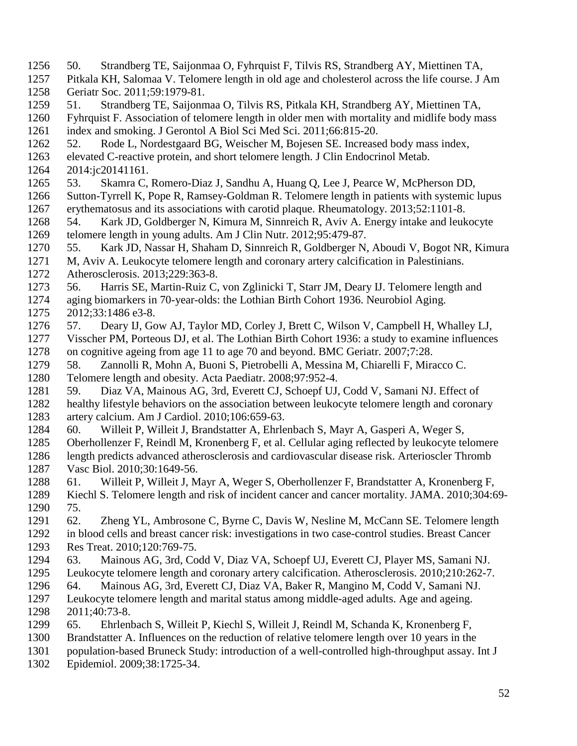50. Strandberg TE, Saijonmaa O, Fyhrquist F, Tilvis RS, Strandberg AY, Miettinen TA, Pitkala KH, Salomaa V. Telomere length in old age and cholesterol across the life course. J Am Geriatr Soc. 2011;59:1979-81.

51. Strandberg TE, Saijonmaa O, Tilvis RS, Pitkala KH, Strandberg AY, Miettinen TA, Fyhrquist F. Association of telomere length in older men with mortality and midlife body mass index and smoking. J Gerontol A Biol Sci Med Sci. 2011;66:815-20.

52. Rode L, Nordestgaard BG, Weischer M, Bojesen SE. Increased body mass index, elevated C-reactive protein, and short telomere length. J Clin Endocrinol Metab. 2014:jc20141161.

53. Skamra C, Romero-Diaz J, Sandhu A, Huang Q, Lee J, Pearce W, McPherson DD, Sutton-Tyrrell K, Pope R, Ramsey-Goldman R. Telomere length in patients with systemic lupus erythematosus and its associations with carotid plaque. Rheumatology. 2013;52:1101-8.

54. Kark JD, Goldberger N, Kimura M, Sinnreich R, Aviv A. Energy intake and leukocyte telomere length in young adults. Am J Clin Nutr. 2012;95:479-87.

55. Kark JD, Nassar H, Shaham D, Sinnreich R, Goldberger N, Aboudi V, Bogot NR, Kimura M, Aviv A. Leukocyte telomere length and coronary artery calcification in Palestinians. Atherosclerosis. 2013;229:363-8.

56. Harris SE, Martin-Ruiz C, von Zglinicki T, Starr JM, Deary IJ. Telomere length and aging biomarkers in 70-year-olds: the Lothian Birth Cohort 1936. Neurobiol Aging. 2012;33:1486 e3-8.

57. Deary IJ, Gow AJ, Taylor MD, Corley J, Brett C, Wilson V, Campbell H, Whalley LJ, Visscher PM, Porteous DJ, et al. The Lothian Birth Cohort 1936: a study to examine influences on cognitive ageing from age 11 to age 70 and beyond. BMC Geriatr. 2007;7:28.

58. Zannolli R, Mohn A, Buoni S, Pietrobelli A, Messina M, Chiarelli F, Miracco C. Telomere length and obesity. Acta Paediatr. 2008;97:952-4.

59. Diaz VA, Mainous AG, 3rd, Everett CJ, Schoepf UJ, Codd V, Samani NJ. Effect of healthy lifestyle behaviors on the association between leukocyte telomere length and coronary artery calcium. Am J Cardiol. 2010;106:659-63.

60. Willeit P, Willeit J, Brandstatter A, Ehrlenbach S, Mayr A, Gasperi A, Weger S, Oberhollenzer F, Reindl M, Kronenberg F, et al. Cellular aging reflected by leukocyte telomere length predicts advanced atherosclerosis and cardiovascular disease risk. Arterioscler Thromb Vasc Biol. 2010;30:1649-56.

61. Willeit P, Willeit J, Mayr A, Weger S, Oberhollenzer F, Brandstatter A, Kronenberg F, Kiechl S. Telomere length and risk of incident cancer and cancer mortality. JAMA. 2010;304:69-75.

62. Zheng YL, Ambrosone C, Byrne C, Davis W, Nesline M, McCann SE. Telomere length in blood cells and breast cancer risk: investigations in two case-control studies. Breast Cancer Res Treat. 2010;120:769-75.

63. Mainous AG, 3rd, Codd V, Diaz VA, Schoepf UJ, Everett CJ, Player MS, Samani NJ. Leukocyte telomere length and coronary artery calcification. Atherosclerosis. 2010;210:262-7.

64. Mainous AG, 3rd, Everett CJ, Diaz VA, Baker R, Mangino M, Codd V, Samani NJ. Leukocyte telomere length and marital status among middle-aged adults. Age and ageing. 2011;40:73-8.

65. Ehrlenbach S, Willeit P, Kiechl S, Willeit J, Reindl M, Schanda K, Kronenberg F, Brandstatter A. Influences on the reduction of relative telomere length over 10 years in the population-based Bruneck Study: introduction of a well-controlled high-throughput assay. Int J Epidemiol. 2009;38:1725-34.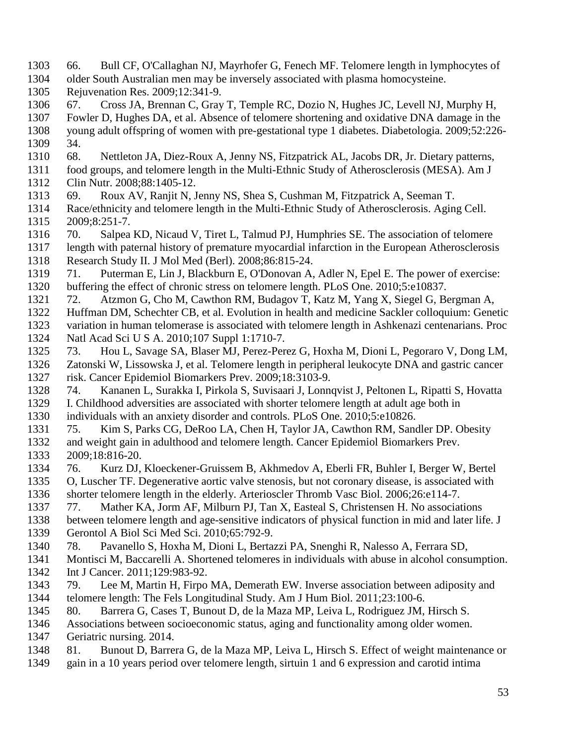66. Bull CF, O'Callaghan NJ, Mayrhofer G, Fenech MF. Telomere length in lymphocytes of older South Australian men may be inversely associated with plasma homocysteine. Rejuvenation Res. 2009;12:341-9.

67. Cross JA, Brennan C, Gray T, Temple RC, Dozio N, Hughes JC, Levell NJ, Murphy H, Fowler D, Hughes DA, et al. Absence of telomere shortening and oxidative DNA damage in the young adult offspring of women with pre-gestational type 1 diabetes. Diabetologia. 2009;52:226-34.

68. Nettleton JA, Diez-Roux A, Jenny NS, Fitzpatrick AL, Jacobs DR, Jr. Dietary patterns, food groups, and telomere length in the Multi-Ethnic Study of Atherosclerosis (MESA). Am J Clin Nutr. 2008;88:1405-12.

69. Roux AV, Ranjit N, Jenny NS, Shea S, Cushman M, Fitzpatrick A, Seeman T. Race/ethnicity and telomere length in the Multi-Ethnic Study of Atherosclerosis. Aging Cell. 2009;8:251-7.

70. Salpea KD, Nicaud V, Tiret L, Talmud PJ, Humphries SE. The association of telomere length with paternal history of premature myocardial infarction in the European Atherosclerosis Research Study II. J Mol Med (Berl). 2008;86:815-24.

71. Puterman E, Lin J, Blackburn E, O'Donovan A, Adler N, Epel E. The power of exercise: buffering the effect of chronic stress on telomere length. PLoS One. 2010;5:e10837.

72. Atzmon G, Cho M, Cawthon RM, Budagov T, Katz M, Yang X, Siegel G, Bergman A, Huffman DM, Schechter CB, et al. Evolution in health and medicine Sackler colloquium: Genetic variation in human telomerase is associated with telomere length in Ashkenazi centenarians. Proc Natl Acad Sci U S A. 2010;107 Suppl 1:1710-7.

73. Hou L, Savage SA, Blaser MJ, Perez-Perez G, Hoxha M, Dioni L, Pegoraro V, Dong LM, Zatonski W, Lissowska J, et al. Telomere length in peripheral leukocyte DNA and gastric cancer risk. Cancer Epidemiol Biomarkers Prev. 2009;18:3103-9.

74. Kananen L, Surakka I, Pirkola S, Suvisaari J, Lonnqvist J, Peltonen L, Ripatti S, Hovatta I. Childhood adversities are associated with shorter telomere length at adult age both in individuals with an anxiety disorder and controls. PLoS One. 2010;5:e10826.

75. Kim S, Parks CG, DeRoo LA, Chen H, Taylor JA, Cawthon RM, Sandler DP. Obesity and weight gain in adulthood and telomere length. Cancer Epidemiol Biomarkers Prev. 2009;18:816-20.

76. Kurz DJ, Kloeckener-Gruissem B, Akhmedov A, Eberli FR, Buhler I, Berger W, Bertel O, Luscher TF. Degenerative aortic valve stenosis, but not coronary disease, is associated with shorter telomere length in the elderly. Arterioscler Thromb Vasc Biol. 2006;26:e114-7.

77. Mather KA, Jorm AF, Milburn PJ, Tan X, Easteal S, Christensen H. No associations between telomere length and age-sensitive indicators of physical function in mid and later life. J Gerontol A Biol Sci Med Sci. 2010;65:792-9.

78. Pavanello S, Hoxha M, Dioni L, Bertazzi PA, Snenghi R, Nalesso A, Ferrara SD, Montisci M, Baccarelli A. Shortened telomeres in individuals with abuse in alcohol consumption. Int J Cancer. 2011;129:983-92.

79. Lee M, Martin H, Firpo MA, Demerath EW. Inverse association between adiposity and telomere length: The Fels Longitudinal Study. Am J Hum Biol. 2011;23:100-6.

80. Barrera G, Cases T, Bunout D, de la Maza MP, Leiva L, Rodriguez JM, Hirsch S. Associations between socioeconomic status, aging and functionality among older women. Geriatric nursing. 2014.

81. Bunout D, Barrera G, de la Maza MP, Leiva L, Hirsch S. Effect of weight maintenance or gain in a 10 years period over telomere length, sirtuin 1 and 6 expression and carotid intima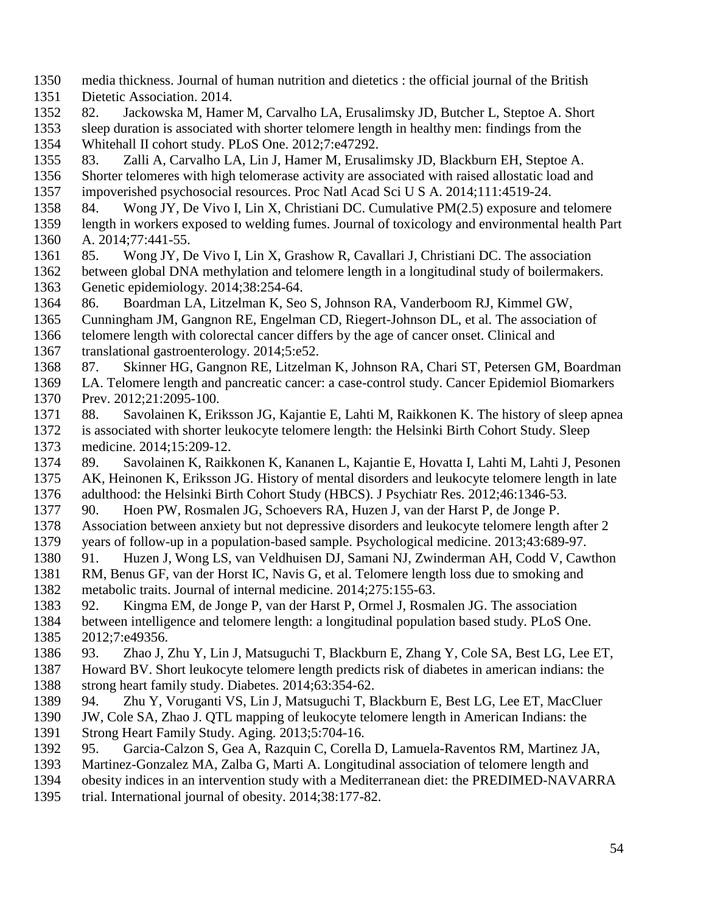media thickness. Journal of human nutrition and dietetics : the official journal of the British Dietetic Association. 2014.

82. Jackowska M, Hamer M, Carvalho LA, Erusalimsky JD, Butcher L, Steptoe A. Short sleep duration is associated with shorter telomere length in healthy men: findings from the Whitehall II cohort study. PLoS One. 2012;7:e47292.

83. Zalli A, Carvalho LA, Lin J, Hamer M, Erusalimsky JD, Blackburn EH, Steptoe A. Shorter telomeres with high telomerase activity are associated with raised allostatic load and impoverished psychosocial resources. Proc Natl Acad Sci U S A. 2014;111:4519-24.

84. Wong JY, De Vivo I, Lin X, Christiani DC. Cumulative PM(2.5) exposure and telomere length in workers exposed to welding fumes. Journal of toxicology and environmental health Part A. 2014;77:441-55.

85. Wong JY, De Vivo I, Lin X, Grashow R, Cavallari J, Christiani DC. The association between global DNA methylation and telomere length in a longitudinal study of boilermakers. Genetic epidemiology. 2014;38:254-64.

86. Boardman LA, Litzelman K, Seo S, Johnson RA, Vanderboom RJ, Kimmel GW, Cunningham JM, Gangnon RE, Engelman CD, Riegert-Johnson DL, et al. The association of telomere length with colorectal cancer differs by the age of cancer onset. Clinical and translational gastroenterology. 2014;5:e52.

87. Skinner HG, Gangnon RE, Litzelman K, Johnson RA, Chari ST, Petersen GM, Boardman LA. Telomere length and pancreatic cancer: a case-control study. Cancer Epidemiol Biomarkers Prev. 2012;21:2095-100.

88. Savolainen K, Eriksson JG, Kajantie E, Lahti M, Raikkonen K. The history of sleep apnea is associated with shorter leukocyte telomere length: the Helsinki Birth Cohort Study. Sleep medicine. 2014;15:209-12.

89. Savolainen K, Raikkonen K, Kananen L, Kajantie E, Hovatta I, Lahti M, Lahti J, Pesonen AK, Heinonen K, Eriksson JG. History of mental disorders and leukocyte telomere length in late adulthood: the Helsinki Birth Cohort Study (HBCS). J Psychiatr Res. 2012;46:1346-53.

90. Hoen PW, Rosmalen JG, Schoevers RA, Huzen J, van der Harst P, de Jonge P. Association between anxiety but not depressive disorders and leukocyte telomere length after 2 years of follow-up in a population-based sample. Psychological medicine. 2013;43:689-97.

91. Huzen J, Wong LS, van Veldhuisen DJ, Samani NJ, Zwinderman AH, Codd V, Cawthon RM, Benus GF, van der Horst IC, Navis G, et al. Telomere length loss due to smoking and metabolic traits. Journal of internal medicine. 2014;275:155-63.

92. Kingma EM, de Jonge P, van der Harst P, Ormel J, Rosmalen JG. The association between intelligence and telomere length: a longitudinal population based study. PLoS One. 2012;7:e49356.

93. Zhao J, Zhu Y, Lin J, Matsuguchi T, Blackburn E, Zhang Y, Cole SA, Best LG, Lee ET, Howard BV. Short leukocyte telomere length predicts risk of diabetes in american indians: the strong heart family study. Diabetes. 2014;63:354-62.

94. Zhu Y, Voruganti VS, Lin J, Matsuguchi T, Blackburn E, Best LG, Lee ET, MacCluer JW, Cole SA, Zhao J. QTL mapping of leukocyte telomere length in American Indians: the Strong Heart Family Study. Aging. 2013;5:704-16.

95. Garcia-Calzon S, Gea A, Razquin C, Corella D, Lamuela-Raventos RM, Martinez JA, Martinez-Gonzalez MA, Zalba G, Marti A. Longitudinal association of telomere length and obesity indices in an intervention study with a Mediterranean diet: the PREDIMED-NAVARRA trial. International journal of obesity. 2014;38:177-82.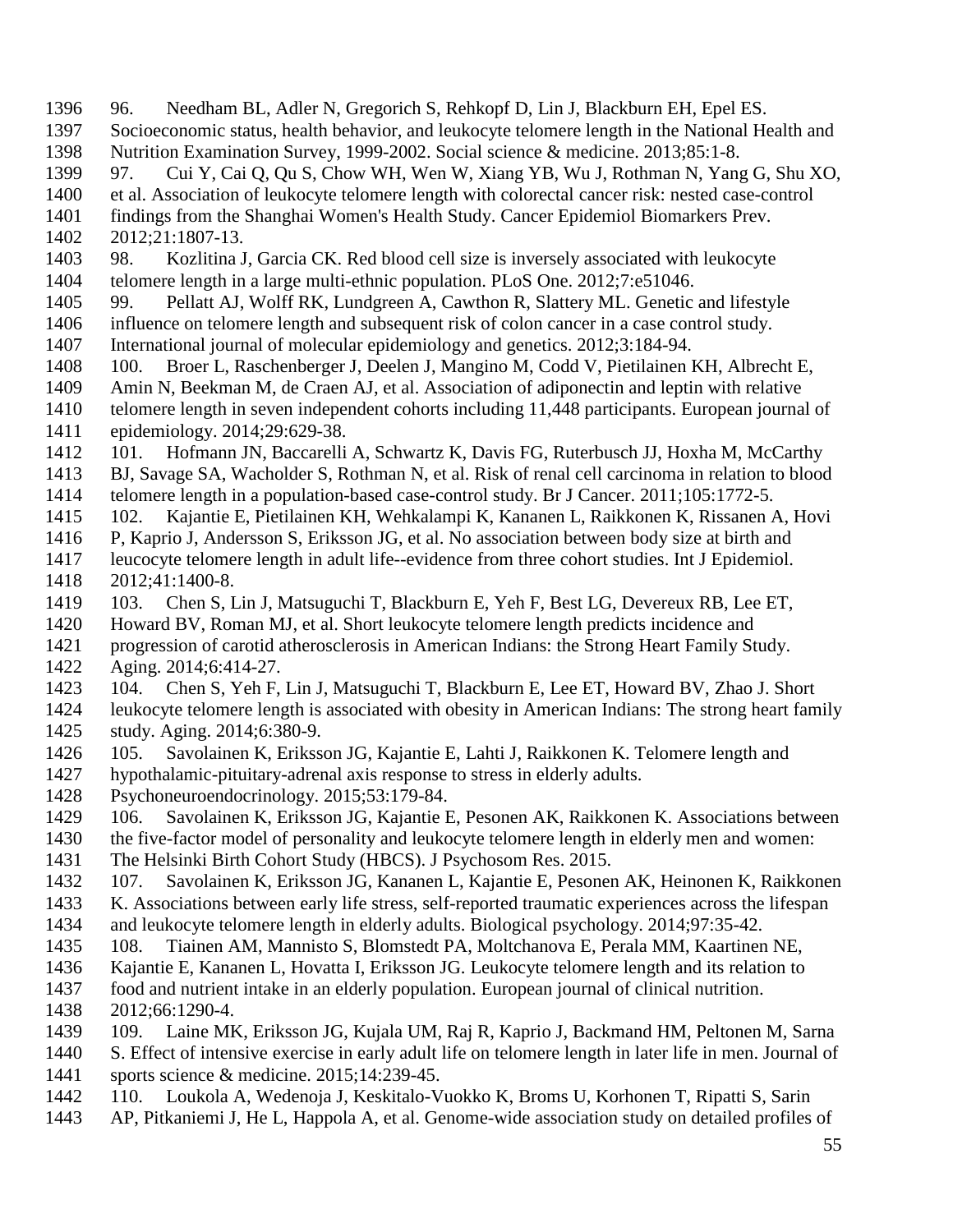96. Needham BL, Adler N, Gregorich S, Rehkopf D, Lin J, Blackburn EH, Epel ES. Socioeconomic status, health behavior, and leukocyte telomere length in the National Health and Nutrition Examination Survey, 1999-2002. Social science & medicine. 2013;85:1-8.

97. Cui Y, Cai Q, Qu S, Chow WH, Wen W, Xiang YB, Wu J, Rothman N, Yang G, Shu XO, et al. Association of leukocyte telomere length with colorectal cancer risk: nested case-control findings from the Shanghai Women's Health Study. Cancer Epidemiol Biomarkers Prev. 2012;21:1807-13.

98. Kozlitina J, Garcia CK. Red blood cell size is inversely associated with leukocyte telomere length in a large multi-ethnic population. PLoS One. 2012;7:e51046.

99. Pellatt AJ, Wolff RK, Lundgreen A, Cawthon R, Slattery ML. Genetic and lifestyle influence on telomere length and subsequent risk of colon cancer in a case control study. International journal of molecular epidemiology and genetics. 2012;3:184-94.

100. Broer L, Raschenberger J, Deelen J, Mangino M, Codd V, Pietilainen KH, Albrecht E, Amin N, Beekman M, de Craen AJ, et al. Association of adiponectin and leptin with relative telomere length in seven independent cohorts including 11,448 participants. European journal of epidemiology. 2014;29:629-38.

101. Hofmann JN, Baccarelli A, Schwartz K, Davis FG, Ruterbusch JJ, Hoxha M, McCarthy BJ, Savage SA, Wacholder S, Rothman N, et al. Risk of renal cell carcinoma in relation to blood telomere length in a population-based case-control study. Br J Cancer. 2011;105:1772-5.

102. Kajantie E, Pietilainen KH, Wehkalampi K, Kananen L, Raikkonen K, Rissanen A, Hovi P, Kaprio J, Andersson S, Eriksson JG, et al. No association between body size at birth and leucocyte telomere length in adult life--evidence from three cohort studies. Int J Epidemiol. 2012;41:1400-8.

103. Chen S, Lin J, Matsuguchi T, Blackburn E, Yeh F, Best LG, Devereux RB, Lee ET, Howard BV, Roman MJ, et al. Short leukocyte telomere length predicts incidence and progression of carotid atherosclerosis in American Indians: the Strong Heart Family Study. Aging. 2014;6:414-27.

104. Chen S, Yeh F, Lin J, Matsuguchi T, Blackburn E, Lee ET, Howard BV, Zhao J. Short leukocyte telomere length is associated with obesity in American Indians: The strong heart family study. Aging. 2014;6:380-9.

105. Savolainen K, Eriksson JG, Kajantie E, Lahti J, Raikkonen K. Telomere length and hypothalamic-pituitary-adrenal axis response to stress in elderly adults. Psychoneuroendocrinology. 2015;53:179-84.

106. Savolainen K, Eriksson JG, Kajantie E, Pesonen AK, Raikkonen K. Associations between the five-factor model of personality and leukocyte telomere length in elderly men and women: The Helsinki Birth Cohort Study (HBCS). J Psychosom Res. 2015.

107. Savolainen K, Eriksson JG, Kananen L, Kajantie E, Pesonen AK, Heinonen K, Raikkonen K. Associations between early life stress, self-reported traumatic experiences across the lifespan and leukocyte telomere length in elderly adults. Biological psychology. 2014;97:35-42.

108. Tiainen AM, Mannisto S, Blomstedt PA, Moltchanova E, Perala MM, Kaartinen NE, Kajantie E, Kananen L, Hovatta I, Eriksson JG. Leukocyte telomere length and its relation to food and nutrient intake in an elderly population. European journal of clinical nutrition. 2012;66:1290-4.

109. Laine MK, Eriksson JG, Kujala UM, Raj R, Kaprio J, Backmand HM, Peltonen M, Sarna S. Effect of intensive exercise in early adult life on telomere length in later life in men. Journal of sports science & medicine. 2015;14:239-45.

110. Loukola A, Wedenoja J, Keskitalo-Vuokko K, Broms U, Korhonen T, Ripatti S, Sarin AP, Pitkaniemi J, He L, Happola A, et al. Genome-wide association study on detailed profiles of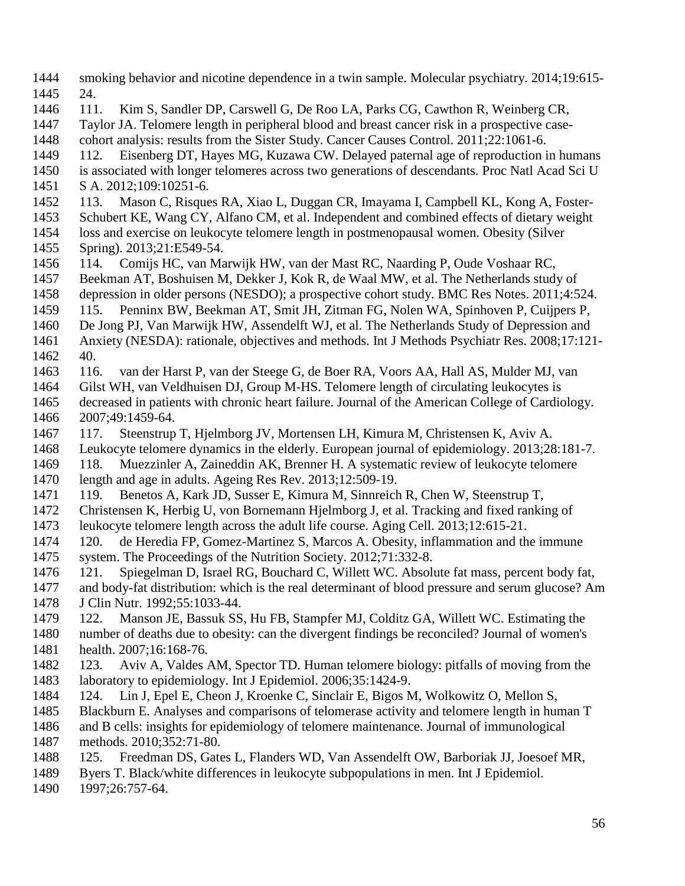smoking behavior and nicotine dependence in a twin sample. Molecular psychiatry. 2014;19:615-24.

111. Kim S, Sandler DP, Carswell G, De Roo LA, Parks CG, Cawthon R, Weinberg CR, Taylor JA. Telomere length in peripheral blood and breast cancer risk in a prospective case-cohort analysis: results from the Sister Study. Cancer Causes Control. 2011;22:1061-6.

112. Eisenberg DT, Hayes MG, Kuzawa CW. Delayed paternal age of reproduction in humans is associated with longer telomeres across two generations of descendants. Proc Natl Acad Sci U S A. 2012;109:10251-6.

113. Mason C, Risques RA, Xiao L, Duggan CR, Imayama I, Campbell KL, Kong A, Foster-Schubert KE, Wang CY, Alfano CM, et al. Independent and combined effects of dietary weight loss and exercise on leukocyte telomere length in postmenopausal women. Obesity (Silver Spring). 2013;21:E549-54.

114. Comijs HC, van Marwijk HW, van der Mast RC, Naarding P, Oude Voshaar RC, Beekman AT, Boshuisen M, Dekker J, Kok R, de Waal MW, et al. The Netherlands study of depression in older persons (NESDO); a prospective cohort study. BMC Res Notes. 2011;4:524.

115. Penninx BW, Beekman AT, Smit JH, Zitman FG, Nolen WA, Spinhoven P, Cuijpers P, De Jong PJ, Van Marwijk HW, Assendelft WJ, et al. The Netherlands Study of Depression and Anxiety (NESDA): rationale, objectives and methods. Int J Methods Psychiatr Res. 2008;17:121-40.

116. van der Harst P, van der Steege G, de Boer RA, Voors AA, Hall AS, Mulder MJ, van Gilst WH, van Veldhuisen DJ, Group M-HS. Telomere length of circulating leukocytes is decreased in patients with chronic heart failure. Journal of the American College of Cardiology. 2007;49:1459-64.

117. Steenstrup T, Hjelmborg JV, Mortensen LH, Kimura M, Christensen K, Aviv A. Leukocyte telomere dynamics in the elderly. European journal of epidemiology. 2013;28:181-7.

118. Muezzinler A, Zaineddin AK, Brenner H. A systematic review of leukocyte telomere length and age in adults. Ageing Res Rev. 2013;12:509-19.

119. Benetos A, Kark JD, Susser E, Kimura M, Sinnreich R, Chen W, Steenstrup T, Christensen K, Herbig U, von Bornemann Hjelmborg J, et al. Tracking and fixed ranking of leukocyte telomere length across the adult life course. Aging Cell. 2013;12:615-21.

120. de Heredia FP, Gomez-Martinez S, Marcos A. Obesity, inflammation and the immune system. The Proceedings of the Nutrition Society. 2012;71:332-8.

121. Spiegelman D, Israel RG, Bouchard C, Willett WC. Absolute fat mass, percent body fat, and body-fat distribution: which is the real determinant of blood pressure and serum glucose? Am J Clin Nutr. 1992;55:1033-44.

122. Manson JE, Bassuk SS, Hu FB, Stampfer MJ, Colditz GA, Willett WC. Estimating the number of deaths due to obesity: can the divergent findings be reconciled? Journal of women's health. 2007;16:168-76.

123. Aviv A, Valdes AM, Spector TD. Human telomere biology: pitfalls of moving from the laboratory to epidemiology. Int J Epidemiol. 2006;35:1424-9.

124. Lin J, Epel E, Cheon J, Kroenke C, Sinclair E, Bigos M, Wolkowitz O, Mellon S, Blackburn E. Analyses and comparisons of telomerase activity and telomere length in human T and B cells: insights for epidemiology of telomere maintenance. Journal of immunological methods. 2010;352:71-80.

125. Freedman DS, Gates L, Flanders WD, Van Assendelft OW, Barboriak JJ, Joesoef MR, Byers T. Black/white differences in leukocyte subpopulations in men. Int J Epidemiol. 1997;26:757-64.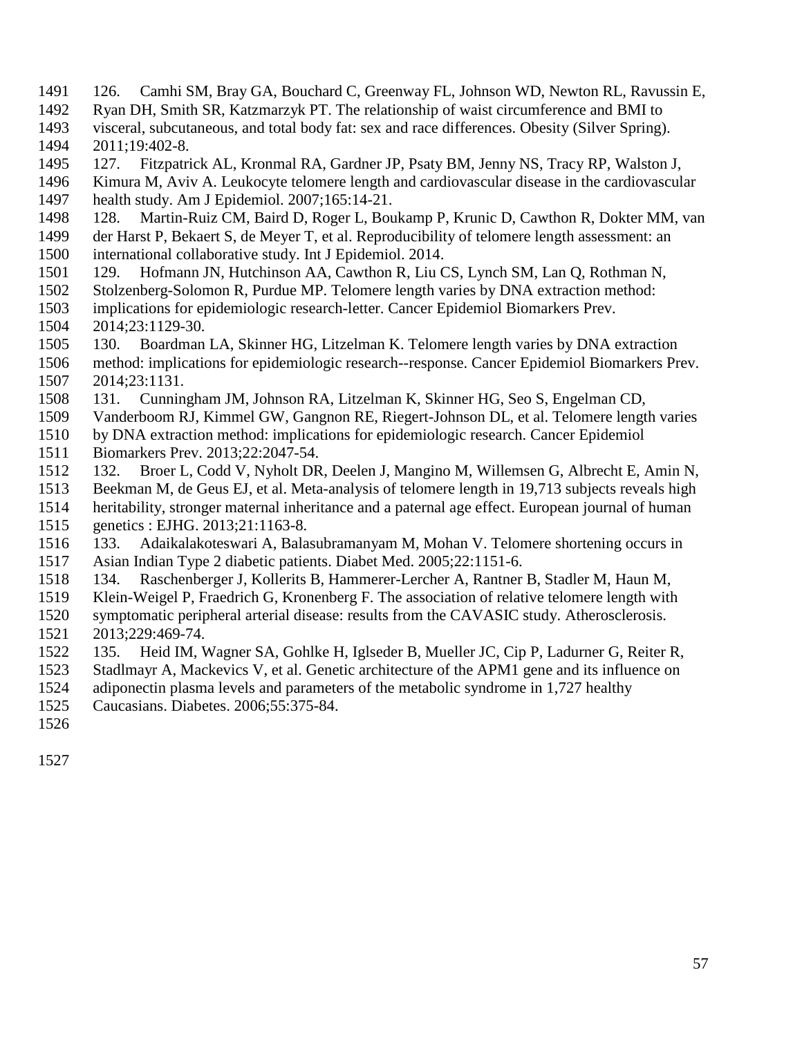126. Camhi SM, Bray GA, Bouchard C, Greenway FL, Johnson WD, Newton RL, Ravussin E, Ryan DH, Smith SR, Katzmarzyk PT. The relationship of waist circumference and BMI to visceral, subcutaneous, and total body fat: sex and race differences. Obesity (Silver Spring). 2011;19:402-8.

127. Fitzpatrick AL, Kronmal RA, Gardner JP, Psaty BM, Jenny NS, Tracy RP, Walston J, Kimura M, Aviv A. Leukocyte telomere length and cardiovascular disease in the cardiovascular health study. Am J Epidemiol. 2007;165:14-21.

128. Martin-Ruiz CM, Baird D, Roger L, Boukamp P, Krunic D, Cawthon R, Dokter MM, van der Harst P, Bekaert S, de Meyer T, et al. Reproducibility of telomere length assessment: an international collaborative study. Int J Epidemiol. 2014.

129. Hofmann JN, Hutchinson AA, Cawthon R, Liu CS, Lynch SM, Lan Q, Rothman N, Stolzenberg-Solomon R, Purdue MP. Telomere length varies by DNA extraction method: implications for epidemiologic research-letter. Cancer Epidemiol Biomarkers Prev. 2014;23:1129-30.

130. Boardman LA, Skinner HG, Litzelman K. Telomere length varies by DNA extraction method: implications for epidemiologic research--response. Cancer Epidemiol Biomarkers Prev. 2014;23:1131.

131. Cunningham JM, Johnson RA, Litzelman K, Skinner HG, Seo S, Engelman CD, Vanderboom RJ, Kimmel GW, Gangnon RE, Riegert-Johnson DL, et al. Telomere length varies by DNA extraction method: implications for epidemiologic research. Cancer Epidemiol Biomarkers Prev. 2013;22:2047-54.

132. Broer L, Codd V, Nyholt DR, Deelen J, Mangino M, Willemsen G, Albrecht E, Amin N, Beekman M, de Geus EJ, et al. Meta-analysis of telomere length in 19,713 subjects reveals high heritability, stronger maternal inheritance and a paternal age effect. European journal of human genetics : EJHG. 2013;21:1163-8.

133. Adaikalakoteswari A, Balasubramanyam M, Mohan V. Telomere shortening occurs in Asian Indian Type 2 diabetic patients. Diabet Med. 2005;22:1151-6.

134. Raschenberger J, Kollerits B, Hammerer-Lercher A, Rantner B, Stadler M, Haun M, Klein-Weigel P, Fraedrich G, Kronenberg F. The association of relative telomere length with symptomatic peripheral arterial disease: results from the CAVASIC study. Atherosclerosis. 2013;229:469-74.

135. Heid IM, Wagner SA, Gohlke H, Iglseder B, Mueller JC, Cip P, Ladurner G, Reiter R, Stadlmayr A, Mackevics V, et al. Genetic architecture of the APM1 gene and its influence on adiponectin plasma levels and parameters of the metabolic syndrome in 1,727 healthy Caucasians. Diabetes. 2006;55:375-84.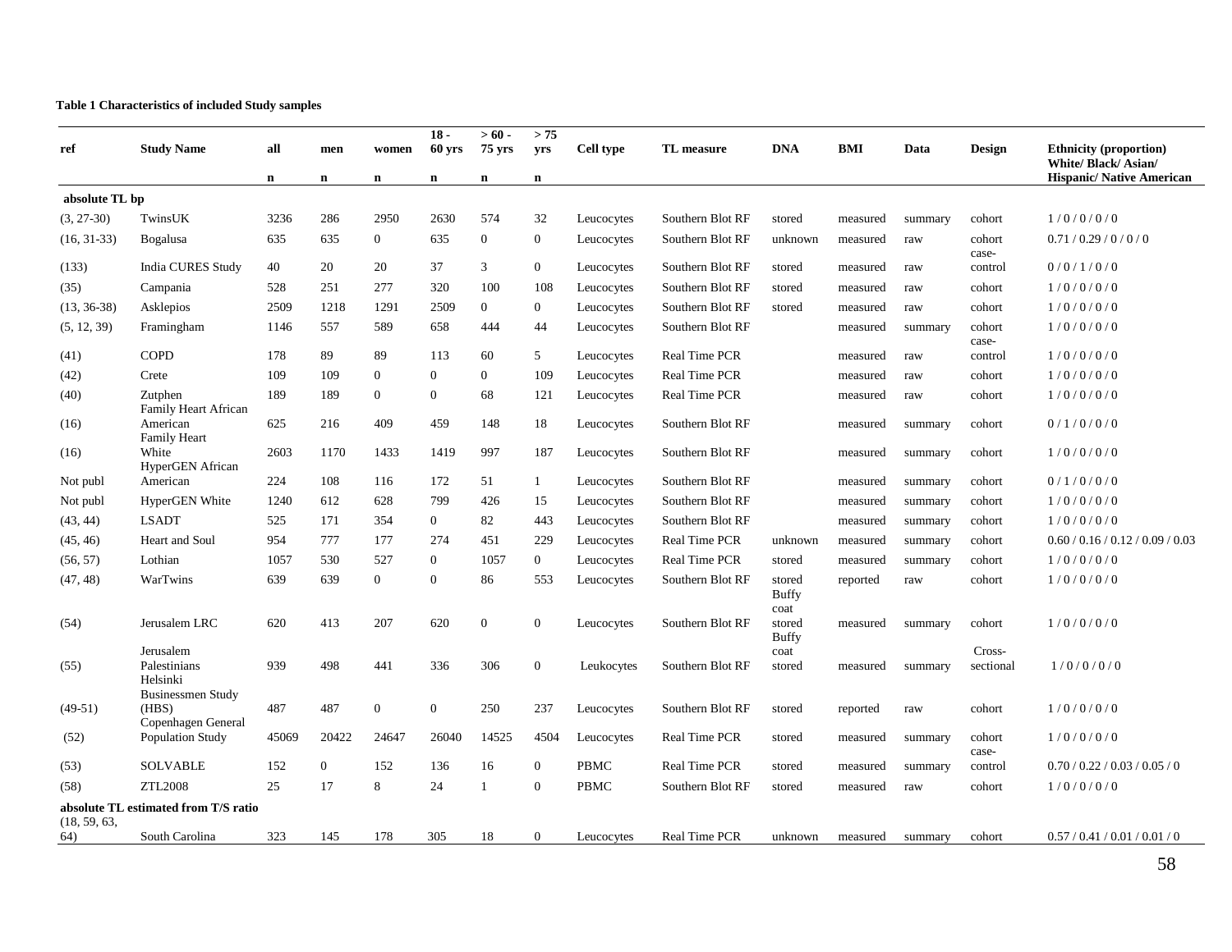**Table 1 Characteristics of included Study samples**

| ref | Study Name | all n | men n | women n | 18 - 60 yrs n | > 60 - 75 yrs n | > 75 yrs n | Cell type | TL measure | DNA | BMI | Data | Design | Ethnicity (proportion) White/ Black/ Asian/ Hispanic/ Native American |
|---|---|---|---|---|---|---|---|---|---|---|---|---|---|---|
| **absolute TL bp** | | | | | | | | | | | | | | |
| (3, 27-30) | TwinsUK | 3236 | 286 | 2950 | 2630 | 574 | 32 | Leucocytes | Southern Blot RF | stored | measured | summary | cohort | 1 / 0 / 0 / 0 / 0 |
| (16, 31-33) | Bogalusa | 635 | 635 | 0 | 635 | 0 | 0 | Leucocytes | Southern Blot RF | unknown | measured | raw | cohort | 0.71 / 0.29 / 0 / 0 / 0 |
| (133) | India CURES Study | 40 | 20 | 20 | 37 | 3 | 0 | Leucocytes | Southern Blot RF | stored | measured | raw | case-control | 0 / 0 / 1 / 0 / 0 |
| (35) | Campania | 528 | 251 | 277 | 320 | 100 | 108 | Leucocytes | Southern Blot RF | stored | measured | raw | cohort | 1 / 0 / 0 / 0 / 0 |
| (13, 36-38) | Asklepios | 2509 | 1218 | 1291 | 2509 | 0 | 0 | Leucocytes | Southern Blot RF | stored | measured | raw | cohort | 1 / 0 / 0 / 0 / 0 |
| (5, 12, 39) | Framingham | 1146 | 557 | 589 | 658 | 444 | 44 | Leucocytes | Southern Blot RF | | measured | summary | cohort | 1 / 0 / 0 / 0 / 0 |
| (41) | COPD | 178 | 89 | 89 | 113 | 60 | 5 | Leucocytes | Real Time PCR | | measured | raw | case-control | 1 / 0 / 0 / 0 / 0 |
| (42) | Crete | 109 | 109 | 0 | 0 | 0 | 109 | Leucocytes | Real Time PCR | | measured | raw | cohort | 1 / 0 / 0 / 0 / 0 |
| (40) | Zutphen | 189 | 189 | 0 | 0 | 68 | 121 | Leucocytes | Real Time PCR | | measured | raw | cohort | 1 / 0 / 0 / 0 / 0 |
| (16) | Family Heart African American | 625 | 216 | 409 | 459 | 148 | 18 | Leucocytes | Southern Blot RF | | measured | summary | cohort | 0 / 1 / 0 / 0 / 0 |
| (16) | Family Heart White | 2603 | 1170 | 1433 | 1419 | 997 | 187 | Leucocytes | Southern Blot RF | | measured | summary | cohort | 1 / 0 / 0 / 0 / 0 |
| Not publ | HyperGEN African American | 224 | 108 | 116 | 172 | 51 | 1 | Leucocytes | Southern Blot RF | | measured | summary | cohort | 0 / 1 / 0 / 0 / 0 |
| Not publ | HyperGEN White | 1240 | 612 | 628 | 799 | 426 | 15 | Leucocytes | Southern Blot RF | | measured | summary | cohort | 1 / 0 / 0 / 0 / 0 |
| (43, 44) | LSADT | 525 | 171 | 354 | 0 | 82 | 443 | Leucocytes | Southern Blot RF | | measured | summary | cohort | 1 / 0 / 0 / 0 / 0 |
| (45, 46) | Heart and Soul | 954 | 777 | 177 | 274 | 451 | 229 | Leucocytes | Real Time PCR | unknown | measured | summary | cohort | 0.60 / 0.16 / 0.12 / 0.09 / 0.03 |
| (56, 57) | Lothian | 1057 | 530 | 527 | 0 | 1057 | 0 | Leucocytes | Real Time PCR | stored | measured | summary | cohort | 1 / 0 / 0 / 0 / 0 |
| (47, 48) | WarTwins | 639 | 639 | 0 | 0 | 86 | 553 | Leucocytes | Southern Blot RF | stored | reported | raw | cohort | 1 / 0 / 0 / 0 / 0 |
| (54) | Jerusalem LRC | 620 | 413 | 207 | 620 | 0 | 0 | Leucocytes | Southern Blot RF | Buffy coat stored | measured | summary | cohort | 1 / 0 / 0 / 0 / 0 |
| (55) | Jerusalem Palestinians | 939 | 498 | 441 | 336 | 306 | 0 | Leukocytes | Southern Blot RF | Buffy coat stored | measured | summary | Cross-sectional | 1 / 0 / 0 / 0 / 0 |
| (49-51) | Helsinki Businessmen Study (HBS) | 487 | 487 | 0 | 0 | 250 | 237 | Leucocytes | Southern Blot RF | stored | reported | raw | cohort | 1 / 0 / 0 / 0 / 0 |
| (52) | Copenhagen General Population Study | 45069 | 20422 | 24647 | 26040 | 14525 | 4504 | Leucocytes | Real Time PCR | stored | measured | summary | cohort | 1 / 0 / 0 / 0 / 0 |
| (53) | SOLVABLE | 152 | 0 | 152 | 136 | 16 | 0 | PBMC | Real Time PCR | stored | measured | summary | case-control | 0.70 / 0.22 / 0.03 / 0.05 / 0 |
| (58) | ZTL2008 | 25 | 17 | 8 | 24 | 1 | 0 | PBMC | Southern Blot RF | stored | measured | raw | cohort | 1 / 0 / 0 / 0 / 0 |
| **absolute TL estimated from T/S ratio** | | | | | | | | | | | | | | |
| (18, 59, 63, 64) | South Carolina | 323 | 145 | 178 | 305 | 18 | 0 | Leucocytes | Real Time PCR | unknown | measured | summary | cohort | 0.57 / 0.41 / 0.01 / 0.01 / 0 |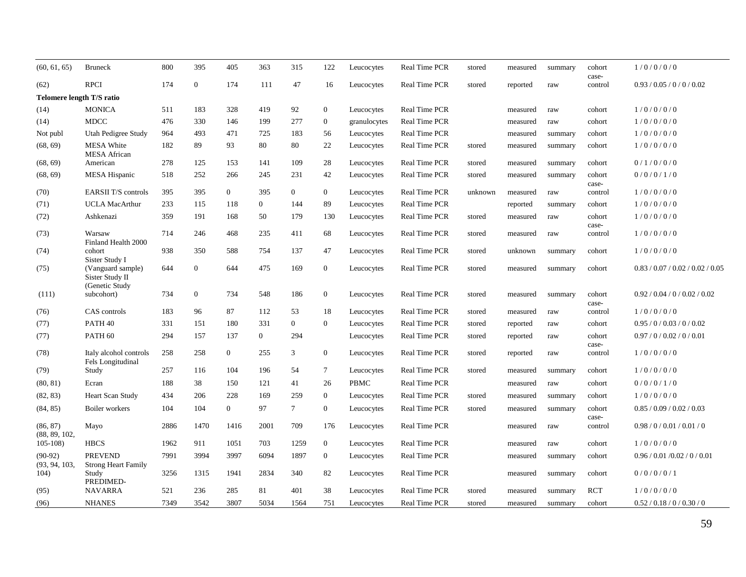| | | | | | | | | | | | | | | |
|---|---|---|---|---|---|---|---|---|---|---|---|---|---|---|
| (60, 61, 65) | Bruneck | 800 | 395 | 405 | 363 | 315 | 122 | Leucocytes | Real Time PCR | stored | measured | summary | cohort | 1 / 0 / 0 / 0 / 0 |
| (62) | RPCI | 174 | 0 | 174 | 111 | 47 | 16 | Leucocytes | Real Time PCR | stored | reported | raw | case-control | 0.93 / 0.05 / 0 / 0 / 0.02 |
| **Telomere length T/S ratio** | | | | | | | | | | | | | | |
| (14) | MONICA | 511 | 183 | 328 | 419 | 92 | 0 | Leucocytes | Real Time PCR | | measured | raw | cohort | 1 / 0 / 0 / 0 / 0 |
| (14) | MDCC | 476 | 330 | 146 | 199 | 277 | 0 | granulocytes | Real Time PCR | | measured | raw | cohort | 1 / 0 / 0 / 0 / 0 |
| Not publ | Utah Pedigree Study | 964 | 493 | 471 | 725 | 183 | 56 | Leucocytes | Real Time PCR | | measured | summary | cohort | 1 / 0 / 0 / 0 / 0 |
| (68, 69) | MESA White | 182 | 89 | 93 | 80 | 80 | 22 | Leucocytes | Real Time PCR | stored | measured | summary | cohort | 1 / 0 / 0 / 0 / 0 |
| (68, 69) | MESA African American | 278 | 125 | 153 | 141 | 109 | 28 | Leucocytes | Real Time PCR | stored | measured | summary | cohort | 0 / 1 / 0 / 0 / 0 |
| (68, 69) | MESA Hispanic | 518 | 252 | 266 | 245 | 231 | 42 | Leucocytes | Real Time PCR | stored | measured | summary | cohort | 0 / 0 / 0 / 1 / 0 |
| (70) | EARSII T/S controls | 395 | 395 | 0 | 395 | 0 | 0 | Leucocytes | Real Time PCR | unknown | measured | raw | case-control | 1 / 0 / 0 / 0 / 0 |
| (71) | UCLA MacArthur | 233 | 115 | 118 | 0 | 144 | 89 | Leucocytes | Real Time PCR | | reported | summary | cohort | 1 / 0 / 0 / 0 / 0 |
| (72) | Ashkenazi | 359 | 191 | 168 | 50 | 179 | 130 | Leucocytes | Real Time PCR | stored | measured | raw | cohort | 1 / 0 / 0 / 0 / 0 |
| (73) | Warsaw | 714 | 246 | 468 | 235 | 411 | 68 | Leucocytes | Real Time PCR | stored | measured | raw | case-control | 1 / 0 / 0 / 0 / 0 |
| (74) | Finland Health 2000 cohort | 938 | 350 | 588 | 754 | 137 | 47 | Leucocytes | Real Time PCR | stored | unknown | summary | cohort | 1 / 0 / 0 / 0 / 0 |
| (75) | Sister Study I (Vanguard sample) | 644 | 0 | 644 | 475 | 169 | 0 | Leucocytes | Real Time PCR | stored | measured | summary | cohort | 0.83 / 0.07 / 0.02 / 0.02 / 0.05 |
| (111) | Sister Study II (Genetic Study subcohort) | 734 | 0 | 734 | 548 | 186 | 0 | Leucocytes | Real Time PCR | stored | measured | summary | cohort | 0.92 / 0.04 / 0 / 0.02 / 0.02 |
| (76) | CAS controls | 183 | 96 | 87 | 112 | 53 | 18 | Leucocytes | Real Time PCR | stored | measured | raw | case-control | 1 / 0 / 0 / 0 / 0 |
| (77) | PATH 40 | 331 | 151 | 180 | 331 | 0 | 0 | Leucocytes | Real Time PCR | stored | reported | raw | cohort | 0.95 / 0 / 0.03 / 0 / 0.02 |
| (77) | PATH 60 | 294 | 157 | 137 | 0 | 294 | | Leucocytes | Real Time PCR | stored | reported | raw | cohort | 0.97 / 0 / 0.02 / 0 / 0.01 |
| (78) | Italy alcohol controls | 258 | 258 | 0 | 255 | 3 | 0 | Leucocytes | Real Time PCR | stored | reported | raw | case-control | 1 / 0 / 0 / 0 / 0 |
| (79) | Fels Longitudinal Study | 257 | 116 | 104 | 196 | 54 | 7 | Leucocytes | Real Time PCR | stored | measured | summary | cohort | 1 / 0 / 0 / 0 / 0 |
| (80, 81) | Ecran | 188 | 38 | 150 | 121 | 41 | 26 | PBMC | Real Time PCR | | measured | raw | cohort | 0 / 0 / 0 / 1 / 0 |
| (82, 83) | Heart Scan Study | 434 | 206 | 228 | 169 | 259 | 0 | Leucocytes | Real Time PCR | stored | measured | summary | cohort | 1 / 0 / 0 / 0 / 0 |
| (84, 85) | Boiler workers | 104 | 104 | 0 | 97 | 7 | 0 | Leucocytes | Real Time PCR | stored | measured | summary | cohort | 0.85 / 0.09 / 0.02 / 0.03 |
| (86, 87) | Mayo | 2886 | 1470 | 1416 | 2001 | 709 | 176 | Leucocytes | Real Time PCR | | measured | raw | case-control | 0.98 / 0 / 0.01 / 0.01 / 0 |
| (88, 89, 102, 105-108) | HBCS | 1962 | 911 | 1051 | 703 | 1259 | 0 | Leucocytes | Real Time PCR | | measured | raw | cohort | 1 / 0 / 0 / 0 / 0 |
| (90-92) | PREVEND | 7991 | 3994 | 3997 | 6094 | 1897 | 0 | Leucocytes | Real Time PCR | | measured | summary | cohort | 0.96 / 0.01 /0.02 / 0 / 0.01 |
| (93, 94, 103, 104) | Strong Heart Family Study | 3256 | 1315 | 1941 | 2834 | 340 | 82 | Leucocytes | Real Time PCR | | measured | summary | cohort | 0 / 0 / 0 / 0 / 1 |
| (95) | PREDIMED-NAVARRA | 521 | 236 | 285 | 81 | 401 | 38 | Leucocytes | Real Time PCR | stored | measured | summary | RCT | 1 / 0 / 0 / 0 / 0 |
| (96) | NHANES | 7349 | 3542 | 3807 | 5034 | 1564 | 751 | Leucocytes | Real Time PCR | stored | measured | summary | cohort | 0.52 / 0.18 / 0 / 0.30 / 0 |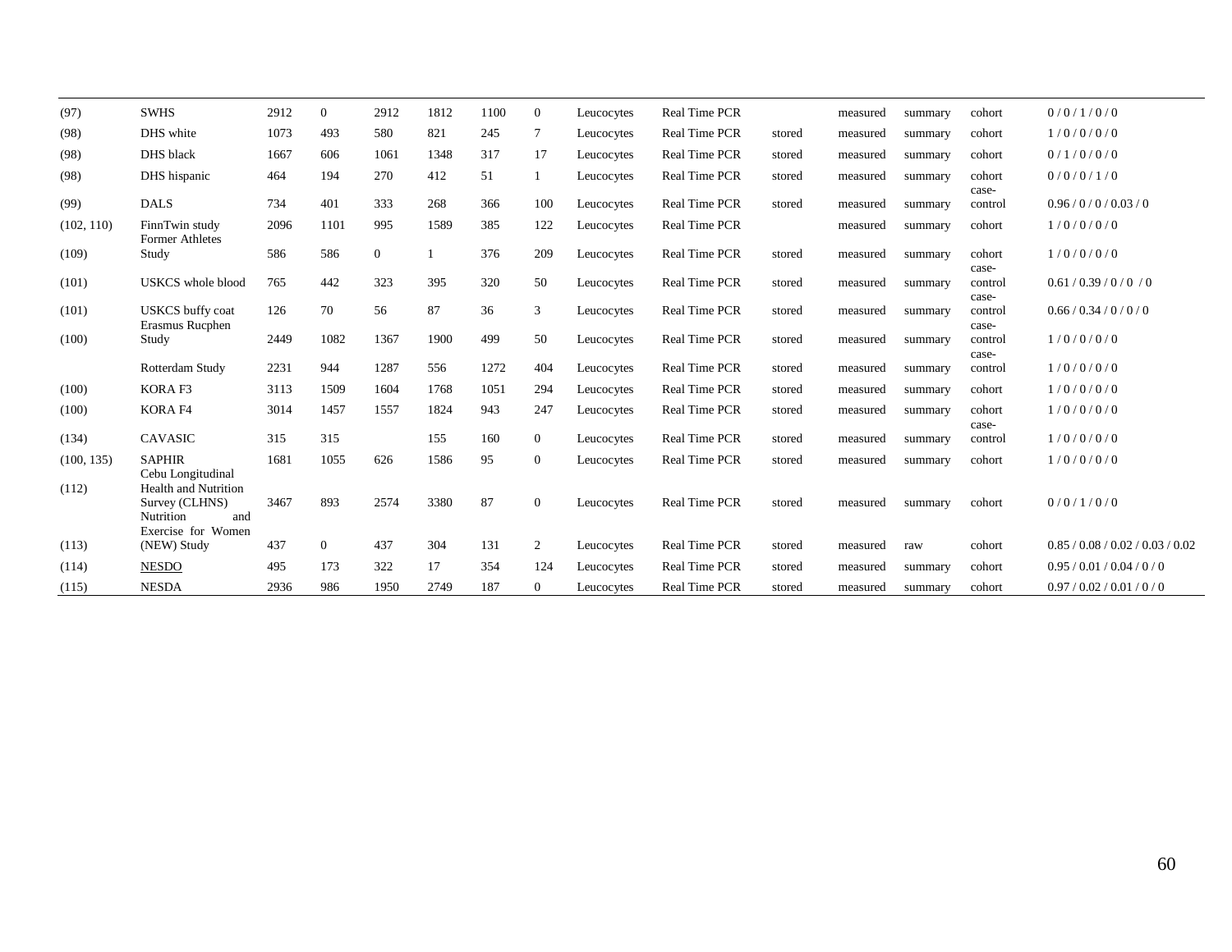| | | | | | | | | | | | | | | |
|---|---|---|---|---|---|---|---|---|---|---|---|---|---|---|
| (97) | SWHS | 2912 | 0 | 2912 | 1812 | 1100 | 0 | Leucocytes | Real Time PCR | | measured | summary | cohort | 0 / 0 / 1 / 0 / 0 |
| (98) | DHS white | 1073 | 493 | 580 | 821 | 245 | 7 | Leucocytes | Real Time PCR | stored | measured | summary | cohort | 1 / 0 / 0 / 0 / 0 |
| (98) | DHS black | 1667 | 606 | 1061 | 1348 | 317 | 17 | Leucocytes | Real Time PCR | stored | measured | summary | cohort | 0 / 1 / 0 / 0 / 0 |
| (98) | DHS hispanic | 464 | 194 | 270 | 412 | 51 | 1 | Leucocytes | Real Time PCR | stored | measured | summary | cohort | 0 / 0 / 0 / 1 / 0 |
| (99) | DALS | 734 | 401 | 333 | 268 | 366 | 100 | Leucocytes | Real Time PCR | stored | measured | summary | case-control | 0.96 / 0 / 0 / 0.03 / 0 |
| (102, 110) | FinnTwin study | 2096 | 1101 | 995 | 1589 | 385 | 122 | Leucocytes | Real Time PCR | | measured | summary | cohort | 1 / 0 / 0 / 0 / 0 |
| (109) | Former Athletes Study | 586 | 586 | 0 | 1 | 376 | 209 | Leucocytes | Real Time PCR | stored | measured | summary | cohort | 1 / 0 / 0 / 0 / 0 |
| (101) | USKCS whole blood | 765 | 442 | 323 | 395 | 320 | 50 | Leucocytes | Real Time PCR | stored | measured | summary | case-control | 0.61 / 0.39 / 0 / 0 / 0 |
| (101) | USKCS buffy coat | 126 | 70 | 56 | 87 | 36 | 3 | Leucocytes | Real Time PCR | stored | measured | summary | case-control | 0.66 / 0.34 / 0 / 0 / 0 |
| (100) | Erasmus Rucphen Study | 2449 | 1082 | 1367 | 1900 | 499 | 50 | Leucocytes | Real Time PCR | stored | measured | summary | case-control | 1 / 0 / 0 / 0 / 0 |
| | Rotterdam Study | 2231 | 944 | 1287 | 556 | 1272 | 404 | Leucocytes | Real Time PCR | stored | measured | summary | case-control | 1 / 0 / 0 / 0 / 0 |
| (100) | KORA F3 | 3113 | 1509 | 1604 | 1768 | 1051 | 294 | Leucocytes | Real Time PCR | stored | measured | summary | cohort | 1 / 0 / 0 / 0 / 0 |
| (100) | KORA F4 | 3014 | 1457 | 1557 | 1824 | 943 | 247 | Leucocytes | Real Time PCR | stored | measured | summary | cohort | 1 / 0 / 0 / 0 / 0 |
| (134) | CAVASIC | 315 | 315 | | 155 | 160 | 0 | Leucocytes | Real Time PCR | stored | measured | summary | case-control | 1 / 0 / 0 / 0 / 0 |
| (100, 135) | SAPHIR | 1681 | 1055 | 626 | 1586 | 95 | 0 | Leucocytes | Real Time PCR | stored | measured | summary | cohort | 1 / 0 / 0 / 0 / 0 |
| (112) | Cebu Longitudinal Health and Nutrition Survey (CLHNS) | 3467 | 893 | 2574 | 3380 | 87 | 0 | Leucocytes | Real Time PCR | stored | measured | summary | cohort | 0 / 0 / 1 / 0 / 0 |
| (113) | Nutrition and Exercise for Women (NEW) Study | 437 | 0 | 437 | 304 | 131 | 2 | Leucocytes | Real Time PCR | stored | measured | raw | cohort | 0.85 / 0.08 / 0.02 / 0.03 / 0.02 |
| (114) | NESDO | 495 | 173 | 322 | 17 | 354 | 124 | Leucocytes | Real Time PCR | stored | measured | summary | cohort | 0.95 / 0.01 / 0.04 / 0 / 0 |
| (115) | NESDA | 2936 | 986 | 1950 | 2749 | 187 | 0 | Leucocytes | Real Time PCR | stored | measured | summary | cohort | 0.97 / 0.02 / 0.01 / 0 / 0 |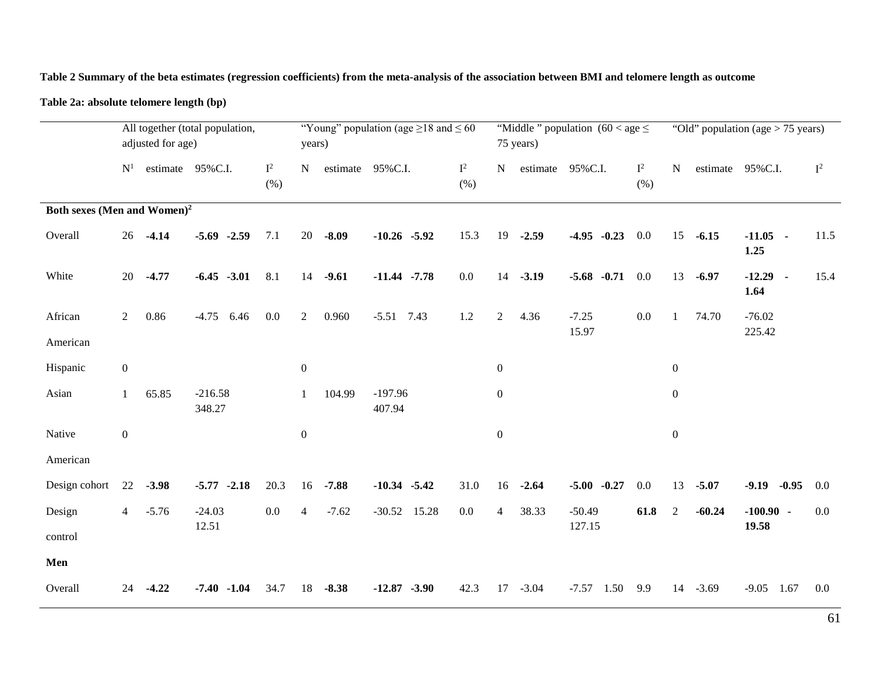**Table 2 Summary of the beta estimates (regression coefficients) from the meta-analysis of the association between BMI and telomere length as outcome**

**Table 2a: absolute telomere length (bp)**

| | All together (total population, adjusted for age) | | | | "Young" population (age ≥18 and ≤ 60 years) | | | | "Middle " population (60 < age ≤ 75 years) | | | | "Old" population (age > 75 years) | | | |
|---|---|---|---|---|---|---|---|---|---|---|---|---|---|---|---|---|
| | N[1] | estimate | 95%C.I. | $I^2$ (%) | N | estimate | 95%C.I. | $I^2$ (%) | N | estimate | 95%C.I. | $I^2$ (%) | N | estimate | 95%C.I. | $I^2$ |
| **Both sexes (Men and Women)[2]** | | | | | | | | | | | | | | | | |
| Overall | 26 | **-4.14** | **-5.69 -2.59** | 7.1 | 20 | **-8.09** | **-10.26 -5.92** | 15.3 | 19 | **-2.59** | **-4.95 -0.23** | 0.0 | 15 | **-6.15** | **-11.05 -1.25** | 11.5 |
| White | 20 | **-4.77** | **-6.45 -3.01** | 8.1 | 14 | **-9.61** | **-11.44 -7.78** | 0.0 | 14 | **-3.19** | **-5.68 -0.71** | 0.0 | 13 | **-6.97** | **-12.29 -1.64** | 15.4 |
| African American | 2 | 0.86 | -4.75 6.46 | 0.0 | 2 | 0.960 | -5.51 7.43 | 1.2 | 2 | 4.36 | -7.25 15.97 | 0.0 | 1 | 74.70 | -76.02 225.42 | |
| Hispanic | 0 | | | | 0 | | | | 0 | | | | 0 | | | |
| Asian | 1 | 65.85 | -216.58 348.27 | | 1 | 104.99 | -197.96 407.94 | | 0 | | | | 0 | | | |
| Native American | 0 | | | | 0 | | | | 0 | | | | 0 | | | |
| Design cohort | 22 | **-3.98** | **-5.77 -2.18** | 20.3 | 16 | **-7.88** | **-10.34 -5.42** | 31.0 | 16 | **-2.64** | **-5.00 -0.27** | 0.0 | 13 | **-5.07** | **-9.19 -0.95** | 0.0 |
| Design control | 4 | -5.76 | -24.03 12.51 | 0.0 | 4 | -7.62 | -30.52 15.28 | 0.0 | 4 | 38.33 | -50.49 127.15 | **61.8** | 2 | **-60.24** | **-100.90 -19.58** | 0.0 |
| **Men** | | | | | | | | | | | | | | | | |
| Overall | 24 | **-4.22** | **-7.40 -1.04** | 34.7 | 18 | **-8.38** | **-12.87 -3.90** | 42.3 | 17 | -3.04 | -7.57 1.50 | 9.9 | 14 | -3.69 | -9.05 1.67 | 0.0 |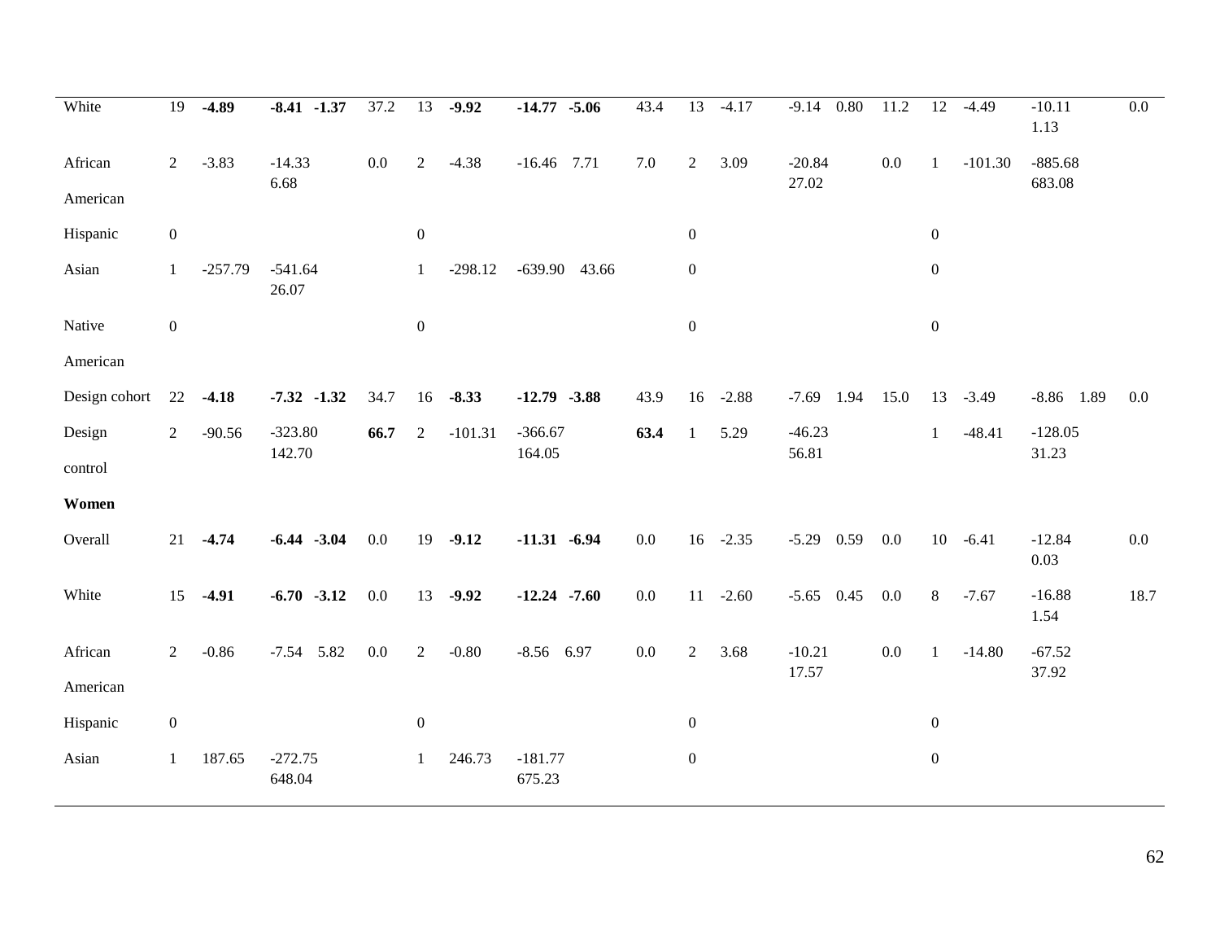| | | | | | | | | | | | | | | | | | | | | |
|---|---|---|---|---|---|---|---|---|---|---|---|---|---|---|---|---|---|---|---|---|
| White | 19 | **-4.89** | **-8.41** | **-1.37** | 37.2 | 13 | **-9.92** | **-14.77** | **-5.06** | 43.4 | 13 | -4.17 | -9.14 | 0.80 | 11.2 | 12 | -4.49 | -10.11 | 1.13 | 0.0 |
| African American | 2 | -3.83 | -14.33 | 6.68 | 0.0 | 2 | -4.38 | -16.46 | 7.71 | 7.0 | 2 | 3.09 | -20.84 | 27.02 | 0.0 | 1 | -101.30 | -885.68 | 683.08 | |
| Hispanic | 0 | | | | | 0 | | | | | 0 | | | | | 0 | | | | |
| Asian | 1 | -257.79 | -541.64 | 26.07 | | 1 | -298.12 | -639.90 | 43.66 | | 0 | | | | | 0 | | | | |
| Native American | 0 | | | | | 0 | | | | | 0 | | | | | 0 | | | | |
| Design cohort | 22 | **-4.18** | **-7.32** | **-1.32** | 34.7 | 16 | **-8.33** | **-12.79** | **-3.88** | 43.9 | 16 | -2.88 | -7.69 | 1.94 | 15.0 | 13 | -3.49 | -8.86 | 1.89 | 0.0 |
| Design control | 2 | -90.56 | -323.80 | 142.70 | **66.7** | 2 | -101.31 | -366.67 | 164.05 | **63.4** | 1 | 5.29 | -46.23 | 56.81 | | 1 | -48.41 | -128.05 | 31.23 | |
| **Women** | | | | | | | | | | | | | | | | | | | | |
| Overall | 21 | **-4.74** | **-6.44** | **-3.04** | 0.0 | 19 | **-9.12** | **-11.31** | **-6.94** | 0.0 | 16 | -2.35 | -5.29 | 0.59 | 0.0 | 10 | -6.41 | -12.84 | 0.03 | 0.0 |
| White | 15 | **-4.91** | **-6.70** | **-3.12** | 0.0 | 13 | **-9.92** | **-12.24** | **-7.60** | 0.0 | 11 | -2.60 | -5.65 | 0.45 | 0.0 | 8 | -7.67 | -16.88 | 1.54 | 18.7 |
| African American | 2 | -0.86 | -7.54 | 5.82 | 0.0 | 2 | -0.80 | -8.56 | 6.97 | 0.0 | 2 | 3.68 | -10.21 | 17.57 | 0.0 | 1 | -14.80 | -67.52 | 37.92 | |
| Hispanic | 0 | | | | | 0 | | | | | 0 | | | | | 0 | | | | |
| Asian | 1 | 187.65 | -272.75 | 648.04 | | 1 | 246.73 | -181.77 | 675.23 | | 0 | | | | | 0 | | | | |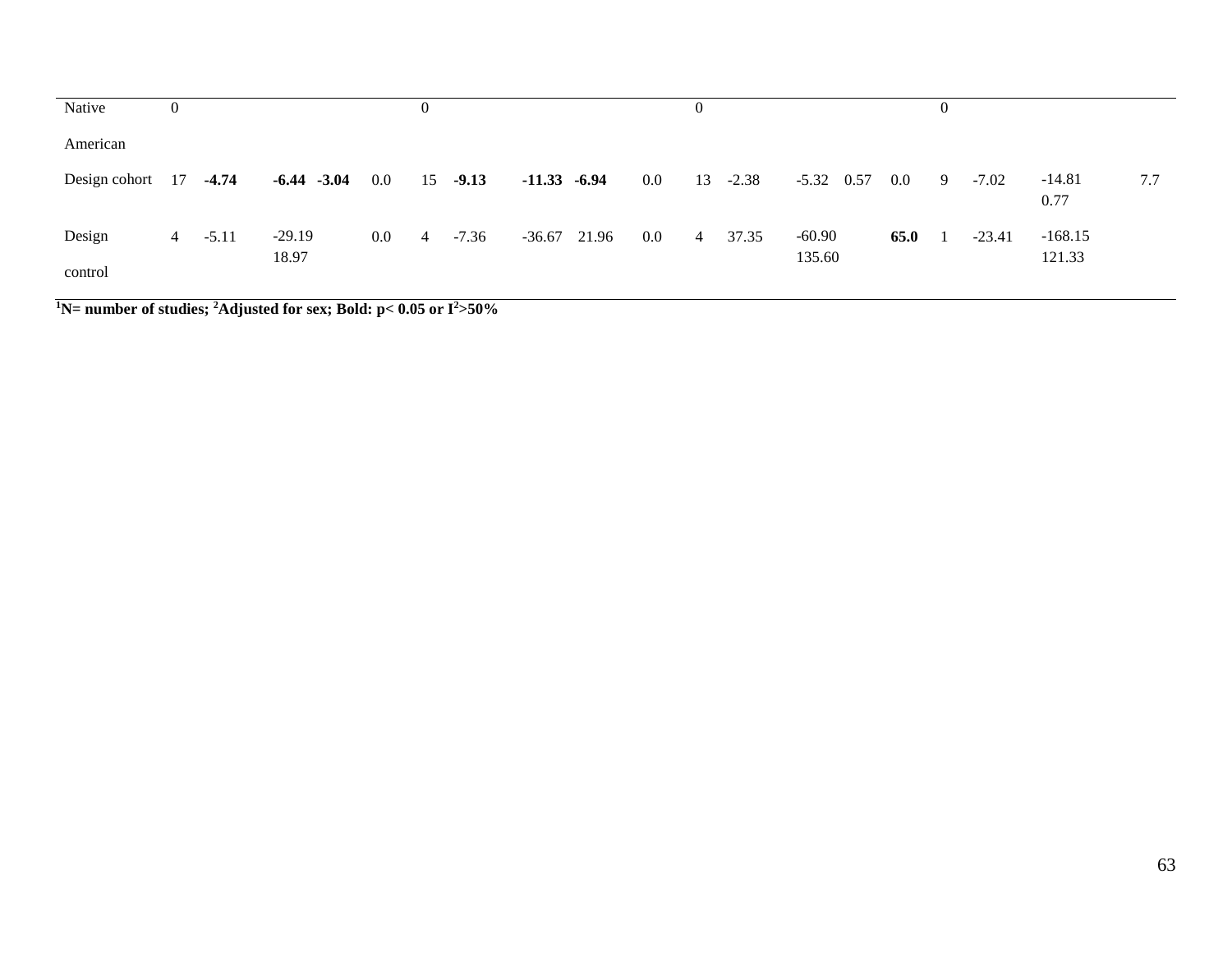| | | | | | | | | | | | | | | | | | | | | |
|---|---|---|---|---|---|---|---|---|---|---|---|---|---|---|---|---|---|---|---|---|
| Native American | 0 | | | | | 0 | | | | | 0 | | | | | 0 | | | | |
| Design cohort | 17 | **-4.74** | **-6.44** | **-3.04** | 0.0 | 15 | **-9.13** | **-11.33** | **-6.94** | 0.0 | 13 | -2.38 | -5.32 | 0.57 | 0.0 | 9 | -7.02 | -14.81 | 0.77 | 7.7 |
| Design control | 4 | -5.11 | -29.19 | 18.97 | 0.0 | 4 | -7.36 | -36.67 | 21.96 | 0.0 | 4 | 37.35 | -60.90 | 135.60 | **65.0** | 1 | -23.41 | -168.15 | 121.33 | |

**[1]N= number of studies; [2]Adjusted for sex; Bold: $p< 0.05$ or $I^2>50\%$**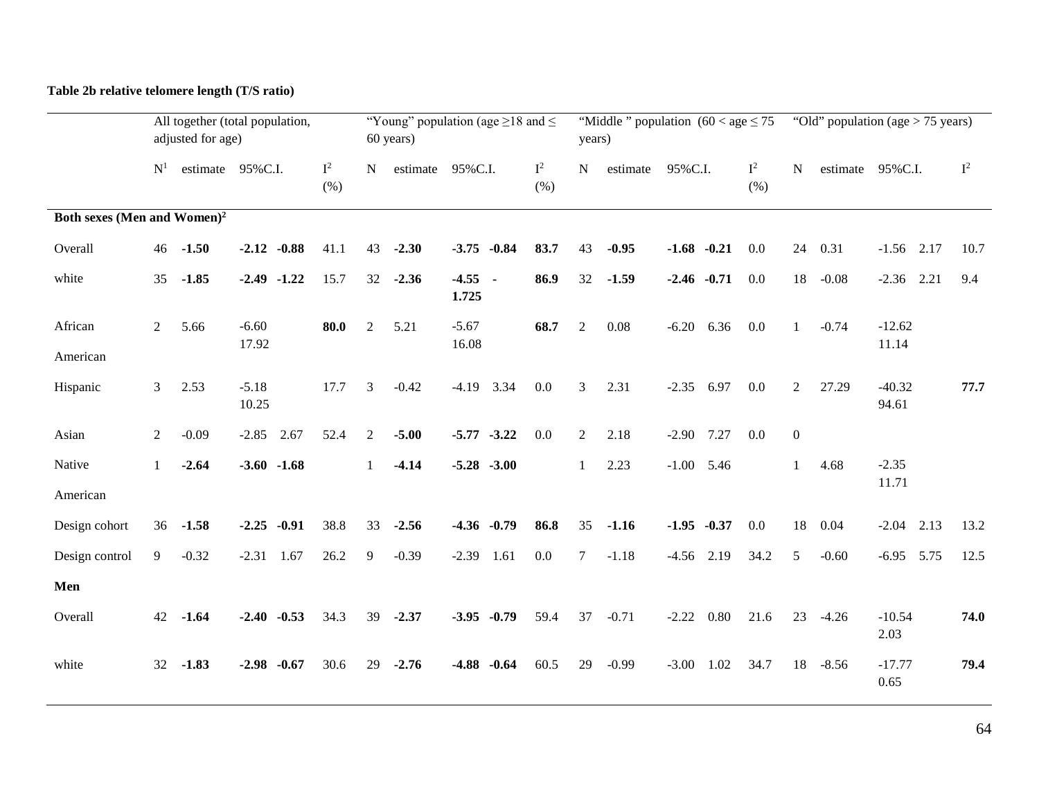**Table 2b relative telomere length (T/S ratio)**

| | All together (total population, adjusted for age) | | | | | "Young" population (age ≥18 and ≤ 60 years) | | | | | "Middle " population (60 < age ≤ 75 years) | | | | | "Old" population (age > 75 years) | | | | |
|---|---|---|---|---|---|---|---|---|---|---|---|---|---|---|---|---|---|---|---|---|
| | N[1] | estimate | 95%C.I. | | $I^2$ (%) | N | estimate | 95%C.I. | | $I^2$ (%) | N | estimate | 95%C.I. | | $I^2$ (%) | N | estimate | 95%C.I. | | $I^2$ |
| **Both sexes (Men and Women)[2]** | | | | | | | | | | | | | | | | | | | | |
| Overall | 46 | **-1.50** | **-2.12** | **-0.88** | 41.1 | 43 | **-2.30** | **-3.75** | **-0.84** | **83.7** | 43 | **-0.95** | **-1.68** | **-0.21** | 0.0 | 24 | 0.31 | -1.56 | 2.17 | 10.7 |
| white | 35 | **-1.85** | **-2.49** | **-1.22** | 15.7 | 32 | **-2.36** | **-4.55** | **-1.725** | **86.9** | 32 | **-1.59** | **-2.46** | **-0.71** | 0.0 | 18 | -0.08 | -2.36 | 2.21 | 9.4 |
| African American | 2 | 5.66 | -6.60 | 17.92 | **80.0** | 2 | 5.21 | -5.67 | 16.08 | **68.7** | 2 | 0.08 | -6.20 | 6.36 | 0.0 | 1 | -0.74 | -12.62 | 11.14 | |
| Hispanic | 3 | 2.53 | -5.18 | 10.25 | 17.7 | 3 | -0.42 | -4.19 | 3.34 | 0.0 | 3 | 2.31 | -2.35 | 6.97 | 0.0 | 2 | 27.29 | -40.32 | 94.61 | **77.7** |
| Asian | 2 | -0.09 | -2.85 | 2.67 | 52.4 | 2 | **-5.00** | **-5.77** | **-3.22** | 0.0 | 2 | 2.18 | -2.90 | 7.27 | 0.0 | 0 | | | | |
| Native American | 1 | **-2.64** | **-3.60** | **-1.68** | | 1 | **-4.14** | **-5.28** | **-3.00** | | 1 | 2.23 | -1.00 | 5.46 | | 1 | 4.68 | -2.35 | 11.71 | |
| Design cohort | 36 | **-1.58** | **-2.25** | **-0.91** | 38.8 | 33 | **-2.56** | **-4.36** | **-0.79** | **86.8** | 35 | **-1.16** | **-1.95** | **-0.37** | 0.0 | 18 | 0.04 | -2.04 | 2.13 | 13.2 |
| Design control | 9 | -0.32 | -2.31 | 1.67 | 26.2 | 9 | -0.39 | -2.39 | 1.61 | 0.0 | 7 | -1.18 | -4.56 | 2.19 | 34.2 | 5 | -0.60 | -6.95 | 5.75 | 12.5 |
| **Men** | | | | | | | | | | | | | | | | | | | | |
| Overall | 42 | **-1.64** | **-2.40** | **-0.53** | 34.3 | 39 | **-2.37** | **-3.95** | **-0.79** | 59.4 | 37 | -0.71 | -2.22 | 0.80 | 21.6 | 23 | -4.26 | -10.54 | 2.03 | **74.0** |
| white | 32 | **-1.83** | **-2.98** | **-0.67** | 30.6 | 29 | **-2.76** | **-4.88** | **-0.64** | 60.5 | 29 | -0.99 | -3.00 | 1.02 | 34.7 | 18 | -8.56 | -17.77 | 0.65 | **79.4** |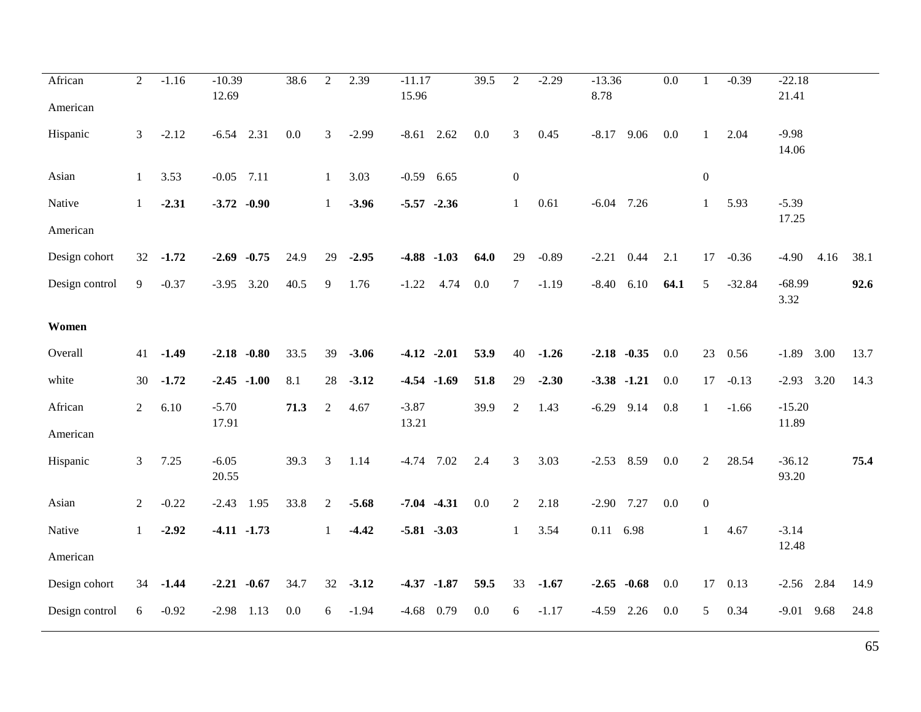| | | | | | | | | | | | | | | | | | | | | |
|---|---|---|---|---|---|---|---|---|---|---|---|---|---|---|---|---|---|---|---|---|
| African American | 2 | -1.16 | -10.39 | 12.69 | 38.6 | 2 | 2.39 | -11.17 | 15.96 | 39.5 | 2 | -2.29 | -13.36 | 8.78 | 0.0 | 1 | -0.39 | -22.18 | 21.41 | |
| Hispanic | 3 | -2.12 | -6.54 | 2.31 | 0.0 | 3 | -2.99 | -8.61 | 2.62 | 0.0 | 3 | 0.45 | -8.17 | 9.06 | 0.0 | 1 | 2.04 | -9.98 | 14.06 | |
| Asian | 1 | 3.53 | -0.05 | 7.11 | | 1 | 3.03 | -0.59 | 6.65 | | 0 | | | | | 0 | | | | |
| Native American | 1 | **-2.31** | **-3.72** | **-0.90** | | 1 | **-3.96** | **-5.57** | **-2.36** | | 1 | 0.61 | -6.04 | 7.26 | | 1 | 5.93 | -5.39 | 17.25 | |
| Design cohort | 32 | **-1.72** | **-2.69** | **-0.75** | 24.9 | 29 | **-2.95** | **-4.88** | **-1.03** | **64.0** | 29 | -0.89 | -2.21 | 0.44 | 2.1 | 17 | -0.36 | -4.90 | 4.16 | 38.1 |
| Design control | 9 | -0.37 | -3.95 | 3.20 | 40.5 | 9 | 1.76 | -1.22 | 4.74 | 0.0 | 7 | -1.19 | -8.40 | 6.10 | **64.1** | 5 | -32.84 | -68.99 | 3.32 | **92.6** |
| **Women** | | | | | | | | | | | | | | | | | | | | |
| Overall | 41 | **-1.49** | **-2.18** | **-0.80** | 33.5 | 39 | **-3.06** | **-4.12** | **-2.01** | **53.9** | 40 | **-1.26** | **-2.18** | **-0.35** | 0.0 | 23 | 0.56 | -1.89 | 3.00 | 13.7 |
| white | 30 | **-1.72** | **-2.45** | **-1.00** | 8.1 | 28 | **-3.12** | **-4.54** | **-1.69** | **51.8** | 29 | **-2.30** | **-3.38** | **-1.21** | 0.0 | 17 | -0.13 | -2.93 | 3.20 | 14.3 |
| African American | 2 | 6.10 | -5.70 | 17.91 | **71.3** | 2 | 4.67 | -3.87 | 13.21 | 39.9 | 2 | 1.43 | -6.29 | 9.14 | 0.8 | 1 | -1.66 | -15.20 | 11.89 | |
| Hispanic | 3 | 7.25 | -6.05 | 20.55 | 39.3 | 3 | 1.14 | -4.74 | 7.02 | 2.4 | 3 | 3.03 | -2.53 | 8.59 | 0.0 | 2 | 28.54 | -36.12 | 93.20 | **75.4** |
| Asian | 2 | -0.22 | -2.43 | 1.95 | 33.8 | 2 | **-5.68** | **-7.04** | **-4.31** | 0.0 | 2 | 2.18 | -2.90 | 7.27 | 0.0 | 0 | | | | |
| Native American | 1 | **-2.92** | **-4.11** | **-1.73** | | 1 | **-4.42** | **-5.81** | **-3.03** | | 1 | 3.54 | 0.11 | 6.98 | | 1 | 4.67 | -3.14 | 12.48 | |
| Design cohort | 34 | **-1.44** | **-2.21** | **-0.67** | 34.7 | 32 | **-3.12** | **-4.37** | **-1.87** | **59.5** | 33 | **-1.67** | **-2.65** | **-0.68** | 0.0 | 17 | 0.13 | -2.56 | 2.84 | 14.9 |
| Design control | 6 | -0.92 | -2.98 | 1.13 | 0.0 | 6 | -1.94 | -4.68 | 0.79 | 0.0 | 6 | -1.17 | -4.59 | 2.26 | 0.0 | 5 | 0.34 | -9.01 | 9.68 | 24.8 |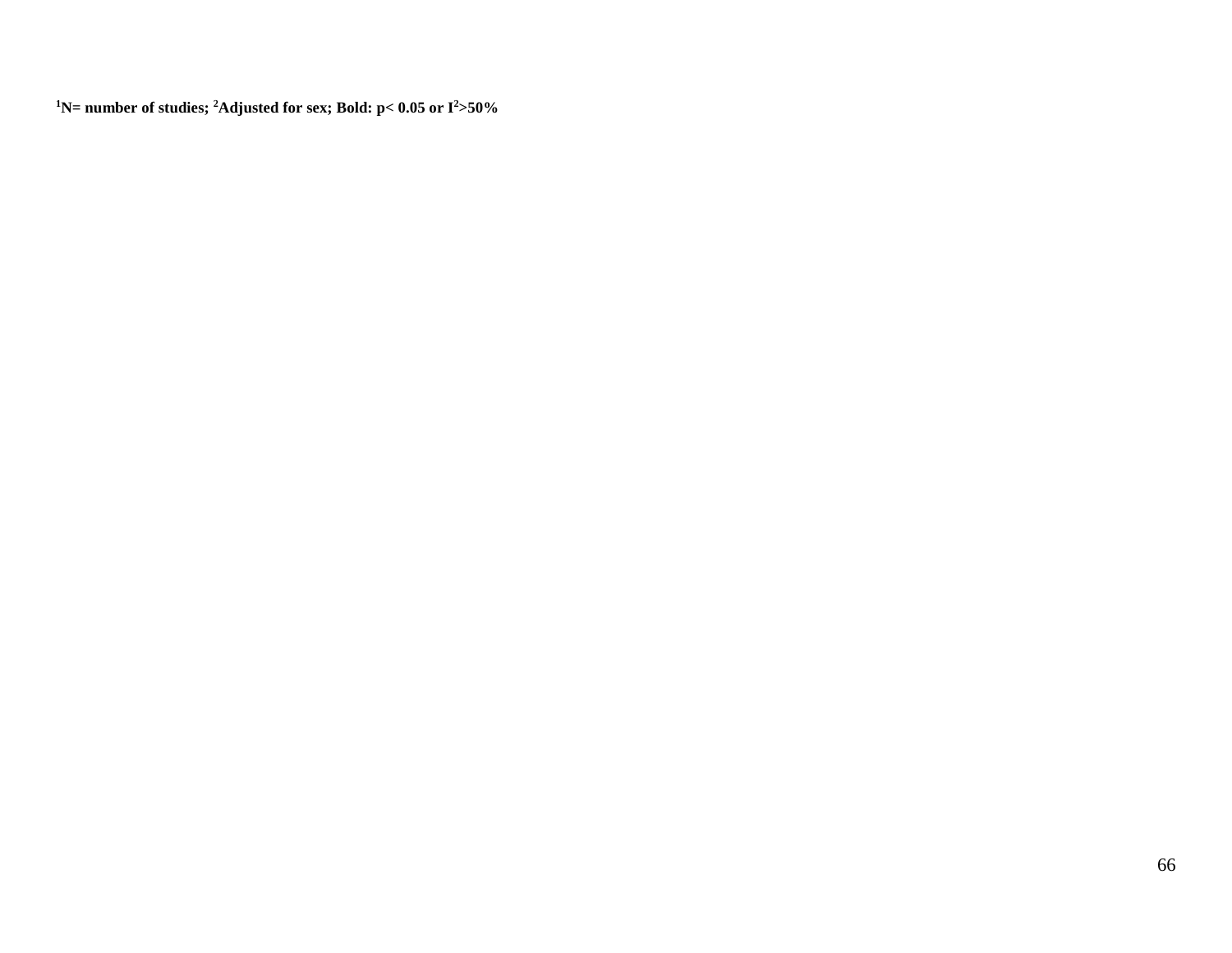**[1]N= number of studies; [2]Adjusted for sex; Bold: $p < 0.05$ or $I^2 > 50\%$**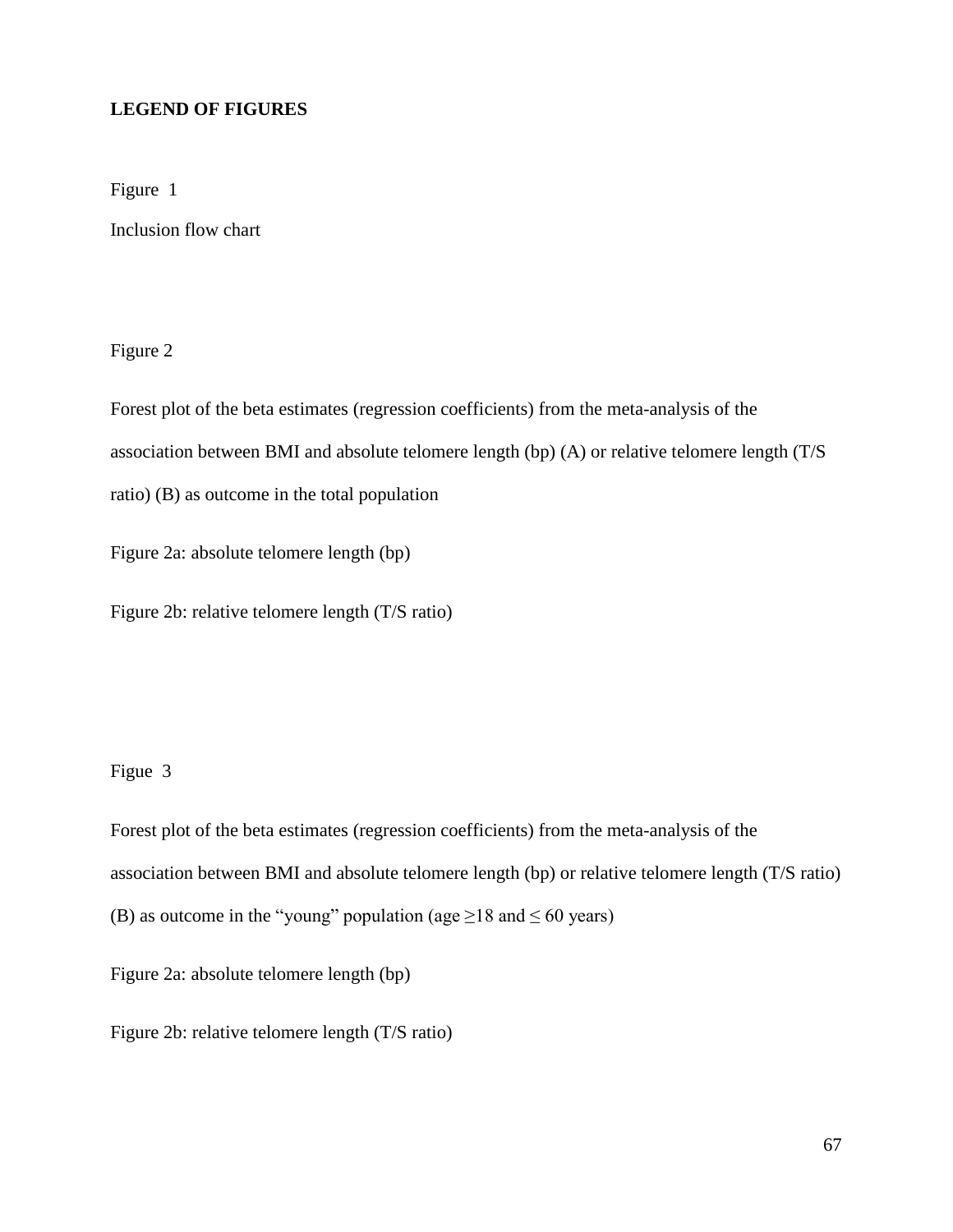**LEGEND OF FIGURES**

Figure 1

Inclusion flow chart

Figure 2

Forest plot of the beta estimates (regression coefficients) from the meta-analysis of the association between BMI and absolute telomere length (bp) (A) or relative telomere length (T/S ratio) (B) as outcome in the total population

Figure 2a: absolute telomere length (bp)

Figure 2b: relative telomere length (T/S ratio)

Figue 3

Forest plot of the beta estimates (regression coefficients) from the meta-analysis of the association between BMI and absolute telomere length (bp) or relative telomere length (T/S ratio) (B) as outcome in the "young" population (age ≥18 and ≤ 60 years)

Figure 2a: absolute telomere length (bp)

Figure 2b: relative telomere length (T/S ratio)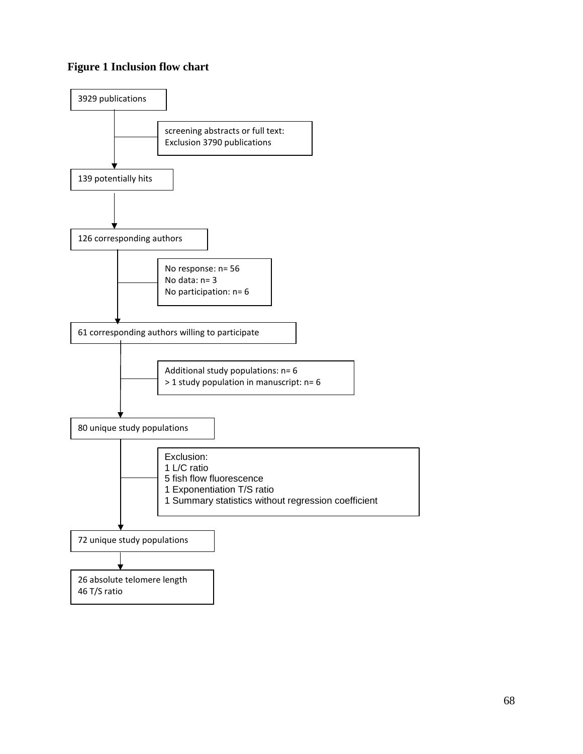**Figure 1 Inclusion flow chart**

3929 publications

↓ screening abstracts or full text: Exclusion 3790 publications

139 potentially hits

↓

126 corresponding authors

↓ No response: n= 56
No data: n= 3
No participation: n= 6

61 corresponding authors willing to participate

↓ Additional study populations: n= 6
> 1 study population in manuscript: n= 6

80 unique study populations

↓ Exclusion:
1 L/C ratio
5 fish flow fluorescence
1 Exponentiation T/S ratio
1 Summary statistics without regression coefficient

72 unique study populations

↓

26 absolute telomere length
46 T/S ratio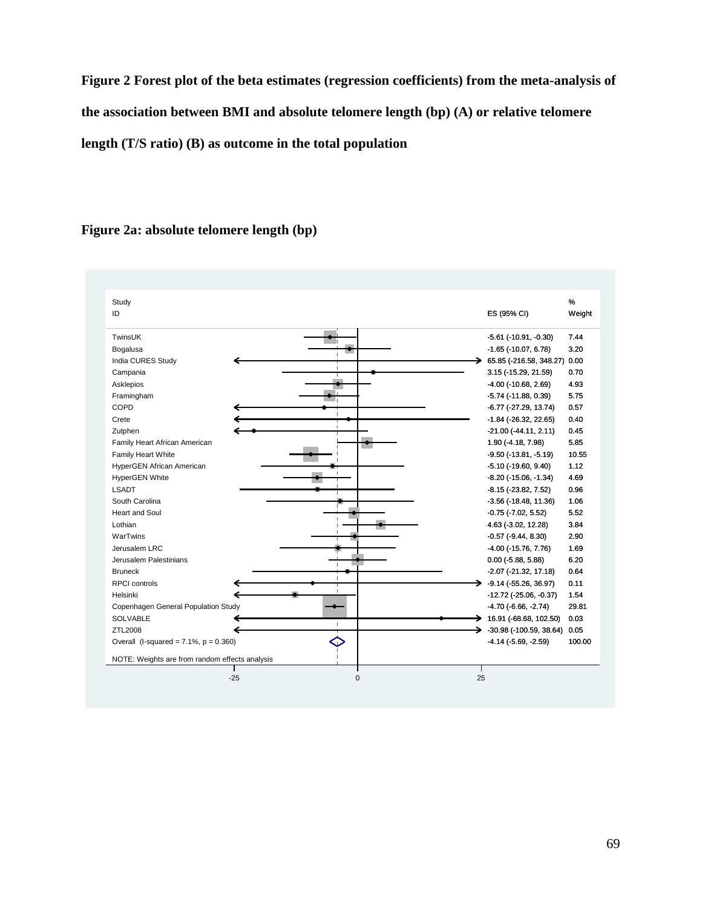**Figure 2 Forest plot of the beta estimates (regression coefficients) from the meta-analysis of the association between BMI and absolute telomere length (bp) (A) or relative telomere length (T/S ratio) (B) as outcome in the total population**

**Figure 2a: absolute telomere length (bp)**

| Study ID | ES (95% CI) | % Weight |
|---|---|---|
| TwinsUK | -5.61 (-10.91, -0.30) | 7.44 |
| Bogalusa | -1.65 (-10.07, 6.78) | 3.20 |
| India CURES Study | 65.85 (-216.58, 348.27) | 0.00 |
| Campania | 3.15 (-15.29, 21.59) | 0.70 |
| Asklepios | -4.00 (-10.68, 2.69) | 4.93 |
| Framingham | -5.74 (-11.88, 0.39) | 5.75 |
| COPD | -6.77 (-27.29, 13.74) | 0.57 |
| Crete | -1.84 (-26.32, 22.65) | 0.40 |
| Zutphen | -21.00 (-44.11, 2.11) | 0.45 |
| Family Heart African American | 1.90 (-4.18, 7.98) | 5.85 |
| Family Heart White | -9.50 (-13.81, -5.19) | 10.55 |
| HyperGEN African American | -5.10 (-19.60, 9.40) | 1.12 |
| HyperGEN White | -8.20 (-15.06, -1.34) | 4.69 |
| LSADT | -8.15 (-23.82, 7.52) | 0.96 |
| South Carolina | -3.56 (-18.48, 11.36) | 1.06 |
| Heart and Soul | -0.75 (-7.02, 5.52) | 5.52 |
| Lothian | 4.63 (-3.02, 12.28) | 3.84 |
| WarTwins | -0.57 (-9.44, 8.30) | 2.90 |
| Jerusalem LRC | -4.00 (-15.76, 7.76) | 1.69 |
| Jerusalem Palestinians | 0.00 (-5.88, 5.88) | 6.20 |
| Bruneck | -2.07 (-21.32, 17.18) | 0.64 |
| RPCI controls | -9.14 (-55.26, 36.97) | 0.11 |
| Helsinki | -12.72 (-25.06, -0.37) | 1.54 |
| Copenhagen General Population Study | -4.70 (-6.66, -2.74) | 29.81 |
| SOLVABLE | 16.91 (-68.68, 102.50) | 0.03 |
| ZTL2008 | -30.98 (-100.59, 38.64) | 0.05 |
| Overall (I-squared = 7.1%, p = 0.360) | -4.14 (-5.69, -2.59) | 100.00 |

NOTE: Weights are from random effects analysis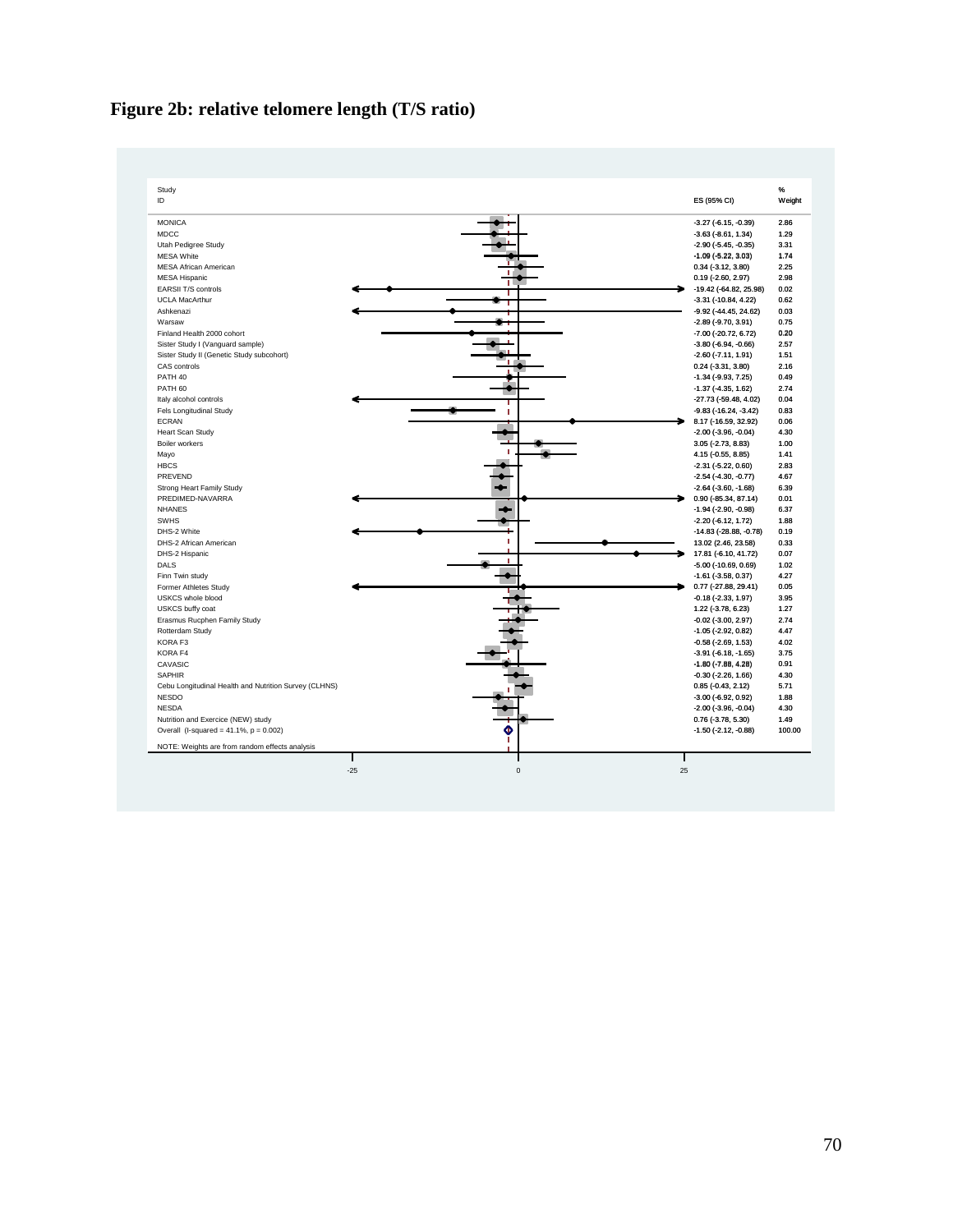**Figure 2b: relative telomere length (T/S ratio)**

| Study ID | ES (95% CI) | % Weight |
|---|---|---|
| MONICA | -3.27 (-6.15, -0.39) | 2.86 |
| MDCC | -3.63 (-8.61, 1.34) | 1.29 |
| Utah Pedigree Study | -2.90 (-5.45, -0.35) | 3.31 |
| MESA White | -1.09 (-5.22, 3.03) | 1.74 |
| MESA African American | 0.34 (-3.12, 3.80) | 2.25 |
| MESA Hispanic | 0.19 (-2.60, 2.97) | 2.98 |
| EARSII T/S controls | -19.42 (-64.82, 25.98) | 0.02 |
| UCLA MacArthur | -3.31 (-10.84, 4.22) | 0.62 |
| Ashkenazi | -9.92 (-44.45, 24.62) | 0.03 |
| Warsaw | -2.89 (-9.70, 3.91) | 0.75 |
| Finland Health 2000 cohort | -7.00 (-20.72, 6.72) | 0.20 |
| Sister Study I (Vanguard sample) | -3.80 (-6.94, -0.66) | 2.57 |
| Sister Study II (Genetic Study subcohort) | -2.60 (-7.11, 1.91) | 1.51 |
| CAS controls | 0.24 (-3.31, 3.80) | 2.16 |
| PATH 40 | -1.34 (-9.93, 7.25) | 0.49 |
| PATH 60 | -1.37 (-4.35, 1.62) | 2.74 |
| Italy alcohol controls | -27.73 (-59.48, 4.02) | 0.04 |
| Fels Longitudinal Study | -9.83 (-16.24, -3.42) | 0.83 |
| ECRAN | 8.17 (-16.59, 32.92) | 0.06 |
| Heart Scan Study | -2.00 (-3.96, -0.04) | 4.30 |
| Boiler workers | 3.05 (-2.73, 8.83) | 1.00 |
| Mayo | 4.15 (-0.55, 8.85) | 1.41 |
| HBCS | -2.31 (-5.22, 0.60) | 2.83 |
| PREVEND | -2.54 (-4.30, -0.77) | 4.67 |
| Strong Heart Family Study | -2.64 (-3.60, -1.68) | 6.39 |
| PREDIMED-NAVARRA | 0.90 (-85.34, 87.14) | 0.01 |
| NHANES | -1.94 (-2.90, -0.98) | 6.37 |
| SWHS | -2.20 (-6.12, 1.72) | 1.88 |
| DHS-2 White | -14.83 (-28.88, -0.78) | 0.19 |
| DHS-2 African American | 13.02 (2.46, 23.58) | 0.33 |
| DHS-2 Hispanic | 17.81 (-6.10, 41.72) | 0.07 |
| DALS | -5.00 (-10.69, 0.69) | 1.02 |
| Finn Twin study | -1.61 (-3.58, 0.37) | 4.27 |
| Former Athletes Study | 0.77 (-27.88, 29.41) | 0.05 |
| USKCS whole blood | -0.18 (-2.33, 1.97) | 3.95 |
| USKCS buffy coat | 1.22 (-3.78, 6.23) | 1.27 |
| Erasmus Rucphen Family Study | -0.02 (-3.00, 2.97) | 2.74 |
| Rotterdam Study | -1.05 (-2.92, 0.82) | 4.47 |
| KORA F3 | -0.58 (-2.69, 1.53) | 4.02 |
| KORA F4 | -3.91 (-6.18, -1.65) | 3.75 |
| CAVASIC | -1.80 (-7.88, 4.28) | 0.91 |
| SAPHIR | -0.30 (-2.26, 1.66) | 4.30 |
| Cebu Longitudinal Health and Nutrition Survey (CLHNS) | 0.85 (-0.43, 2.12) | 5.71 |
| NESDO | -3.00 (-6.92, 0.92) | 1.88 |
| NESDA | -2.00 (-3.96, -0.04) | 4.30 |
| Nutrition and Exercice (NEW) study | 0.76 (-3.78, 5.30) | 1.49 |
| Overall (I-squared = 41.1%, p = 0.002) | -1.50 (-2.12, -0.88) | 100.00 |

NOTE: Weights are from random effects analysis

X-axis: -25, 0, 25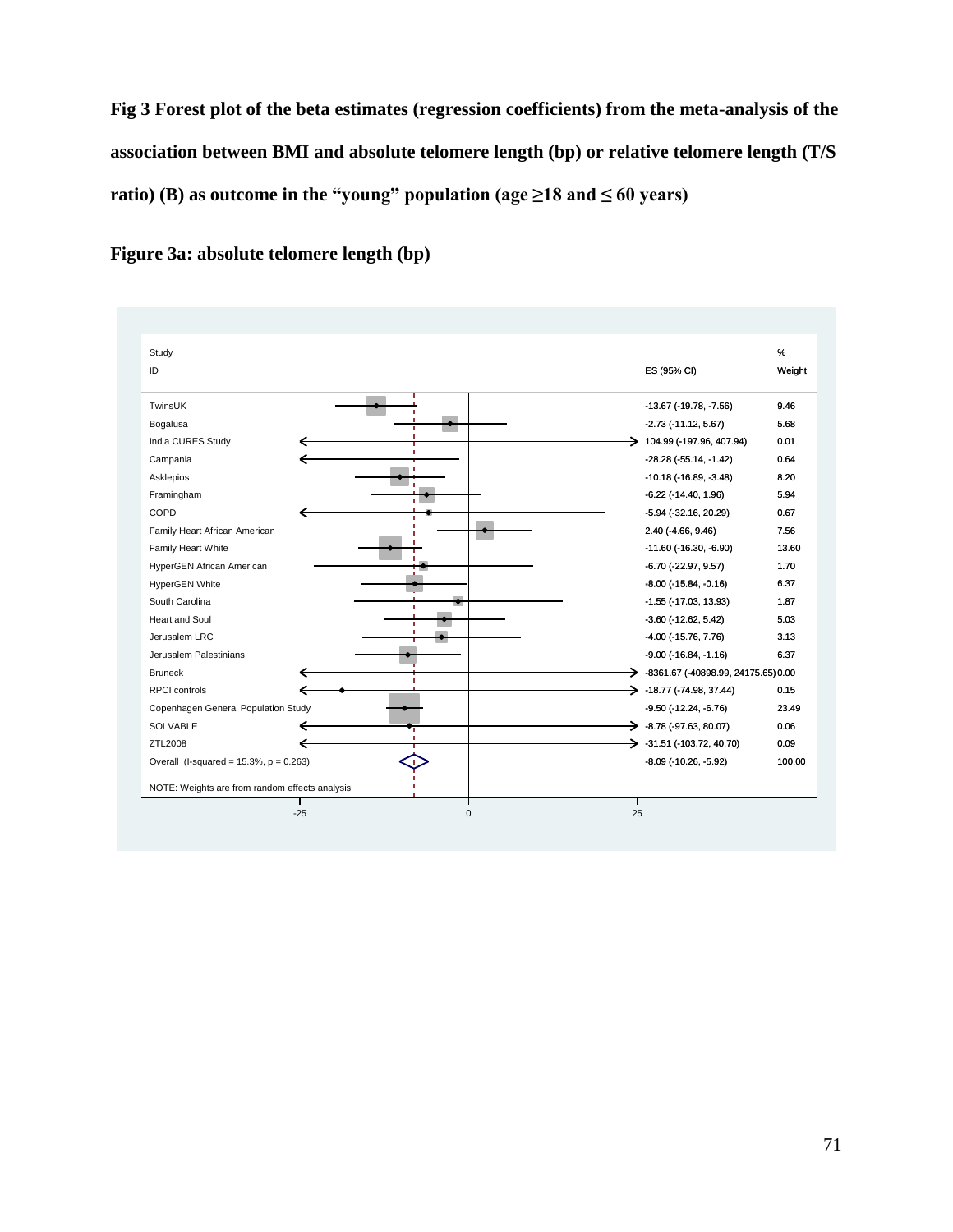**Fig 3 Forest plot of the beta estimates (regression coefficients) from the meta-analysis of the association between BMI and absolute telomere length (bp) or relative telomere length (T/S ratio) (B) as outcome in the "young" population (age ≥18 and ≤ 60 years)**

**Figure 3a: absolute telomere length (bp)**

| Study ID | ES (95% CI) | % Weight |
|---|---|---|
| TwinsUK | -13.67 (-19.78, -7.56) | 9.46 |
| Bogalusa | -2.73 (-11.12, 5.67) | 5.68 |
| India CURES Study | 104.99 (-197.96, 407.94) | 0.01 |
| Campania | -28.28 (-55.14, -1.42) | 0.64 |
| Asklepios | -10.18 (-16.89, -3.48) | 8.20 |
| Framingham | -6.22 (-14.40, 1.96) | 5.94 |
| COPD | -5.94 (-32.16, 20.29) | 0.67 |
| Family Heart African American | 2.40 (-4.66, 9.46) | 7.56 |
| Family Heart White | -11.60 (-16.30, -6.90) | 13.60 |
| HyperGEN African American | -6.70 (-22.97, 9.57) | 1.70 |
| HyperGEN White | -8.00 (-15.84, -0.16) | 6.37 |
| South Carolina | -1.55 (-17.03, 13.93) | 1.87 |
| Heart and Soul | -3.60 (-12.62, 5.42) | 5.03 |
| Jerusalem LRC | -4.00 (-15.76, 7.76) | 3.13 |
| Jerusalem Palestinians | -9.00 (-16.84, -1.16) | 6.37 |
| Bruneck | -8361.67 (-40898.99, 24175.65) | 0.00 |
| RPCI controls | -18.77 (-74.98, 37.44) | 0.15 |
| Copenhagen General Population Study | -9.50 (-12.24, -6.76) | 23.49 |
| SOLVABLE | -8.78 (-97.63, 80.07) | 0.06 |
| ZTL2008 | -31.51 (-103.72, 40.70) | 0.09 |
| Overall (I-squared = 15.3%, p = 0.263) | -8.09 (-10.26, -5.92) | 100.00 |

NOTE: Weights are from random effects analysis

(x-axis: -25, 0, 25)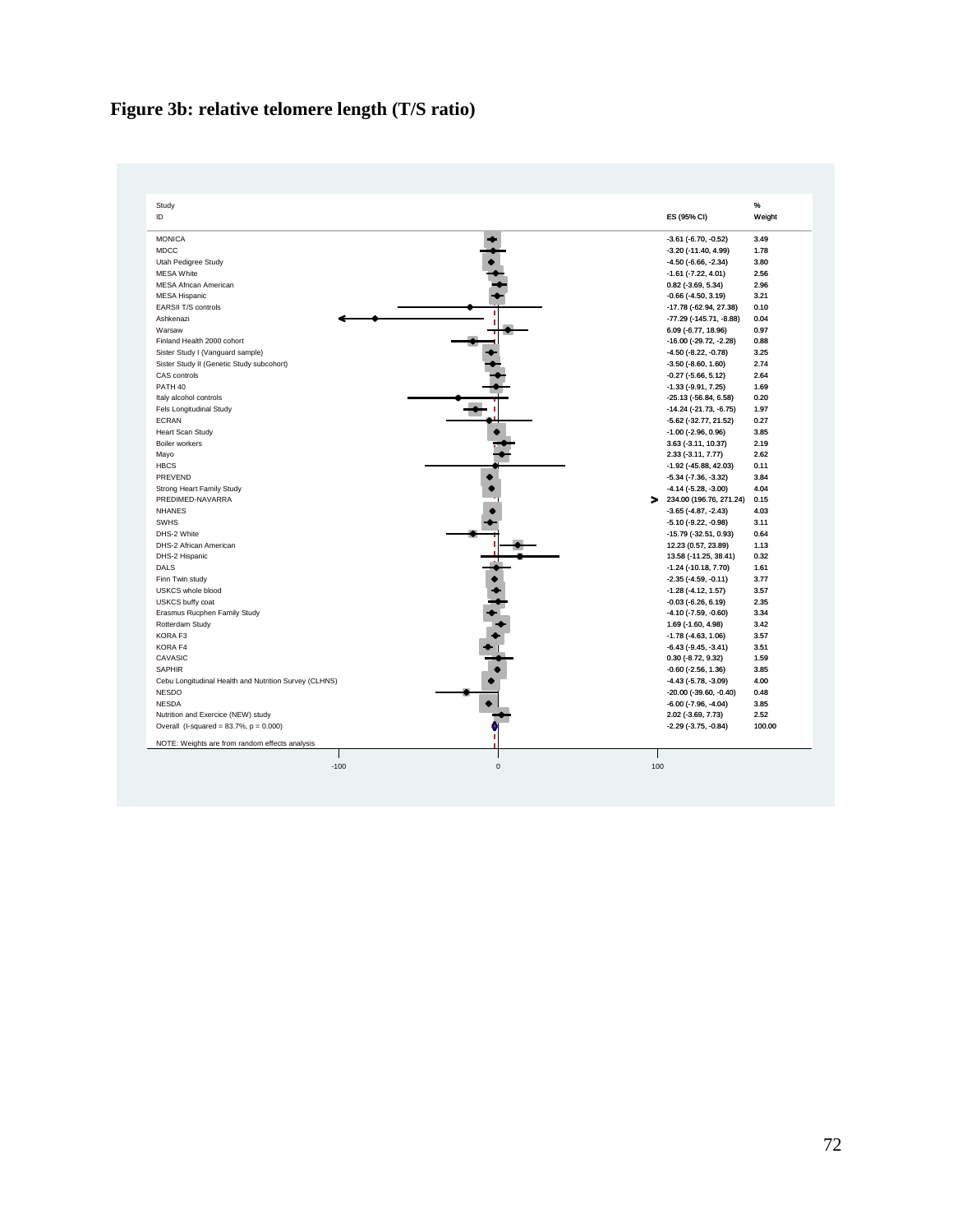# Figure 3b: relative telomere length (T/S ratio)

| Study ID | ES (95% CI) | % Weight |
|---|---|---|
| MONICA | -3.61 (-6.70, -0.52) | 3.49 |
| MDCC | -3.20 (-11.40, 4.99) | 1.78 |
| Utah Pedigree Study | -4.50 (-6.66, -2.34) | 3.80 |
| MESA White | -1.61 (-7.22, 4.01) | 2.56 |
| MESA African American | 0.82 (-3.69, 5.34) | 2.96 |
| MESA Hispanic | -0.66 (-4.50, 3.19) | 3.21 |
| EARSII T/S controls | -17.78 (-62.94, 27.38) | 0.10 |
| Ashkenazi | -77.29 (-145.71, -8.88) | 0.04 |
| Warsaw | 6.09 (-6.77, 18.96) | 0.97 |
| Finland Health 2000 cohort | -16.00 (-29.72, -2.28) | 0.88 |
| Sister Study I (Vanguard sample) | -4.50 (-8.22, -0.78) | 3.25 |
| Sister Study II (Genetic Study subcohort) | -3.50 (-8.60, 1.60) | 2.74 |
| CAS controls | -0.27 (-5.66, 5.12) | 2.64 |
| PATH 40 | -1.33 (-9.91, 7.25) | 1.69 |
| Italy alcohol controls | -25.13 (-56.84, 6.58) | 0.20 |
| Fels Longitudinal Study | -14.24 (-21.73, -6.75) | 1.97 |
| ECRAN | -5.62 (-32.77, 21.52) | 0.27 |
| Heart Scan Study | -1.00 (-2.96, 0.96) | 3.85 |
| Boiler workers | 3.63 (-3.11, 10.37) | 2.19 |
| Mayo | 2.33 (-3.11, 7.77) | 2.62 |
| HBCS | -1.92 (-45.88, 42.03) | 0.11 |
| PREVEND | -5.34 (-7.36, -3.32) | 3.84 |
| Strong Heart Family Study | -4.14 (-5.28, -3.00) | 4.04 |
| PREDIMED-NAVARRA | 234.00 (196.76, 271.24) | 0.15 |
| NHANES | -3.65 (-4.87, -2.43) | 4.03 |
| SWHS | -5.10 (-9.22, -0.98) | 3.11 |
| DHS-2 White | -15.79 (-32.51, 0.93) | 0.64 |
| DHS-2 African American | 12.23 (0.57, 23.89) | 1.13 |
| DHS-2 Hispanic | 13.58 (-11.25, 38.41) | 0.32 |
| DALS | -1.24 (-10.18, 7.70) | 1.61 |
| Finn Twin study | -2.35 (-4.59, -0.11) | 3.77 |
| USKCS whole blood | -1.28 (-4.12, 1.57) | 3.57 |
| USKCS buffy coat | -0.03 (-6.26, 6.19) | 2.35 |
| Erasmus Rucphen Family Study | -4.10 (-7.59, -0.60) | 3.34 |
| Rotterdam Study | 1.69 (-1.60, 4.98) | 3.42 |
| KORA F3 | -1.78 (-4.63, 1.06) | 3.57 |
| KORA F4 | -6.43 (-9.45, -3.41) | 3.51 |
| CAVASIC | 0.30 (-8.72, 9.32) | 1.59 |
| SAPHIR | -0.60 (-2.56, 1.36) | 3.85 |
| Cebu Longitudinal Health and Nutrition Survey (CLHNS) | -4.43 (-5.78, -3.09) | 4.00 |
| NESDO | -20.00 (-39.60, -0.40) | 0.48 |
| NESDA | -6.00 (-7.96, -4.04) | 3.85 |
| Nutrition and Exercice (NEW) study | 2.02 (-3.69, 7.73) | 2.52 |
| Overall (I-squared = 83.7%, p = 0.000) | -2.29 (-3.75, -0.84) | 100.00 |

NOTE: Weights are from random effects analysis

-100 0 100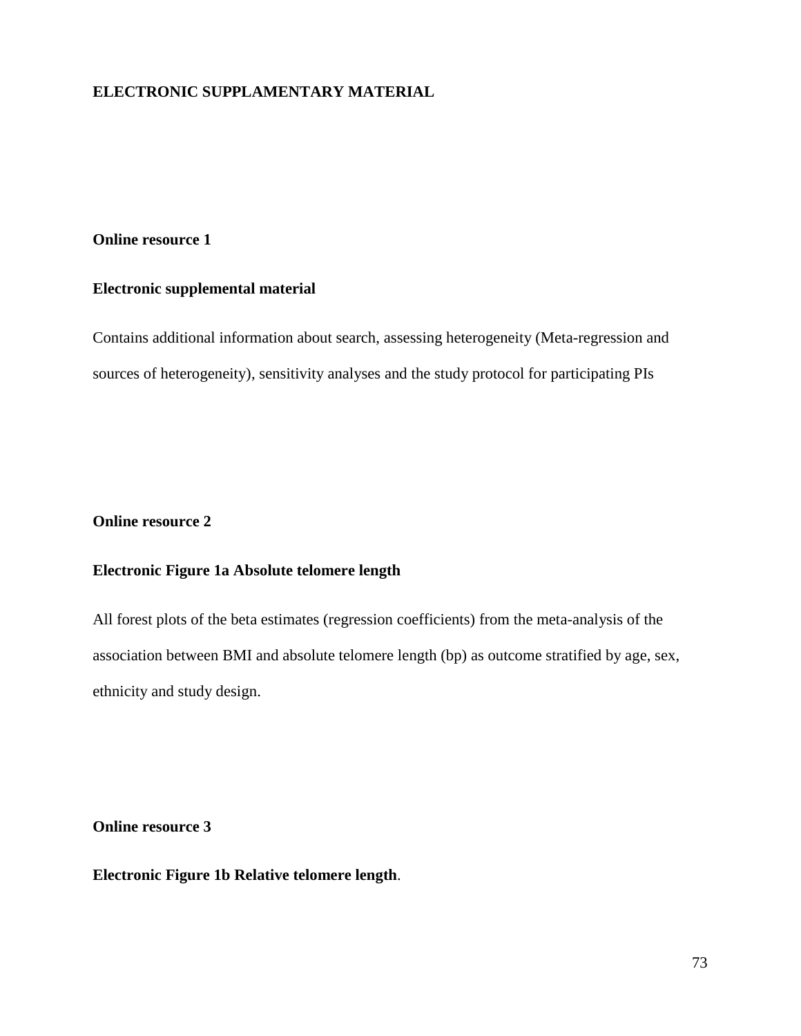**ELECTRONIC SUPPLAMENTARY MATERIAL**

**Online resource 1**

**Electronic supplemental material**

Contains additional information about search, assessing heterogeneity (Meta-regression and sources of heterogeneity), sensitivity analyses and the study protocol for participating PIs

**Online resource 2**

**Electronic Figure 1a Absolute telomere length**

All forest plots of the beta estimates (regression coefficients) from the meta-analysis of the association between BMI and absolute telomere length (bp) as outcome stratified by age, sex, ethnicity and study design.

**Online resource 3**

**Electronic Figure 1b Relative telomere length**.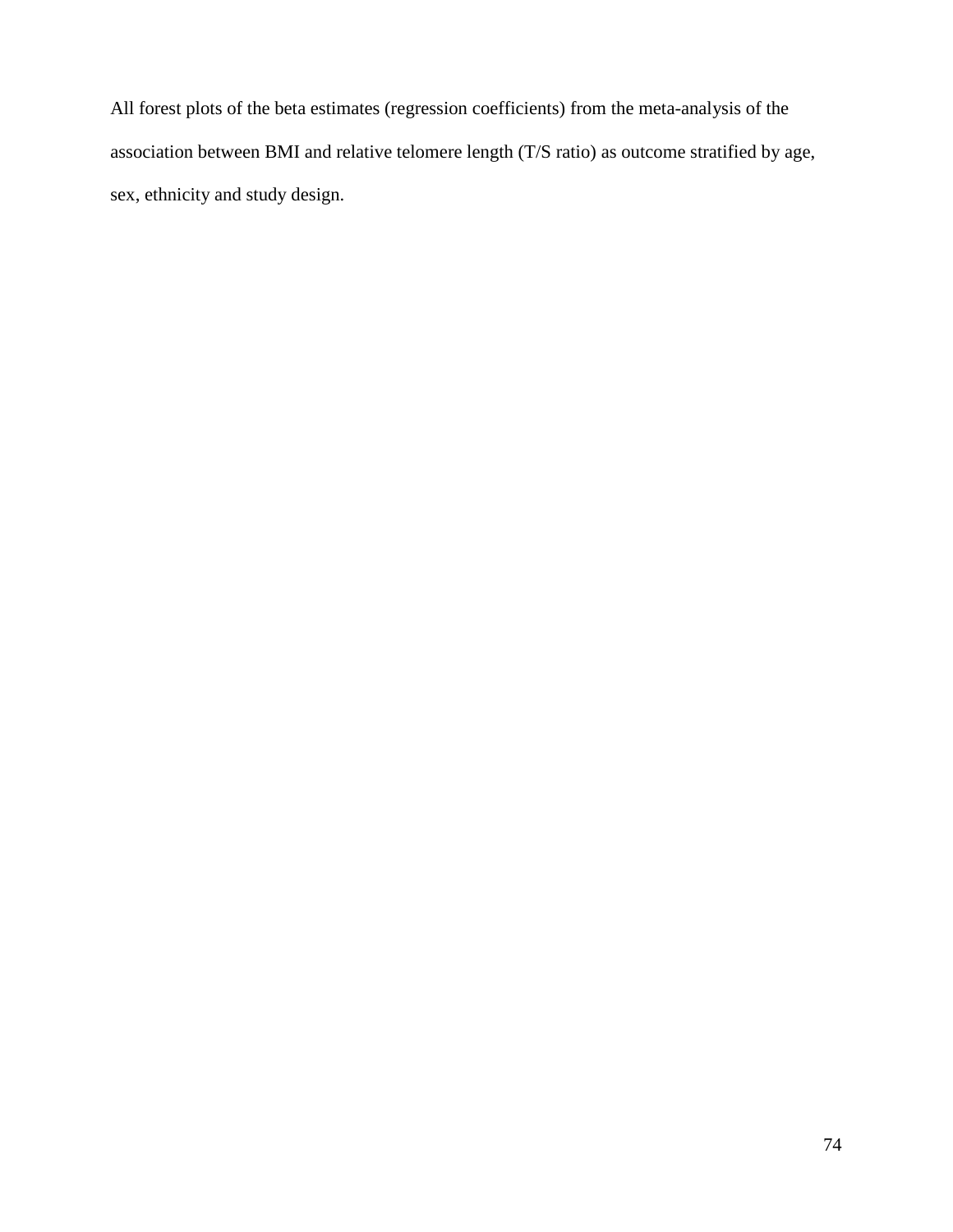All forest plots of the beta estimates (regression coefficients) from the meta-analysis of the association between BMI and relative telomere length (T/S ratio) as outcome stratified by age, sex, ethnicity and study design.